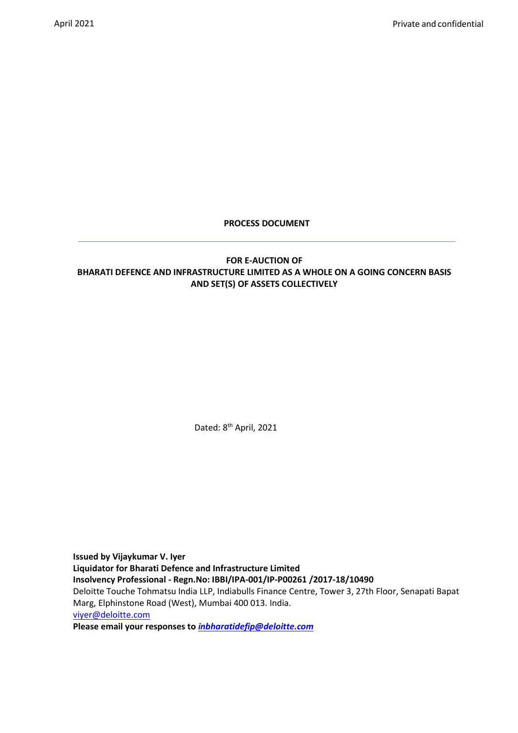# PROCESS DOCUMENT

---

## FOR E-AUCTION OF BHARATI DEFENCE AND INFRASTRUCTURE LIMITED AS A WHOLE ON A GOING CONCERN BASIS AND SET(S) OF ASSETS COLLECTIVELY

Dated: 8th April, 2021

**Issued by Vijaykumar V. Iyer**
**Liquidator for Bharati Defence and Infrastructure Limited**
**Insolvency Professional - Regn.No: IBBI/IPA-001/IP-P00261 /2017-18/10490**
Deloitte Touche Tohmatsu India LLP, Indiabulls Finance Centre, Tower 3, 27th Floor, Senapati Bapat Marg, Elphinstone Road (West), Mumbai 400 013. India.
viyer@deloitte.com
**Please email your responses to** ***inbharatidefip@deloitte.com***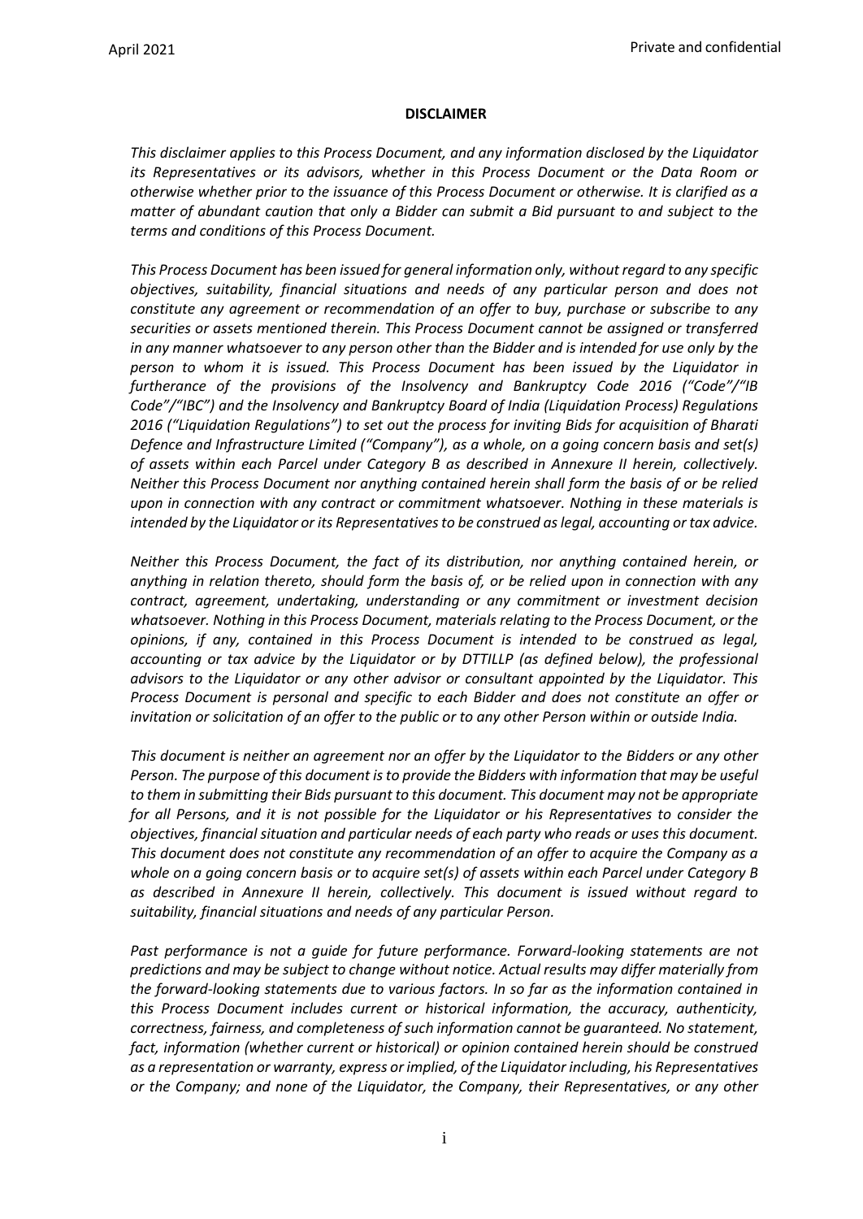**DISCLAIMER**

*This disclaimer applies to this Process Document, and any information disclosed by the Liquidator its Representatives or its advisors, whether in this Process Document or the Data Room or otherwise whether prior to the issuance of this Process Document or otherwise. It is clarified as a matter of abundant caution that only a Bidder can submit a Bid pursuant to and subject to the terms and conditions of this Process Document.*

*This Process Document has been issued for general information only, without regard to any specific objectives, suitability, financial situations and needs of any particular person and does not constitute any agreement or recommendation of an offer to buy, purchase or subscribe to any securities or assets mentioned therein. This Process Document cannot be assigned or transferred in any manner whatsoever to any person other than the Bidder and is intended for use only by the person to whom it is issued. This Process Document has been issued by the Liquidator in furtherance of the provisions of the Insolvency and Bankruptcy Code 2016 ("Code"/"IB Code"/"IBC") and the Insolvency and Bankruptcy Board of India (Liquidation Process) Regulations 2016 ("Liquidation Regulations") to set out the process for inviting Bids for acquisition of Bharati Defence and Infrastructure Limited ("Company"), as a whole, on a going concern basis and set(s) of assets within each Parcel under Category B as described in Annexure II herein, collectively. Neither this Process Document nor anything contained herein shall form the basis of or be relied upon in connection with any contract or commitment whatsoever. Nothing in these materials is intended by the Liquidator or its Representatives to be construed as legal, accounting or tax advice.*

*Neither this Process Document, the fact of its distribution, nor anything contained herein, or anything in relation thereto, should form the basis of, or be relied upon in connection with any contract, agreement, undertaking, understanding or any commitment or investment decision whatsoever. Nothing in this Process Document, materials relating to the Process Document, or the opinions, if any, contained in this Process Document is intended to be construed as legal, accounting or tax advice by the Liquidator or by DTTILLP (as defined below), the professional advisors to the Liquidator or any other advisor or consultant appointed by the Liquidator. This Process Document is personal and specific to each Bidder and does not constitute an offer or invitation or solicitation of an offer to the public or to any other Person within or outside India.*

*This document is neither an agreement nor an offer by the Liquidator to the Bidders or any other Person. The purpose of this document is to provide the Bidders with information that may be useful to them in submitting their Bids pursuant to this document. This document may not be appropriate for all Persons, and it is not possible for the Liquidator or his Representatives to consider the objectives, financial situation and particular needs of each party who reads or uses this document. This document does not constitute any recommendation of an offer to acquire the Company as a whole on a going concern basis or to acquire set(s) of assets within each Parcel under Category B as described in Annexure II herein, collectively. This document is issued without regard to suitability, financial situations and needs of any particular Person.*

*Past performance is not a guide for future performance. Forward-looking statements are not predictions and may be subject to change without notice. Actual results may differ materially from the forward-looking statements due to various factors. In so far as the information contained in this Process Document includes current or historical information, the accuracy, authenticity, correctness, fairness, and completeness of such information cannot be guaranteed. No statement, fact, information (whether current or historical) or opinion contained herein should be construed as a representation or warranty, express or implied, of the Liquidator including, his Representatives or the Company; and none of the Liquidator, the Company, their Representatives, or any other*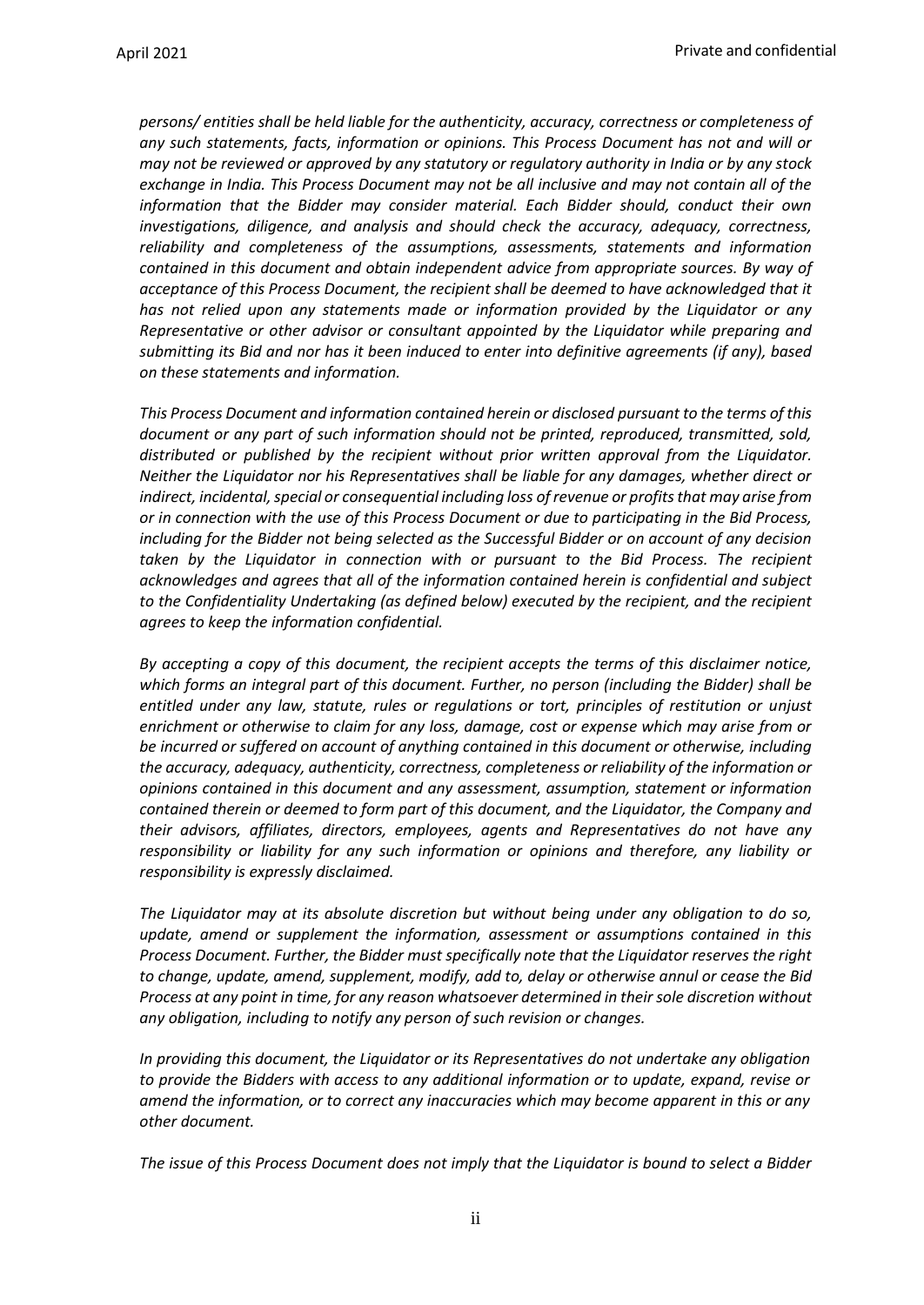*persons/ entities shall be held liable for the authenticity, accuracy, correctness or completeness of any such statements, facts, information or opinions. This Process Document has not and will or may not be reviewed or approved by any statutory or regulatory authority in India or by any stock exchange in India. This Process Document may not be all inclusive and may not contain all of the information that the Bidder may consider material. Each Bidder should, conduct their own investigations, diligence, and analysis and should check the accuracy, adequacy, correctness, reliability and completeness of the assumptions, assessments, statements and information contained in this document and obtain independent advice from appropriate sources. By way of acceptance of this Process Document, the recipient shall be deemed to have acknowledged that it has not relied upon any statements made or information provided by the Liquidator or any Representative or other advisor or consultant appointed by the Liquidator while preparing and submitting its Bid and nor has it been induced to enter into definitive agreements (if any), based on these statements and information.*

*This Process Document and information contained herein or disclosed pursuant to the terms of this document or any part of such information should not be printed, reproduced, transmitted, sold, distributed or published by the recipient without prior written approval from the Liquidator. Neither the Liquidator nor his Representatives shall be liable for any damages, whether direct or indirect, incidental, special or consequential including loss of revenue or profits that may arise from or in connection with the use of this Process Document or due to participating in the Bid Process, including for the Bidder not being selected as the Successful Bidder or on account of any decision taken by the Liquidator in connection with or pursuant to the Bid Process. The recipient acknowledges and agrees that all of the information contained herein is confidential and subject to the Confidentiality Undertaking (as defined below) executed by the recipient, and the recipient agrees to keep the information confidential.*

*By accepting a copy of this document, the recipient accepts the terms of this disclaimer notice, which forms an integral part of this document. Further, no person (including the Bidder) shall be entitled under any law, statute, rules or regulations or tort, principles of restitution or unjust enrichment or otherwise to claim for any loss, damage, cost or expense which may arise from or be incurred or suffered on account of anything contained in this document or otherwise, including the accuracy, adequacy, authenticity, correctness, completeness or reliability of the information or opinions contained in this document and any assessment, assumption, statement or information contained therein or deemed to form part of this document, and the Liquidator, the Company and their advisors, affiliates, directors, employees, agents and Representatives do not have any responsibility or liability for any such information or opinions and therefore, any liability or responsibility is expressly disclaimed.*

*The Liquidator may at its absolute discretion but without being under any obligation to do so, update, amend or supplement the information, assessment or assumptions contained in this Process Document. Further, the Bidder must specifically note that the Liquidator reserves the right to change, update, amend, supplement, modify, add to, delay or otherwise annul or cease the Bid Process at any point in time, for any reason whatsoever determined in their sole discretion without any obligation, including to notify any person of such revision or changes.*

*In providing this document, the Liquidator or its Representatives do not undertake any obligation to provide the Bidders with access to any additional information or to update, expand, revise or amend the information, or to correct any inaccuracies which may become apparent in this or any other document.*

*The issue of this Process Document does not imply that the Liquidator is bound to select a Bidder*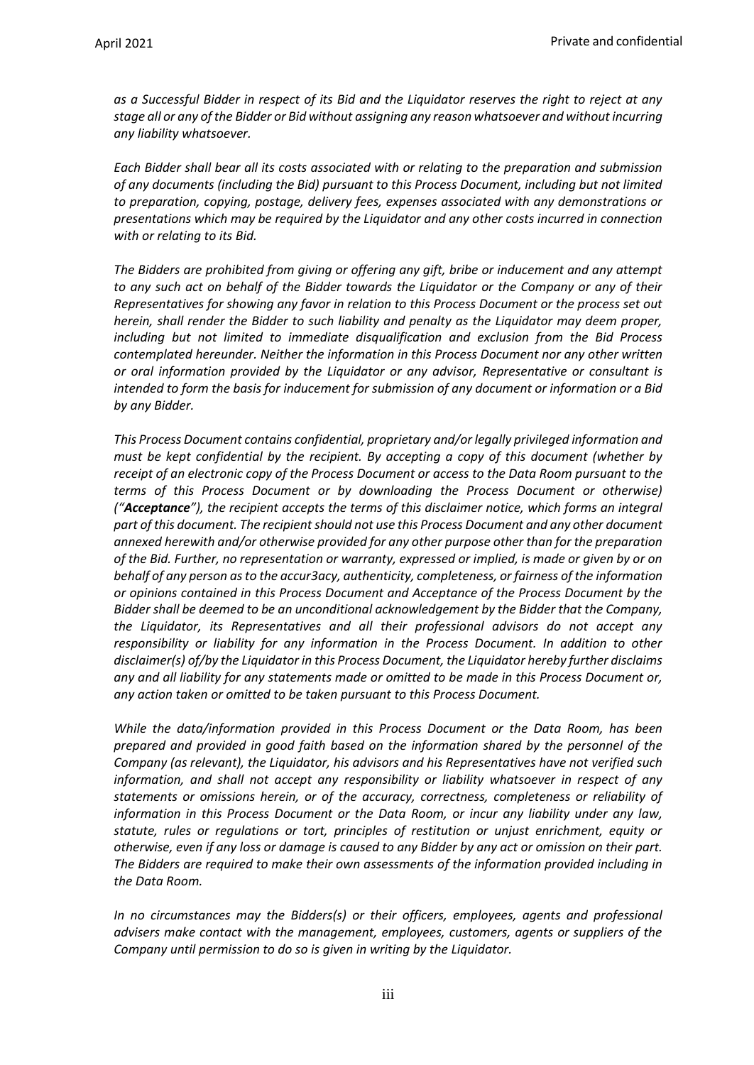*as a Successful Bidder in respect of its Bid and the Liquidator reserves the right to reject at any stage all or any of the Bidder or Bid without assigning any reason whatsoever and without incurring any liability whatsoever.*

*Each Bidder shall bear all its costs associated with or relating to the preparation and submission of any documents (including the Bid) pursuant to this Process Document, including but not limited to preparation, copying, postage, delivery fees, expenses associated with any demonstrations or presentations which may be required by the Liquidator and any other costs incurred in connection with or relating to its Bid.*

*The Bidders are prohibited from giving or offering any gift, bribe or inducement and any attempt to any such act on behalf of the Bidder towards the Liquidator or the Company or any of their Representatives for showing any favor in relation to this Process Document or the process set out herein, shall render the Bidder to such liability and penalty as the Liquidator may deem proper, including but not limited to immediate disqualification and exclusion from the Bid Process contemplated hereunder. Neither the information in this Process Document nor any other written or oral information provided by the Liquidator or any advisor, Representative or consultant is intended to form the basis for inducement for submission of any document or information or a Bid by any Bidder.*

*This Process Document contains confidential, proprietary and/or legally privileged information and must be kept confidential by the recipient. By accepting a copy of this document (whether by receipt of an electronic copy of the Process Document or access to the Data Room pursuant to the terms of this Process Document or by downloading the Process Document or otherwise) ("**Acceptance**"), the recipient accepts the terms of this disclaimer notice, which forms an integral part of this document. The recipient should not use this Process Document and any other document annexed herewith and/or otherwise provided for any other purpose other than for the preparation of the Bid. Further, no representation or warranty, expressed or implied, is made or given by or on behalf of any person as to the accur3acy, authenticity, completeness, or fairness of the information or opinions contained in this Process Document and Acceptance of the Process Document by the Bidder shall be deemed to be an unconditional acknowledgement by the Bidder that the Company, the Liquidator, its Representatives and all their professional advisors do not accept any responsibility or liability for any information in the Process Document. In addition to other disclaimer(s) of/by the Liquidator in this Process Document, the Liquidator hereby further disclaims any and all liability for any statements made or omitted to be made in this Process Document or, any action taken or omitted to be taken pursuant to this Process Document.*

*While the data/information provided in this Process Document or the Data Room, has been prepared and provided in good faith based on the information shared by the personnel of the Company (as relevant), the Liquidator, his advisors and his Representatives have not verified such information, and shall not accept any responsibility or liability whatsoever in respect of any statements or omissions herein, or of the accuracy, correctness, completeness or reliability of information in this Process Document or the Data Room, or incur any liability under any law, statute, rules or regulations or tort, principles of restitution or unjust enrichment, equity or otherwise, even if any loss or damage is caused to any Bidder by any act or omission on their part. The Bidders are required to make their own assessments of the information provided including in the Data Room.*

*In no circumstances may the Bidders(s) or their officers, employees, agents and professional advisers make contact with the management, employees, customers, agents or suppliers of the Company until permission to do so is given in writing by the Liquidator.*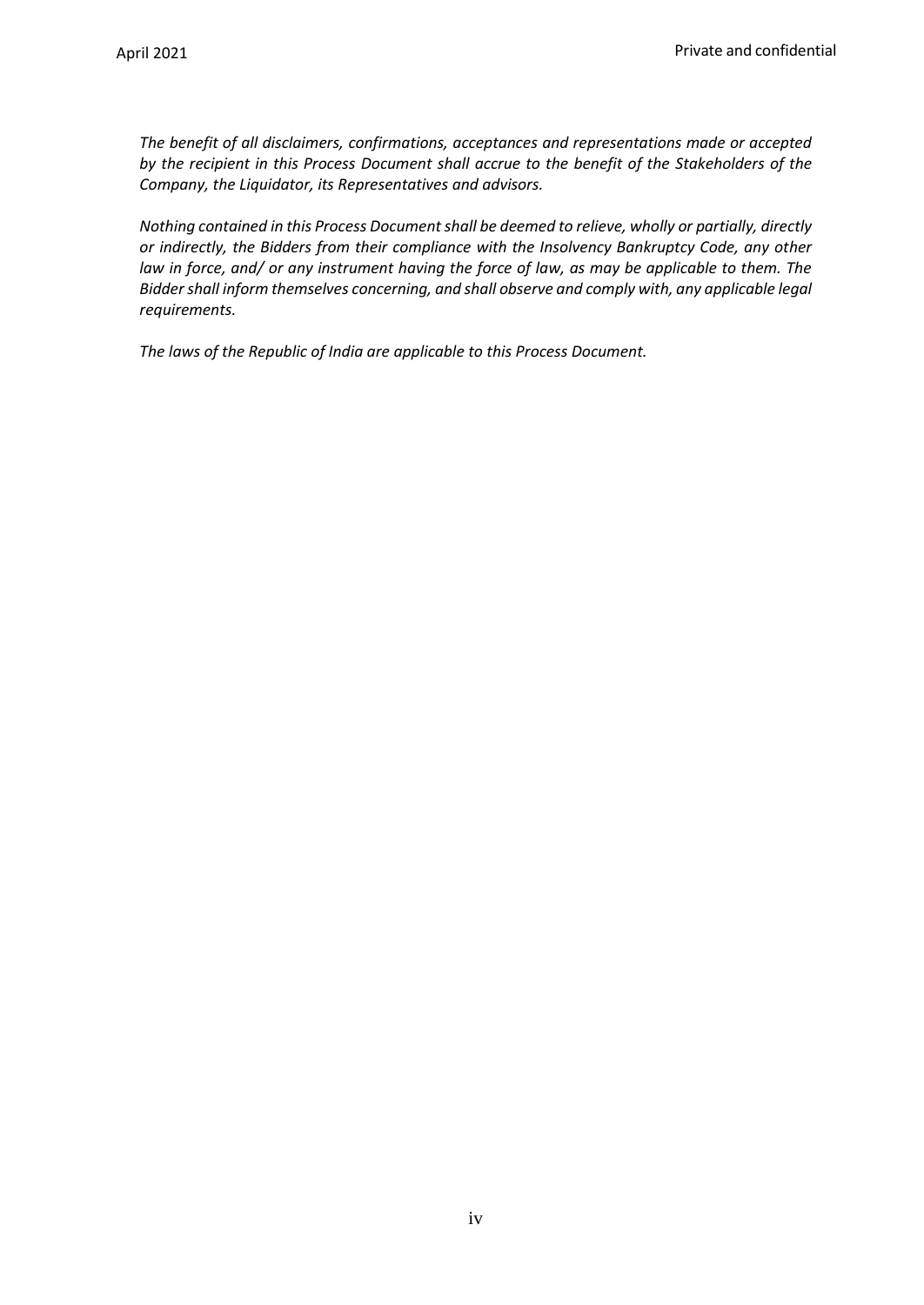*The benefit of all disclaimers, confirmations, acceptances and representations made or accepted by the recipient in this Process Document shall accrue to the benefit of the Stakeholders of the Company, the Liquidator, its Representatives and advisors.*

*Nothing contained in this Process Document shall be deemed to relieve, wholly or partially, directly or indirectly, the Bidders from their compliance with the Insolvency Bankruptcy Code, any other law in force, and/ or any instrument having the force of law, as may be applicable to them. The Bidder shall inform themselves concerning, and shall observe and comply with, any applicable legal requirements.*

*The laws of the Republic of India are applicable to this Process Document.*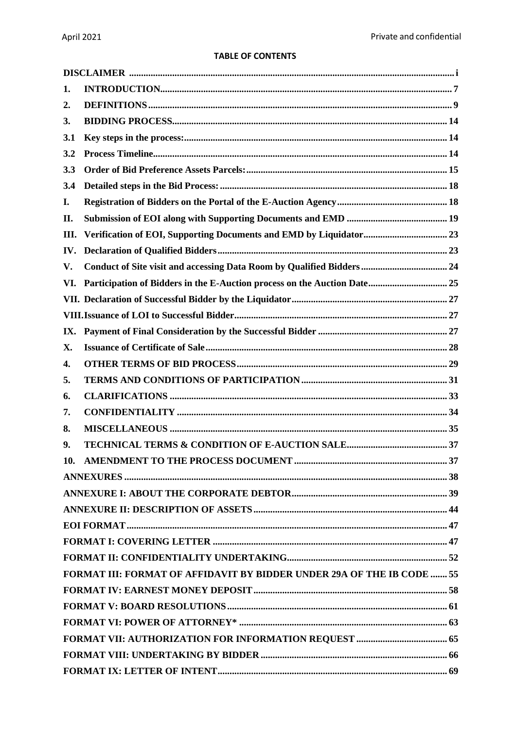**TABLE OF CONTENTS**

| | | |
|---|---|---|
| **DISCLAIMER** | | **i** |
| **1.** | **INTRODUCTION** | **7** |
| **2.** | **DEFINITIONS** | **9** |
| **3.** | **BIDDING PROCESS** | **14** |
| **3.1** | **Key steps in the process:** | **14** |
| **3.2** | **Process Timeline** | **14** |
| **3.3** | **Order of Bid Preference Assets Parcels:** | **15** |
| **3.4** | **Detailed steps in the Bid Process:** | **18** |
| **I.** | **Registration of Bidders on the Portal of the E-Auction Agency** | **18** |
| **II.** | **Submission of EOI along with Supporting Documents and EMD** | **19** |
| **III.** | **Verification of EOI, Supporting Documents and EMD by Liquidator** | **23** |
| **IV.** | **Declaration of Qualified Bidders** | **23** |
| **V.** | **Conduct of Site visit and accessing Data Room by Qualified Bidders** | **24** |
| **VI.** | **Participation of Bidders in the E-Auction process on the Auction Date** | **25** |
| **VII.** | **Declaration of Successful Bidder by the Liquidator** | **27** |
| **VIII.** | **Issuance of LOI to Successful Bidder** | **27** |
| **IX.** | **Payment of Final Consideration by the Successful Bidder** | **27** |
| **X.** | **Issuance of Certificate of Sale** | **28** |
| **4.** | **OTHER TERMS OF BID PROCESS** | **29** |
| **5.** | **TERMS AND CONDITIONS OF PARTICIPATION** | **31** |
| **6.** | **CLARIFICATIONS** | **33** |
| **7.** | **CONFIDENTIALITY** | **34** |
| **8.** | **MISCELLANEOUS** | **35** |
| **9.** | **TECHNICAL TERMS & CONDITION OF E-AUCTION SALE** | **37** |
| **10.** | **AMENDMENT TO THE PROCESS DOCUMENT** | **37** |
| **ANNEXURES** | | **38** |
| **ANNEXURE I: ABOUT THE CORPORATE DEBTOR** | | **39** |
| **ANNEXURE II: DESCRIPTION OF ASSETS** | | **44** |
| **EOI FORMAT** | | **47** |
| **FORMAT I: COVERING LETTER** | | **47** |
| **FORMAT II: CONFIDENTIALITY UNDERTAKING** | | **52** |
| **FORMAT III: FORMAT OF AFFIDAVIT BY BIDDER UNDER 29A OF THE IB CODE** | | **55** |
| **FORMAT IV: EARNEST MONEY DEPOSIT** | | **58** |
| **FORMAT V: BOARD RESOLUTIONS** | | **61** |
| **FORMAT VI: POWER OF ATTORNEY*** | | **63** |
| **FORMAT VII: AUTHORIZATION FOR INFORMATION REQUEST** | | **65** |
| **FORMAT VIII: UNDERTAKING BY BIDDER** | | **66** |
| **FORMAT IX: LETTER OF INTENT** | | **69** |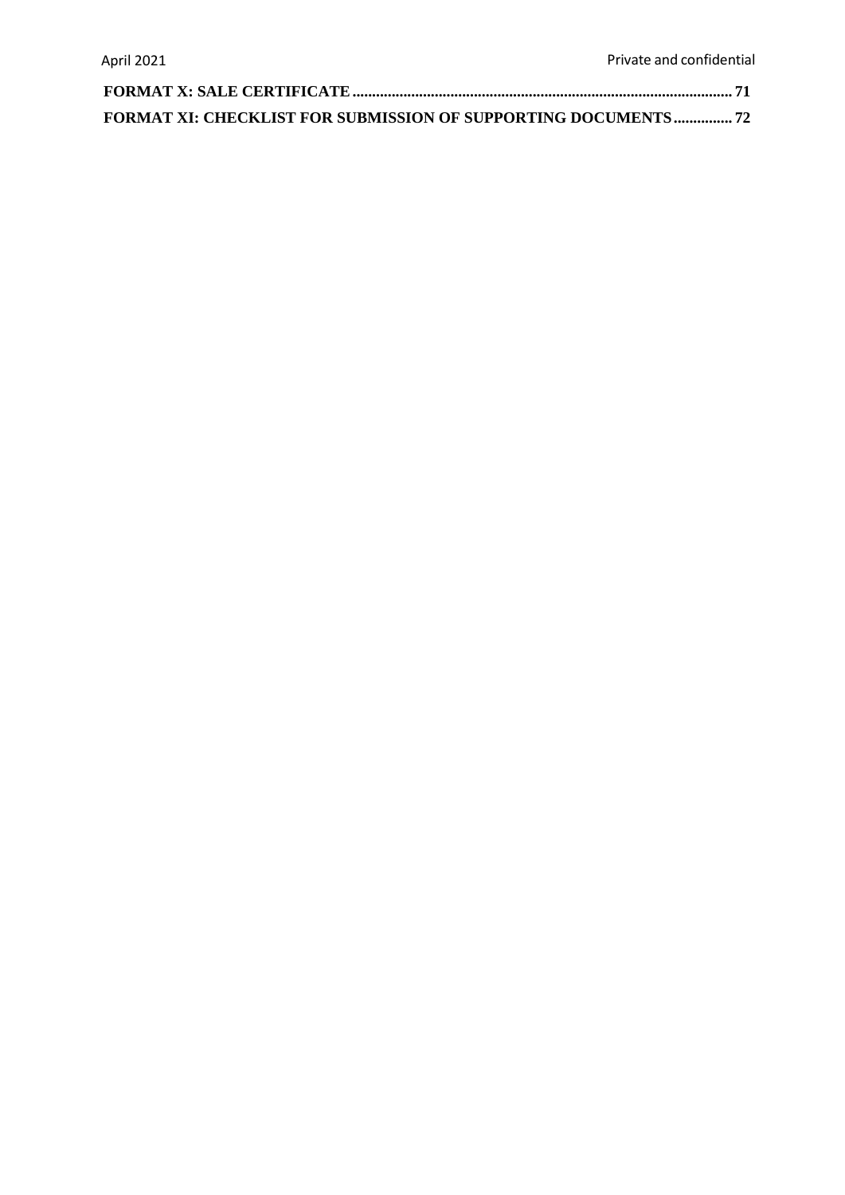**FORMAT X: SALE CERTIFICATE ................................................................................................ 71**

**FORMAT XI: CHECKLIST FOR SUBMISSION OF SUPPORTING DOCUMENTS ............... 72**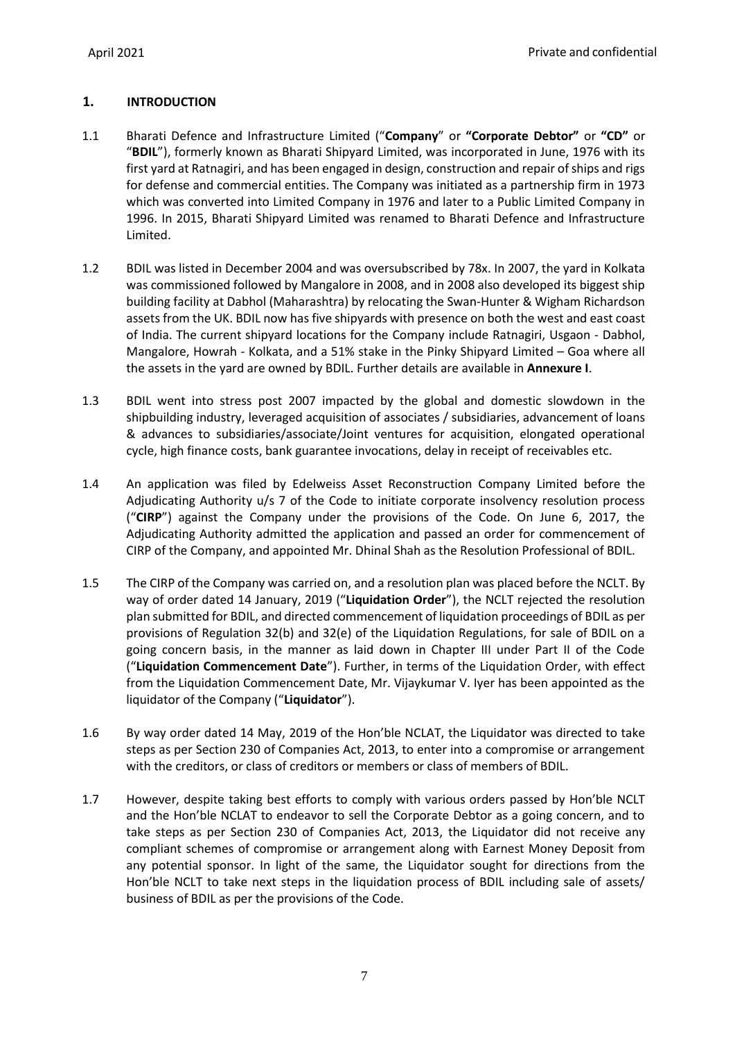## 1. INTRODUCTION

1.1 Bharati Defence and Infrastructure Limited ("**Company**" or **"Corporate Debtor"** or **"CD"** or "**BDIL**"), formerly known as Bharati Shipyard Limited, was incorporated in June, 1976 with its first yard at Ratnagiri, and has been engaged in design, construction and repair of ships and rigs for defense and commercial entities. The Company was initiated as a partnership firm in 1973 which was converted into Limited Company in 1976 and later to a Public Limited Company in 1996. In 2015, Bharati Shipyard Limited was renamed to Bharati Defence and Infrastructure Limited.

1.2 BDIL was listed in December 2004 and was oversubscribed by 78x. In 2007, the yard in Kolkata was commissioned followed by Mangalore in 2008, and in 2008 also developed its biggest ship building facility at Dabhol (Maharashtra) by relocating the Swan-Hunter & Wigham Richardson assets from the UK. BDIL now has five shipyards with presence on both the west and east coast of India. The current shipyard locations for the Company include Ratnagiri, Usgaon - Dabhol, Mangalore, Howrah - Kolkata, and a 51% stake in the Pinky Shipyard Limited – Goa where all the assets in the yard are owned by BDIL. Further details are available in **Annexure I**.

1.3 BDIL went into stress post 2007 impacted by the global and domestic slowdown in the shipbuilding industry, leveraged acquisition of associates / subsidiaries, advancement of loans & advances to subsidiaries/associate/Joint ventures for acquisition, elongated operational cycle, high finance costs, bank guarantee invocations, delay in receipt of receivables etc.

1.4 An application was filed by Edelweiss Asset Reconstruction Company Limited before the Adjudicating Authority u/s 7 of the Code to initiate corporate insolvency resolution process ("**CIRP**") against the Company under the provisions of the Code. On June 6, 2017, the Adjudicating Authority admitted the application and passed an order for commencement of CIRP of the Company, and appointed Mr. Dhinal Shah as the Resolution Professional of BDIL.

1.5 The CIRP of the Company was carried on, and a resolution plan was placed before the NCLT. By way of order dated 14 January, 2019 ("**Liquidation Order**"), the NCLT rejected the resolution plan submitted for BDIL, and directed commencement of liquidation proceedings of BDIL as per provisions of Regulation 32(b) and 32(e) of the Liquidation Regulations, for sale of BDIL on a going concern basis, in the manner as laid down in Chapter III under Part II of the Code ("**Liquidation Commencement Date**"). Further, in terms of the Liquidation Order, with effect from the Liquidation Commencement Date, Mr. Vijaykumar V. Iyer has been appointed as the liquidator of the Company ("**Liquidator**").

1.6 By way order dated 14 May, 2019 of the Hon'ble NCLAT, the Liquidator was directed to take steps as per Section 230 of Companies Act, 2013, to enter into a compromise or arrangement with the creditors, or class of creditors or members or class of members of BDIL.

1.7 However, despite taking best efforts to comply with various orders passed by Hon'ble NCLT and the Hon'ble NCLAT to endeavor to sell the Corporate Debtor as a going concern, and to take steps as per Section 230 of Companies Act, 2013, the Liquidator did not receive any compliant schemes of compromise or arrangement along with Earnest Money Deposit from any potential sponsor. In light of the same, the Liquidator sought for directions from the Hon'ble NCLT to take next steps in the liquidation process of BDIL including sale of assets/ business of BDIL as per the provisions of the Code.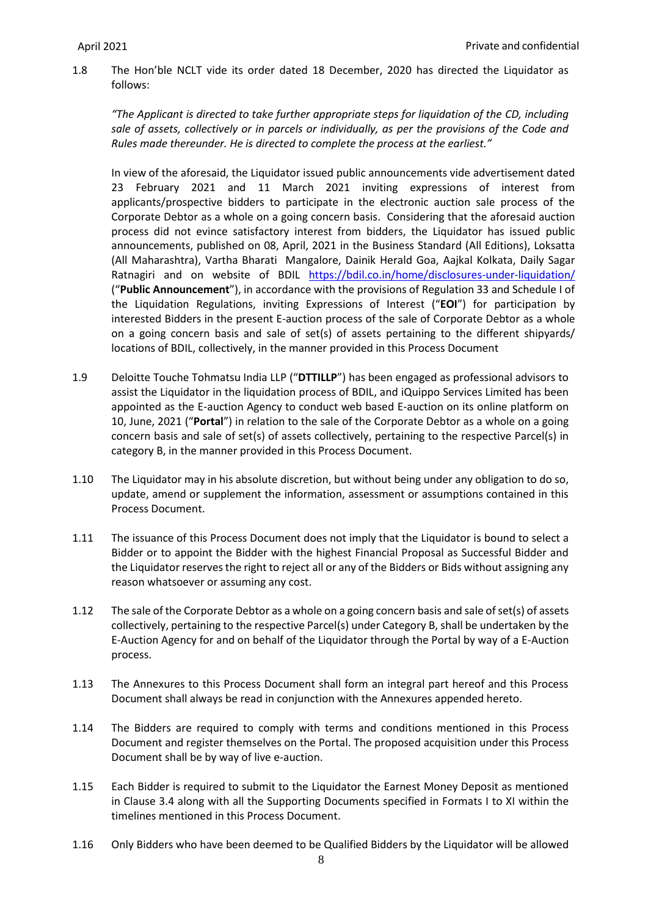1.8 The Hon'ble NCLT vide its order dated 18 December, 2020 has directed the Liquidator as follows:

*"The Applicant is directed to take further appropriate steps for liquidation of the CD, including sale of assets, collectively or in parcels or individually, as per the provisions of the Code and Rules made thereunder. He is directed to complete the process at the earliest."*

In view of the aforesaid, the Liquidator issued public announcements vide advertisement dated 23 February 2021 and 11 March 2021 inviting expressions of interest from applicants/prospective bidders to participate in the electronic auction sale process of the Corporate Debtor as a whole on a going concern basis. Considering that the aforesaid auction process did not evince satisfactory interest from bidders, the Liquidator has issued public announcements, published on 08, April, 2021 in the Business Standard (All Editions), Loksatta (All Maharashtra), Vartha Bharati Mangalore, Dainik Herald Goa, Aajkal Kolkata, Daily Sagar Ratnagiri and on website of BDIL https://bdil.co.in/home/disclosures-under-liquidation/ ("**Public Announcement**"), in accordance with the provisions of Regulation 33 and Schedule I of the Liquidation Regulations, inviting Expressions of Interest ("**EOI**") for participation by interested Bidders in the present E-auction process of the sale of Corporate Debtor as a whole on a going concern basis and sale of set(s) of assets pertaining to the different shipyards/ locations of BDIL, collectively, in the manner provided in this Process Document

1.9 Deloitte Touche Tohmatsu India LLP ("**DTTILLP**") has been engaged as professional advisors to assist the Liquidator in the liquidation process of BDIL, and iQuippo Services Limited has been appointed as the E-auction Agency to conduct web based E-auction on its online platform on 10, June, 2021 ("**Portal**") in relation to the sale of the Corporate Debtor as a whole on a going concern basis and sale of set(s) of assets collectively, pertaining to the respective Parcel(s) in category B, in the manner provided in this Process Document.

1.10 The Liquidator may in his absolute discretion, but without being under any obligation to do so, update, amend or supplement the information, assessment or assumptions contained in this Process Document.

1.11 The issuance of this Process Document does not imply that the Liquidator is bound to select a Bidder or to appoint the Bidder with the highest Financial Proposal as Successful Bidder and the Liquidator reserves the right to reject all or any of the Bidders or Bids without assigning any reason whatsoever or assuming any cost.

1.12 The sale of the Corporate Debtor as a whole on a going concern basis and sale of set(s) of assets collectively, pertaining to the respective Parcel(s) under Category B, shall be undertaken by the E-Auction Agency for and on behalf of the Liquidator through the Portal by way of a E-Auction process.

1.13 The Annexures to this Process Document shall form an integral part hereof and this Process Document shall always be read in conjunction with the Annexures appended hereto.

1.14 The Bidders are required to comply with terms and conditions mentioned in this Process Document and register themselves on the Portal. The proposed acquisition under this Process Document shall be by way of live e-auction.

1.15 Each Bidder is required to submit to the Liquidator the Earnest Money Deposit as mentioned in Clause 3.4 along with all the Supporting Documents specified in Formats I to XI within the timelines mentioned in this Process Document.

1.16 Only Bidders who have been deemed to be Qualified Bidders by the Liquidator will be allowed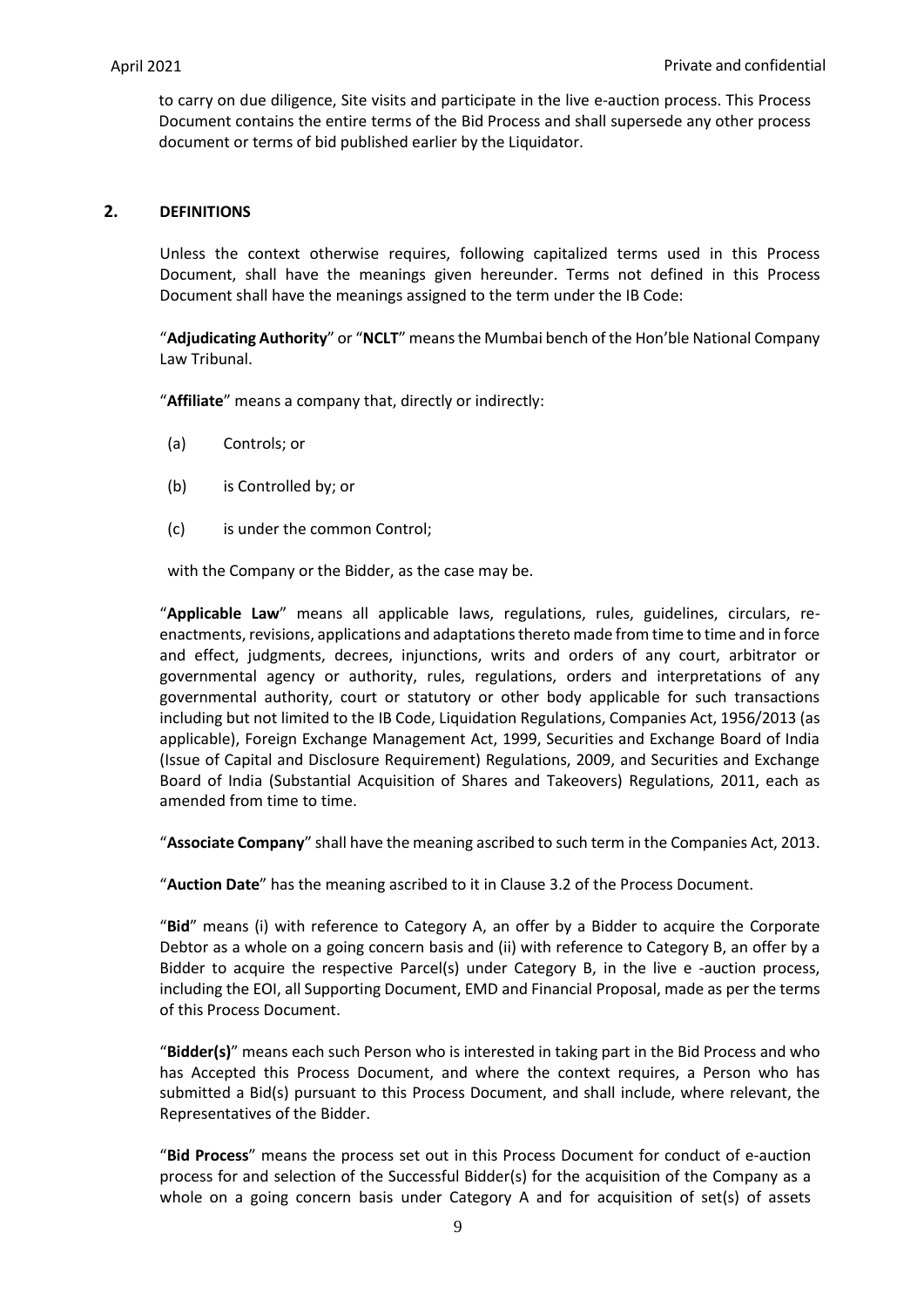to carry on due diligence, Site visits and participate in the live e-auction process. This Process Document contains the entire terms of the Bid Process and shall supersede any other process document or terms of bid published earlier by the Liquidator.

## 2. DEFINITIONS

Unless the context otherwise requires, following capitalized terms used in this Process Document, shall have the meanings given hereunder. Terms not defined in this Process Document shall have the meanings assigned to the term under the IB Code:

"**Adjudicating Authority**" or "**NCLT**" means the Mumbai bench of the Hon'ble National Company Law Tribunal.

"**Affiliate**" means a company that, directly or indirectly:

(a) Controls; or

(b) is Controlled by; or

(c) is under the common Control;

with the Company or the Bidder, as the case may be.

"**Applicable Law**" means all applicable laws, regulations, rules, guidelines, circulars, re-enactments, revisions, applications and adaptations thereto made from time to time and in force and effect, judgments, decrees, injunctions, writs and orders of any court, arbitrator or governmental agency or authority, rules, regulations, orders and interpretations of any governmental authority, court or statutory or other body applicable for such transactions including but not limited to the IB Code, Liquidation Regulations, Companies Act, 1956/2013 (as applicable), Foreign Exchange Management Act, 1999, Securities and Exchange Board of India (Issue of Capital and Disclosure Requirement) Regulations, 2009, and Securities and Exchange Board of India (Substantial Acquisition of Shares and Takeovers) Regulations, 2011, each as amended from time to time.

"**Associate Company**" shall have the meaning ascribed to such term in the Companies Act, 2013.

"**Auction Date**" has the meaning ascribed to it in Clause 3.2 of the Process Document.

"**Bid**" means (i) with reference to Category A, an offer by a Bidder to acquire the Corporate Debtor as a whole on a going concern basis and (ii) with reference to Category B, an offer by a Bidder to acquire the respective Parcel(s) under Category B, in the live e -auction process, including the EOI, all Supporting Document, EMD and Financial Proposal, made as per the terms of this Process Document.

"**Bidder(s)**" means each such Person who is interested in taking part in the Bid Process and who has Accepted this Process Document, and where the context requires, a Person who has submitted a Bid(s) pursuant to this Process Document, and shall include, where relevant, the Representatives of the Bidder.

"**Bid Process**" means the process set out in this Process Document for conduct of e-auction process for and selection of the Successful Bidder(s) for the acquisition of the Company as a whole on a going concern basis under Category A and for acquisition of set(s) of assets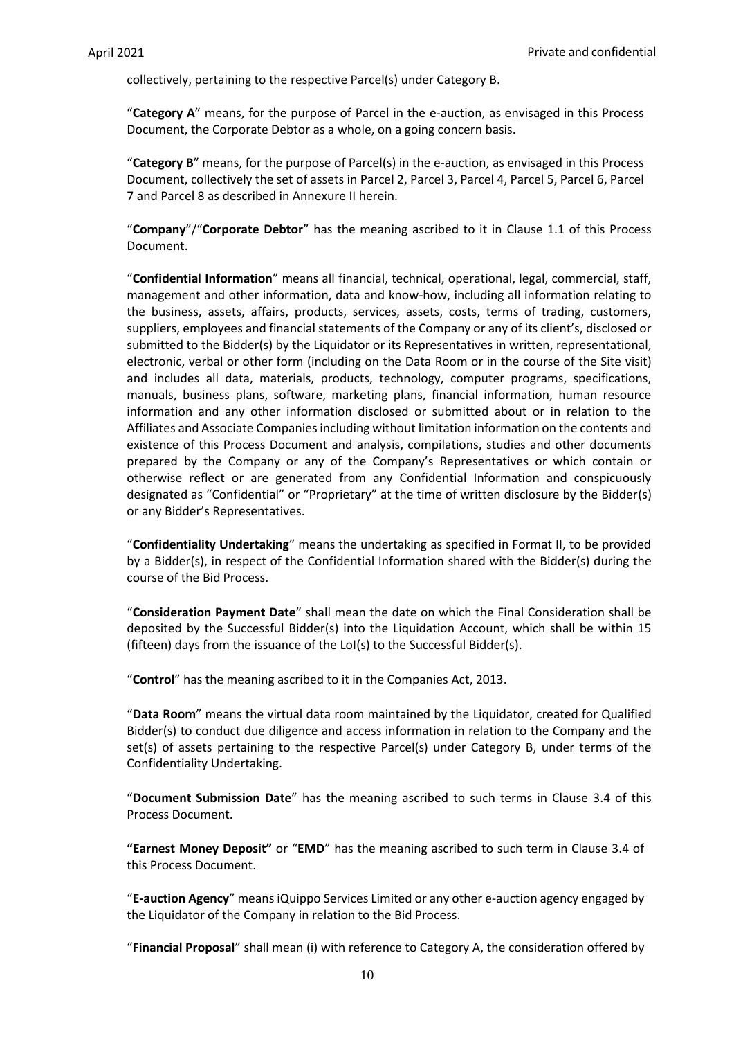collectively, pertaining to the respective Parcel(s) under Category B.

"**Category A**" means, for the purpose of Parcel in the e-auction, as envisaged in this Process Document, the Corporate Debtor as a whole, on a going concern basis.

"**Category B**" means, for the purpose of Parcel(s) in the e-auction, as envisaged in this Process Document, collectively the set of assets in Parcel 2, Parcel 3, Parcel 4, Parcel 5, Parcel 6, Parcel 7 and Parcel 8 as described in Annexure II herein.

"**Company**"/"**Corporate Debtor**" has the meaning ascribed to it in Clause 1.1 of this Process Document.

"**Confidential Information**" means all financial, technical, operational, legal, commercial, staff, management and other information, data and know-how, including all information relating to the business, assets, affairs, products, services, assets, costs, terms of trading, customers, suppliers, employees and financial statements of the Company or any of its client's, disclosed or submitted to the Bidder(s) by the Liquidator or its Representatives in written, representational, electronic, verbal or other form (including on the Data Room or in the course of the Site visit) and includes all data, materials, products, technology, computer programs, specifications, manuals, business plans, software, marketing plans, financial information, human resource information and any other information disclosed or submitted about or in relation to the Affiliates and Associate Companies including without limitation information on the contents and existence of this Process Document and analysis, compilations, studies and other documents prepared by the Company or any of the Company's Representatives or which contain or otherwise reflect or are generated from any Confidential Information and conspicuously designated as "Confidential" or "Proprietary" at the time of written disclosure by the Bidder(s) or any Bidder's Representatives.

"**Confidentiality Undertaking**" means the undertaking as specified in Format II, to be provided by a Bidder(s), in respect of the Confidential Information shared with the Bidder(s) during the course of the Bid Process.

"**Consideration Payment Date**" shall mean the date on which the Final Consideration shall be deposited by the Successful Bidder(s) into the Liquidation Account, which shall be within 15 (fifteen) days from the issuance of the LoI(s) to the Successful Bidder(s).

"**Control**" has the meaning ascribed to it in the Companies Act, 2013.

"**Data Room**" means the virtual data room maintained by the Liquidator, created for Qualified Bidder(s) to conduct due diligence and access information in relation to the Company and the set(s) of assets pertaining to the respective Parcel(s) under Category B, under terms of the Confidentiality Undertaking.

"**Document Submission Date**" has the meaning ascribed to such terms in Clause 3.4 of this Process Document.

**"Earnest Money Deposit"** or "**EMD**" has the meaning ascribed to such term in Clause 3.4 of this Process Document.

"**E-auction Agency**" means iQuippo Services Limited or any other e-auction agency engaged by the Liquidator of the Company in relation to the Bid Process.

"**Financial Proposal**" shall mean (i) with reference to Category A, the consideration offered by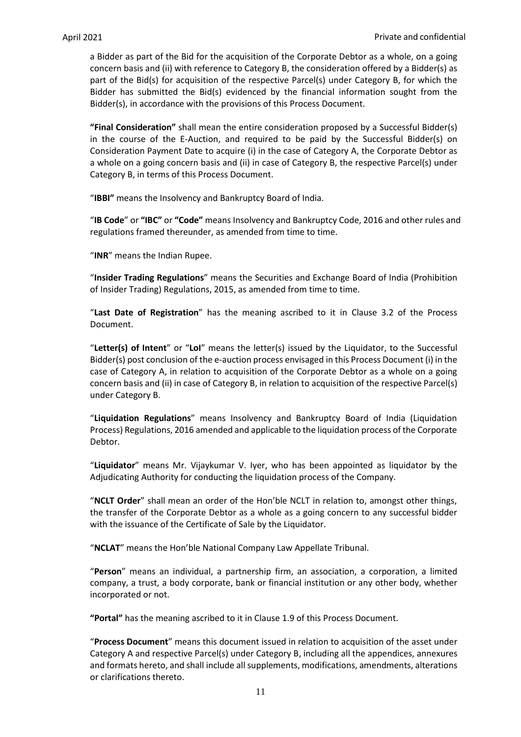a Bidder as part of the Bid for the acquisition of the Corporate Debtor as a whole, on a going concern basis and (ii) with reference to Category B, the consideration offered by a Bidder(s) as part of the Bid(s) for acquisition of the respective Parcel(s) under Category B, for which the Bidder has submitted the Bid(s) evidenced by the financial information sought from the Bidder(s), in accordance with the provisions of this Process Document.

**"Final Consideration"** shall mean the entire consideration proposed by a Successful Bidder(s) in the course of the E-Auction, and required to be paid by the Successful Bidder(s) on Consideration Payment Date to acquire (i) in the case of Category A, the Corporate Debtor as a whole on a going concern basis and (ii) in case of Category B, the respective Parcel(s) under Category B, in terms of this Process Document.

"**IBBI"** means the Insolvency and Bankruptcy Board of India.

"**IB Code**" or **"IBC"** or **"Code"** means Insolvency and Bankruptcy Code, 2016 and other rules and regulations framed thereunder, as amended from time to time.

"**INR**" means the Indian Rupee.

"**Insider Trading Regulations**" means the Securities and Exchange Board of India (Prohibition of Insider Trading) Regulations, 2015, as amended from time to time.

"**Last Date of Registration**" has the meaning ascribed to it in Clause 3.2 of the Process Document.

"**Letter(s) of Intent**" or "**LoI**" means the letter(s) issued by the Liquidator, to the Successful Bidder(s) post conclusion of the e-auction process envisaged in this Process Document (i) in the case of Category A, in relation to acquisition of the Corporate Debtor as a whole on a going concern basis and (ii) in case of Category B, in relation to acquisition of the respective Parcel(s) under Category B.

"**Liquidation Regulations**" means Insolvency and Bankruptcy Board of India (Liquidation Process) Regulations, 2016 amended and applicable to the liquidation process of the Corporate Debtor.

"**Liquidator**" means Mr. Vijaykumar V. Iyer, who has been appointed as liquidator by the Adjudicating Authority for conducting the liquidation process of the Company.

"**NCLT Order**" shall mean an order of the Hon'ble NCLT in relation to, amongst other things, the transfer of the Corporate Debtor as a whole as a going concern to any successful bidder with the issuance of the Certificate of Sale by the Liquidator.

"**NCLAT**" means the Hon'ble National Company Law Appellate Tribunal.

"**Person**" means an individual, a partnership firm, an association, a corporation, a limited company, a trust, a body corporate, bank or financial institution or any other body, whether incorporated or not.

**"Portal"** has the meaning ascribed to it in Clause 1.9 of this Process Document.

"**Process Document**" means this document issued in relation to acquisition of the asset under Category A and respective Parcel(s) under Category B, including all the appendices, annexures and formats hereto, and shall include all supplements, modifications, amendments, alterations or clarifications thereto.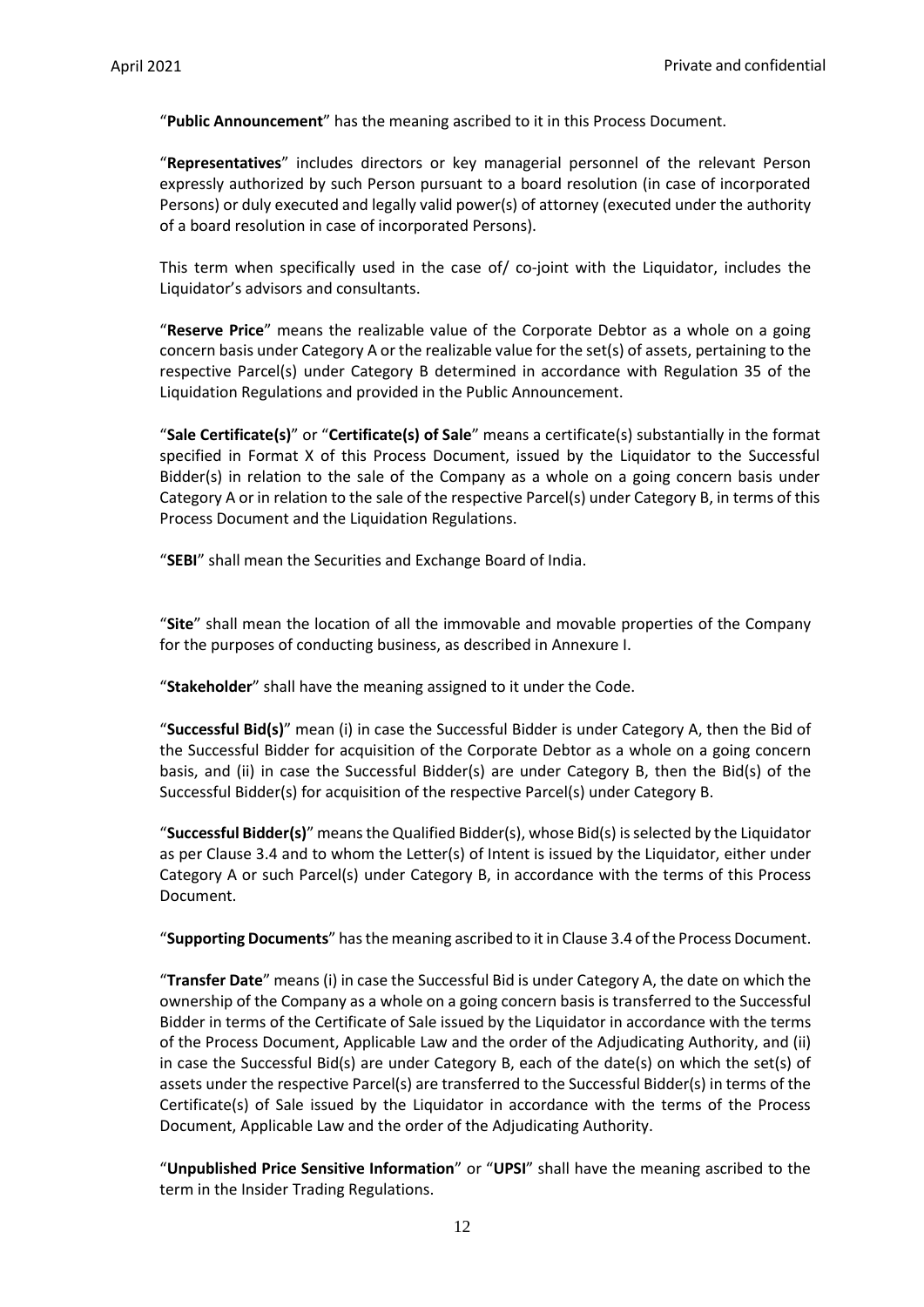"**Public Announcement**" has the meaning ascribed to it in this Process Document.

"**Representatives**" includes directors or key managerial personnel of the relevant Person expressly authorized by such Person pursuant to a board resolution (in case of incorporated Persons) or duly executed and legally valid power(s) of attorney (executed under the authority of a board resolution in case of incorporated Persons).

This term when specifically used in the case of/ co-joint with the Liquidator, includes the Liquidator's advisors and consultants.

"**Reserve Price**" means the realizable value of the Corporate Debtor as a whole on a going concern basis under Category A or the realizable value for the set(s) of assets, pertaining to the respective Parcel(s) under Category B determined in accordance with Regulation 35 of the Liquidation Regulations and provided in the Public Announcement.

"**Sale Certificate(s)**" or "**Certificate(s) of Sale**" means a certificate(s) substantially in the format specified in Format X of this Process Document, issued by the Liquidator to the Successful Bidder(s) in relation to the sale of the Company as a whole on a going concern basis under Category A or in relation to the sale of the respective Parcel(s) under Category B, in terms of this Process Document and the Liquidation Regulations.

"**SEBI**" shall mean the Securities and Exchange Board of India.

"**Site**" shall mean the location of all the immovable and movable properties of the Company for the purposes of conducting business, as described in Annexure I.

"**Stakeholder**" shall have the meaning assigned to it under the Code.

"**Successful Bid(s)**" mean (i) in case the Successful Bidder is under Category A, then the Bid of the Successful Bidder for acquisition of the Corporate Debtor as a whole on a going concern basis, and (ii) in case the Successful Bidder(s) are under Category B, then the Bid(s) of the Successful Bidder(s) for acquisition of the respective Parcel(s) under Category B.

"**Successful Bidder(s)**" means the Qualified Bidder(s), whose Bid(s) is selected by the Liquidator as per Clause 3.4 and to whom the Letter(s) of Intent is issued by the Liquidator, either under Category A or such Parcel(s) under Category B, in accordance with the terms of this Process Document.

"**Supporting Documents**" has the meaning ascribed to it in Clause 3.4 of the Process Document.

"**Transfer Date**" means (i) in case the Successful Bid is under Category A, the date on which the ownership of the Company as a whole on a going concern basis is transferred to the Successful Bidder in terms of the Certificate of Sale issued by the Liquidator in accordance with the terms of the Process Document, Applicable Law and the order of the Adjudicating Authority, and (ii) in case the Successful Bid(s) are under Category B, each of the date(s) on which the set(s) of assets under the respective Parcel(s) are transferred to the Successful Bidder(s) in terms of the Certificate(s) of Sale issued by the Liquidator in accordance with the terms of the Process Document, Applicable Law and the order of the Adjudicating Authority.

"**Unpublished Price Sensitive Information**" or "**UPSI**" shall have the meaning ascribed to the term in the Insider Trading Regulations.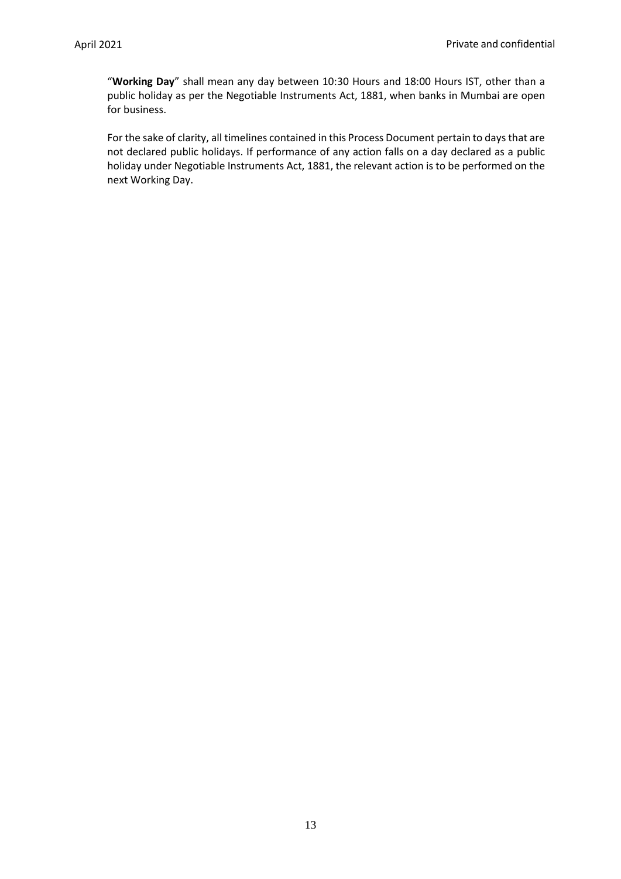"**Working Day**" shall mean any day between 10:30 Hours and 18:00 Hours IST, other than a public holiday as per the Negotiable Instruments Act, 1881, when banks in Mumbai are open for business.

For the sake of clarity, all timelines contained in this Process Document pertain to days that are not declared public holidays. If performance of any action falls on a day declared as a public holiday under Negotiable Instruments Act, 1881, the relevant action is to be performed on the next Working Day.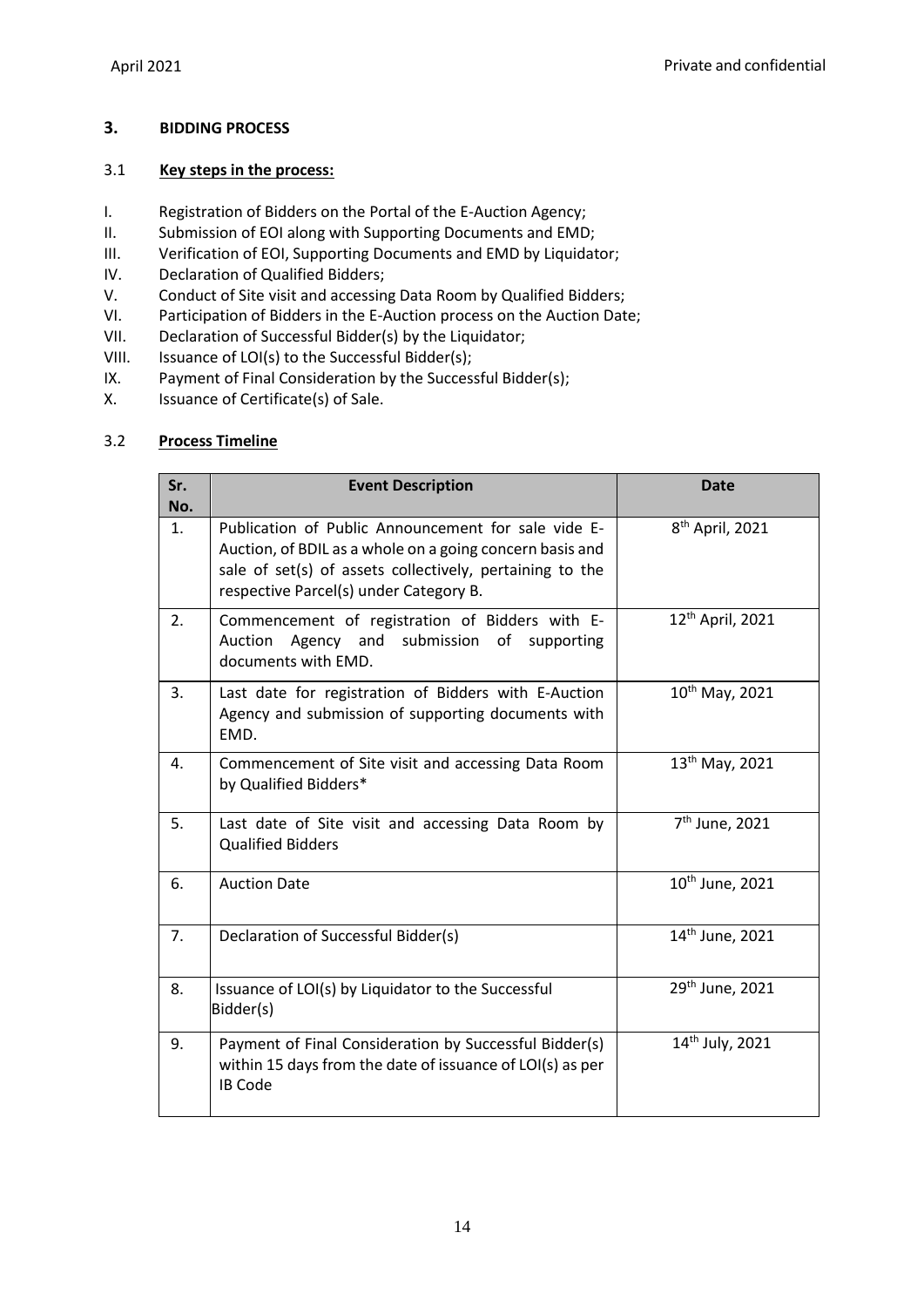## 3. BIDDING PROCESS

### 3.1 Key steps in the process:

I. Registration of Bidders on the Portal of the E-Auction Agency;
II. Submission of EOI along with Supporting Documents and EMD;
III. Verification of EOI, Supporting Documents and EMD by Liquidator;
IV. Declaration of Qualified Bidders;
V. Conduct of Site visit and accessing Data Room by Qualified Bidders;
VI. Participation of Bidders in the E-Auction process on the Auction Date;
VII. Declaration of Successful Bidder(s) by the Liquidator;
VIII. Issuance of LOI(s) to the Successful Bidder(s);
IX. Payment of Final Consideration by the Successful Bidder(s);
X. Issuance of Certificate(s) of Sale.

### 3.2 Process Timeline

| Sr. No. | Event Description | Date |
|---|---|---|
| 1. | Publication of Public Announcement for sale vide E-Auction, of BDIL as a whole on a going concern basis and sale of set(s) of assets collectively, pertaining to the respective Parcel(s) under Category B. | 8th April, 2021 |
| 2. | Commencement of registration of Bidders with E-Auction Agency and submission of supporting documents with EMD. | 12th April, 2021 |
| 3. | Last date for registration of Bidders with E-Auction Agency and submission of supporting documents with EMD. | 10th May, 2021 |
| 4. | Commencement of Site visit and accessing Data Room by Qualified Bidders* | 13th May, 2021 |
| 5. | Last date of Site visit and accessing Data Room by Qualified Bidders | 7th June, 2021 |
| 6. | Auction Date | 10th June, 2021 |
| 7. | Declaration of Successful Bidder(s) | 14th June, 2021 |
| 8. | Issuance of LOI(s) by Liquidator to the Successful Bidder(s) | 29th June, 2021 |
| 9. | Payment of Final Consideration by Successful Bidder(s) within 15 days from the date of issuance of LOI(s) as per IB Code | 14th July, 2021 |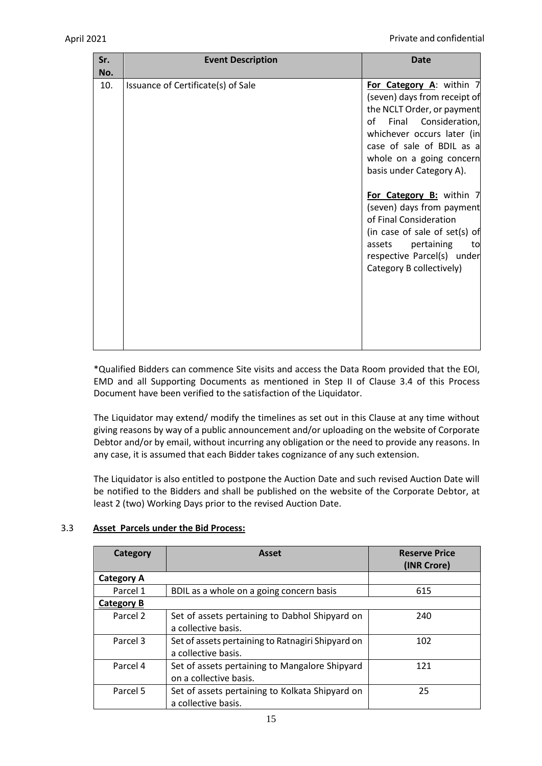| Sr. No. | Event Description | Date |
|---|---|---|
| 10. | Issuance of Certificate(s) of Sale | **For Category A**: within 7 (seven) days from receipt of the NCLT Order, or payment of Final Consideration, whichever occurs later (in case of sale of BDIL as a whole on a going concern basis under Category A).<br><br>**For Category B:** within 7 (seven) days from payment of Final Consideration (in case of sale of set(s) of assets pertaining to respective Parcel(s) under Category B collectively) |

*Qualified Bidders can commence Site visits and access the Data Room provided that the EOI, EMD and all Supporting Documents as mentioned in Step II of Clause 3.4 of this Process Document have been verified to the satisfaction of the Liquidator.

The Liquidator may extend/ modify the timelines as set out in this Clause at any time without giving reasons by way of a public announcement and/or uploading on the website of Corporate Debtor and/or by email, without incurring any obligation or the need to provide any reasons. In any case, it is assumed that each Bidder takes cognizance of any such extension.

The Liquidator is also entitled to postpone the Auction Date and such revised Auction Date will be notified to the Bidders and shall be published on the website of the Corporate Debtor, at least 2 (two) Working Days prior to the revised Auction Date.

### 3.3 Asset Parcels under the Bid Process:

| Category | Asset | Reserve Price (INR Crore) |
|---|---|---|
| **Category A** | | |
| Parcel 1 | BDIL as a whole on a going concern basis | 615 |
| **Category B** | | |
| Parcel 2 | Set of assets pertaining to Dabhol Shipyard on a collective basis. | 240 |
| Parcel 3 | Set of assets pertaining to Ratnagiri Shipyard on a collective basis. | 102 |
| Parcel 4 | Set of assets pertaining to Mangalore Shipyard on a collective basis. | 121 |
| Parcel 5 | Set of assets pertaining to Kolkata Shipyard on a collective basis. | 25 |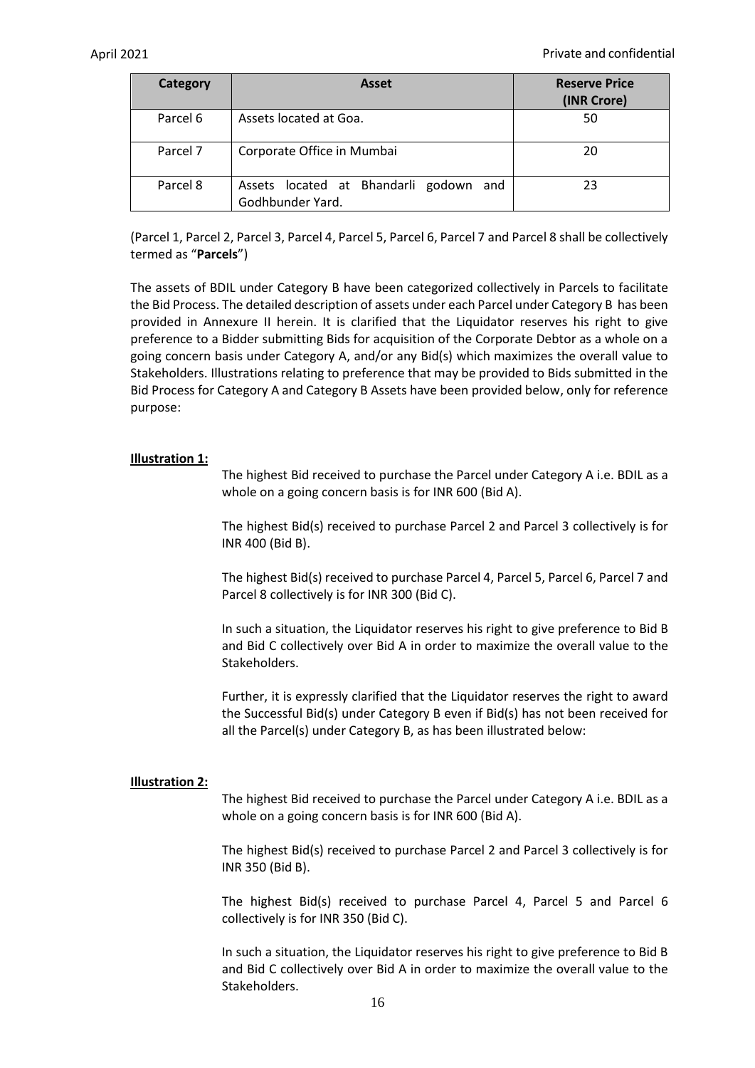| Category | Asset | Reserve Price (INR Crore) |
|---|---|---|
| Parcel 6 | Assets located at Goa. | 50 |
| Parcel 7 | Corporate Office in Mumbai | 20 |
| Parcel 8 | Assets located at Bhandarli godown and Godhbunder Yard. | 23 |

(Parcel 1, Parcel 2, Parcel 3, Parcel 4, Parcel 5, Parcel 6, Parcel 7 and Parcel 8 shall be collectively termed as "**Parcels**")

The assets of BDIL under Category B have been categorized collectively in Parcels to facilitate the Bid Process. The detailed description of assets under each Parcel under Category B has been provided in Annexure II herein. It is clarified that the Liquidator reserves his right to give preference to a Bidder submitting Bids for acquisition of the Corporate Debtor as a whole on a going concern basis under Category A, and/or any Bid(s) which maximizes the overall value to Stakeholders. Illustrations relating to preference that may be provided to Bids submitted in the Bid Process for Category A and Category B Assets have been provided below, only for reference purpose:

**Illustration 1:**

The highest Bid received to purchase the Parcel under Category A i.e. BDIL as a whole on a going concern basis is for INR 600 (Bid A).

The highest Bid(s) received to purchase Parcel 2 and Parcel 3 collectively is for INR 400 (Bid B).

The highest Bid(s) received to purchase Parcel 4, Parcel 5, Parcel 6, Parcel 7 and Parcel 8 collectively is for INR 300 (Bid C).

In such a situation, the Liquidator reserves his right to give preference to Bid B and Bid C collectively over Bid A in order to maximize the overall value to the Stakeholders.

Further, it is expressly clarified that the Liquidator reserves the right to award the Successful Bid(s) under Category B even if Bid(s) has not been received for all the Parcel(s) under Category B, as has been illustrated below:

**Illustration 2:**

The highest Bid received to purchase the Parcel under Category A i.e. BDIL as a whole on a going concern basis is for INR 600 (Bid A).

The highest Bid(s) received to purchase Parcel 2 and Parcel 3 collectively is for INR 350 (Bid B).

The highest Bid(s) received to purchase Parcel 4, Parcel 5 and Parcel 6 collectively is for INR 350 (Bid C).

In such a situation, the Liquidator reserves his right to give preference to Bid B and Bid C collectively over Bid A in order to maximize the overall value to the Stakeholders.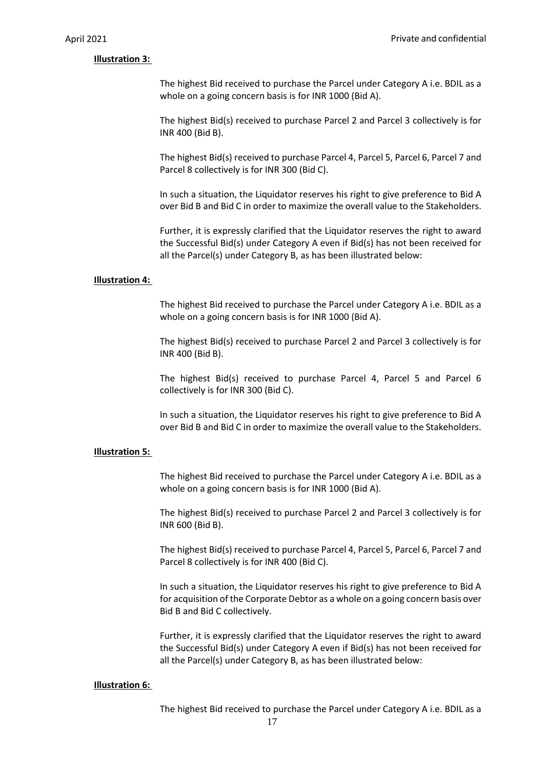**Illustration 3:**

The highest Bid received to purchase the Parcel under Category A i.e. BDIL as a whole on a going concern basis is for INR 1000 (Bid A).

The highest Bid(s) received to purchase Parcel 2 and Parcel 3 collectively is for INR 400 (Bid B).

The highest Bid(s) received to purchase Parcel 4, Parcel 5, Parcel 6, Parcel 7 and Parcel 8 collectively is for INR 300 (Bid C).

In such a situation, the Liquidator reserves his right to give preference to Bid A over Bid B and Bid C in order to maximize the overall value to the Stakeholders.

Further, it is expressly clarified that the Liquidator reserves the right to award the Successful Bid(s) under Category A even if Bid(s) has not been received for all the Parcel(s) under Category B, as has been illustrated below:

**Illustration 4:**

The highest Bid received to purchase the Parcel under Category A i.e. BDIL as a whole on a going concern basis is for INR 1000 (Bid A).

The highest Bid(s) received to purchase Parcel 2 and Parcel 3 collectively is for INR 400 (Bid B).

The highest Bid(s) received to purchase Parcel 4, Parcel 5 and Parcel 6 collectively is for INR 300 (Bid C).

In such a situation, the Liquidator reserves his right to give preference to Bid A over Bid B and Bid C in order to maximize the overall value to the Stakeholders.

**Illustration 5:**

The highest Bid received to purchase the Parcel under Category A i.e. BDIL as a whole on a going concern basis is for INR 1000 (Bid A).

The highest Bid(s) received to purchase Parcel 2 and Parcel 3 collectively is for INR 600 (Bid B).

The highest Bid(s) received to purchase Parcel 4, Parcel 5, Parcel 6, Parcel 7 and Parcel 8 collectively is for INR 400 (Bid C).

In such a situation, the Liquidator reserves his right to give preference to Bid A for acquisition of the Corporate Debtor as a whole on a going concern basis over Bid B and Bid C collectively.

Further, it is expressly clarified that the Liquidator reserves the right to award the Successful Bid(s) under Category A even if Bid(s) has not been received for all the Parcel(s) under Category B, as has been illustrated below:

**Illustration 6:**

The highest Bid received to purchase the Parcel under Category A i.e. BDIL as a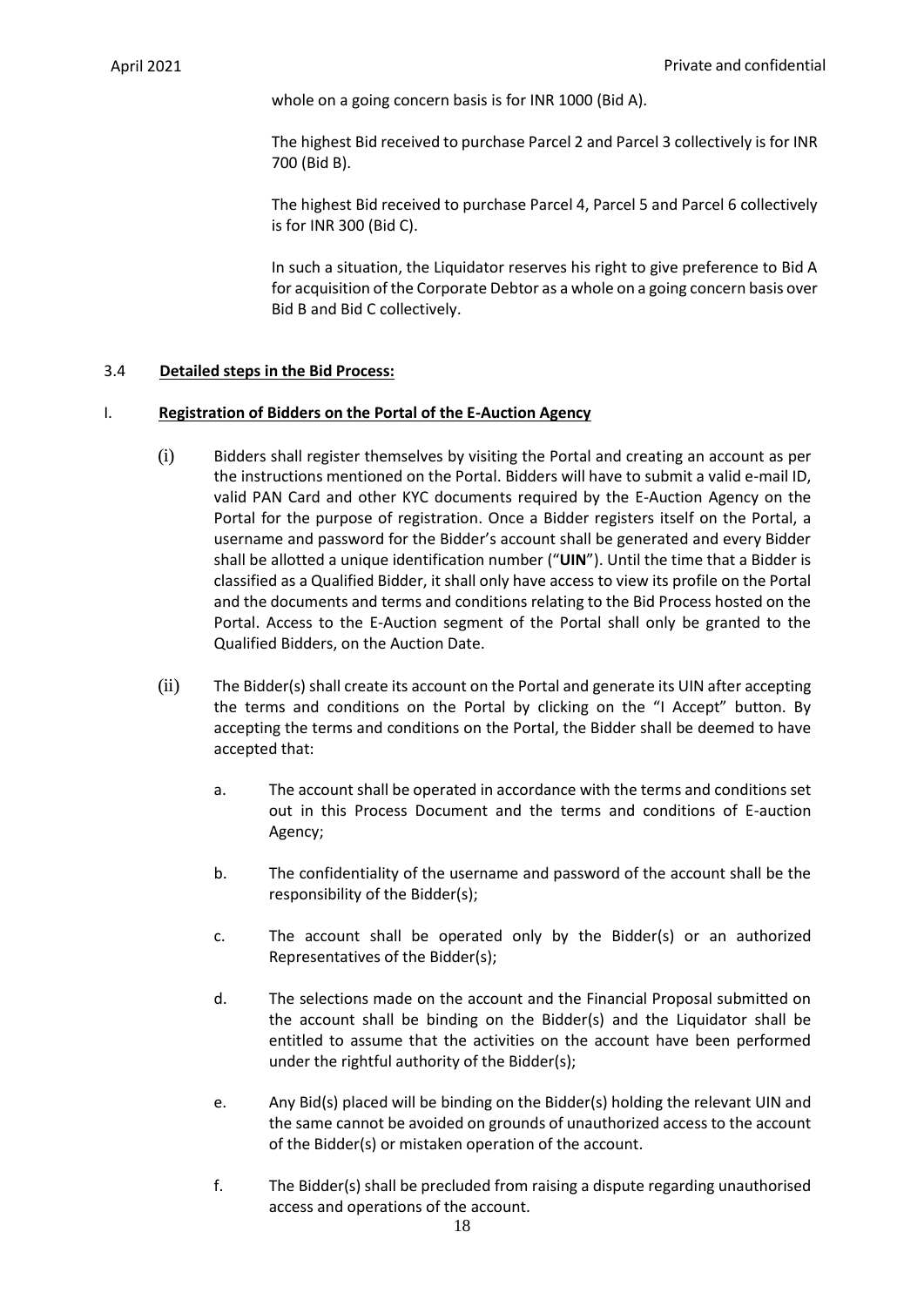whole on a going concern basis is for INR 1000 (Bid A).

The highest Bid received to purchase Parcel 2 and Parcel 3 collectively is for INR 700 (Bid B).

The highest Bid received to purchase Parcel 4, Parcel 5 and Parcel 6 collectively is for INR 300 (Bid C).

In such a situation, the Liquidator reserves his right to give preference to Bid A for acquisition of the Corporate Debtor as a whole on a going concern basis over Bid B and Bid C collectively.

3.4 **Detailed steps in the Bid Process:**

I. **Registration of Bidders on the Portal of the E-Auction Agency**

(i) Bidders shall register themselves by visiting the Portal and creating an account as per the instructions mentioned on the Portal. Bidders will have to submit a valid e-mail ID, valid PAN Card and other KYC documents required by the E-Auction Agency on the Portal for the purpose of registration. Once a Bidder registers itself on the Portal, a username and password for the Bidder's account shall be generated and every Bidder shall be allotted a unique identification number ("**UIN**"). Until the time that a Bidder is classified as a Qualified Bidder, it shall only have access to view its profile on the Portal and the documents and terms and conditions relating to the Bid Process hosted on the Portal. Access to the E-Auction segment of the Portal shall only be granted to the Qualified Bidders, on the Auction Date.

(ii) The Bidder(s) shall create its account on the Portal and generate its UIN after accepting the terms and conditions on the Portal by clicking on the "I Accept" button. By accepting the terms and conditions on the Portal, the Bidder shall be deemed to have accepted that:

a. The account shall be operated in accordance with the terms and conditions set out in this Process Document and the terms and conditions of E-auction Agency;

b. The confidentiality of the username and password of the account shall be the responsibility of the Bidder(s);

c. The account shall be operated only by the Bidder(s) or an authorized Representatives of the Bidder(s);

d. The selections made on the account and the Financial Proposal submitted on the account shall be binding on the Bidder(s) and the Liquidator shall be entitled to assume that the activities on the account have been performed under the rightful authority of the Bidder(s);

e. Any Bid(s) placed will be binding on the Bidder(s) holding the relevant UIN and the same cannot be avoided on grounds of unauthorized access to the account of the Bidder(s) or mistaken operation of the account.

f. The Bidder(s) shall be precluded from raising a dispute regarding unauthorised access and operations of the account.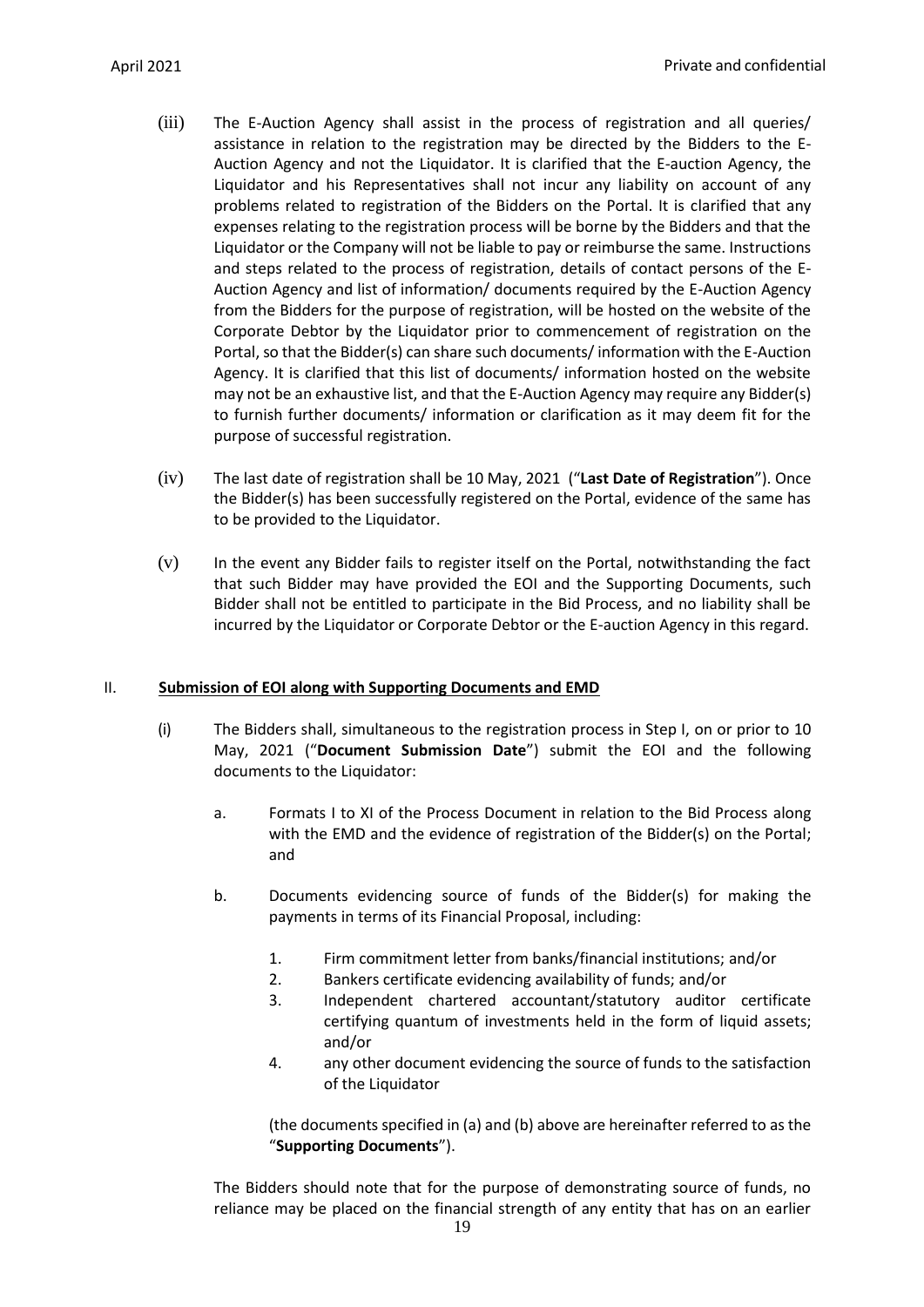(iii) The E-Auction Agency shall assist in the process of registration and all queries/ assistance in relation to the registration may be directed by the Bidders to the E-Auction Agency and not the Liquidator. It is clarified that the E-auction Agency, the Liquidator and his Representatives shall not incur any liability on account of any problems related to registration of the Bidders on the Portal. It is clarified that any expenses relating to the registration process will be borne by the Bidders and that the Liquidator or the Company will not be liable to pay or reimburse the same. Instructions and steps related to the process of registration, details of contact persons of the E-Auction Agency and list of information/ documents required by the E-Auction Agency from the Bidders for the purpose of registration, will be hosted on the website of the Corporate Debtor by the Liquidator prior to commencement of registration on the Portal, so that the Bidder(s) can share such documents/ information with the E-Auction Agency. It is clarified that this list of documents/ information hosted on the website may not be an exhaustive list, and that the E-Auction Agency may require any Bidder(s) to furnish further documents/ information or clarification as it may deem fit for the purpose of successful registration.

(iv) The last date of registration shall be 10 May, 2021 ("**Last Date of Registration**"). Once the Bidder(s) has been successfully registered on the Portal, evidence of the same has to be provided to the Liquidator.

(v) In the event any Bidder fails to register itself on the Portal, notwithstanding the fact that such Bidder may have provided the EOI and the Supporting Documents, such Bidder shall not be entitled to participate in the Bid Process, and no liability shall be incurred by the Liquidator or Corporate Debtor or the E-auction Agency in this regard.

## II. **Submission of EOI along with Supporting Documents and EMD**

(i) The Bidders shall, simultaneous to the registration process in Step I, on or prior to 10 May, 2021 ("**Document Submission Date**") submit the EOI and the following documents to the Liquidator:

a. Formats I to XI of the Process Document in relation to the Bid Process along with the EMD and the evidence of registration of the Bidder(s) on the Portal; and

b. Documents evidencing source of funds of the Bidder(s) for making the payments in terms of its Financial Proposal, including:

1. Firm commitment letter from banks/financial institutions; and/or
2. Bankers certificate evidencing availability of funds; and/or
3. Independent chartered accountant/statutory auditor certificate certifying quantum of investments held in the form of liquid assets; and/or
4. any other document evidencing the source of funds to the satisfaction of the Liquidator

(the documents specified in (a) and (b) above are hereinafter referred to as the "**Supporting Documents**").

The Bidders should note that for the purpose of demonstrating source of funds, no reliance may be placed on the financial strength of any entity that has on an earlier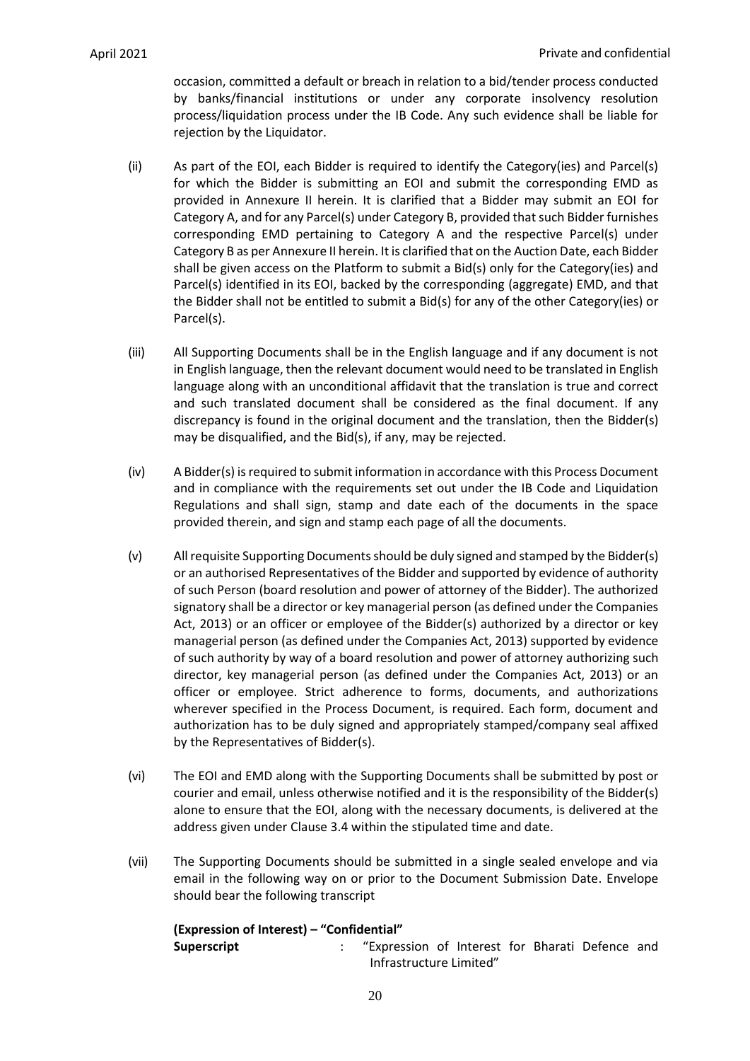occasion, committed a default or breach in relation to a bid/tender process conducted by banks/financial institutions or under any corporate insolvency resolution process/liquidation process under the IB Code. Any such evidence shall be liable for rejection by the Liquidator.

(ii) As part of the EOI, each Bidder is required to identify the Category(ies) and Parcel(s) for which the Bidder is submitting an EOI and submit the corresponding EMD as provided in Annexure II herein. It is clarified that a Bidder may submit an EOI for Category A, and for any Parcel(s) under Category B, provided that such Bidder furnishes corresponding EMD pertaining to Category A and the respective Parcel(s) under Category B as per Annexure II herein. It is clarified that on the Auction Date, each Bidder shall be given access on the Platform to submit a Bid(s) only for the Category(ies) and Parcel(s) identified in its EOI, backed by the corresponding (aggregate) EMD, and that the Bidder shall not be entitled to submit a Bid(s) for any of the other Category(ies) or Parcel(s).

(iii) All Supporting Documents shall be in the English language and if any document is not in English language, then the relevant document would need to be translated in English language along with an unconditional affidavit that the translation is true and correct and such translated document shall be considered as the final document. If any discrepancy is found in the original document and the translation, then the Bidder(s) may be disqualified, and the Bid(s), if any, may be rejected.

(iv) A Bidder(s) is required to submit information in accordance with this Process Document and in compliance with the requirements set out under the IB Code and Liquidation Regulations and shall sign, stamp and date each of the documents in the space provided therein, and sign and stamp each page of all the documents.

(v) All requisite Supporting Documents should be duly signed and stamped by the Bidder(s) or an authorised Representatives of the Bidder and supported by evidence of authority of such Person (board resolution and power of attorney of the Bidder). The authorized signatory shall be a director or key managerial person (as defined under the Companies Act, 2013) or an officer or employee of the Bidder(s) authorized by a director or key managerial person (as defined under the Companies Act, 2013) supported by evidence of such authority by way of a board resolution and power of attorney authorizing such director, key managerial person (as defined under the Companies Act, 2013) or an officer or employee. Strict adherence to forms, documents, and authorizations wherever specified in the Process Document, is required. Each form, document and authorization has to be duly signed and appropriately stamped/company seal affixed by the Representatives of Bidder(s).

(vi) The EOI and EMD along with the Supporting Documents shall be submitted by post or courier and email, unless otherwise notified and it is the responsibility of the Bidder(s) alone to ensure that the EOI, along with the necessary documents, is delivered at the address given under Clause 3.4 within the stipulated time and date.

(vii) The Supporting Documents should be submitted in a single sealed envelope and via email in the following way on or prior to the Document Submission Date. Envelope should bear the following transcript

**(Expression of Interest) – "Confidential"**

**Superscript** : "Expression of Interest for Bharati Defence and Infrastructure Limited"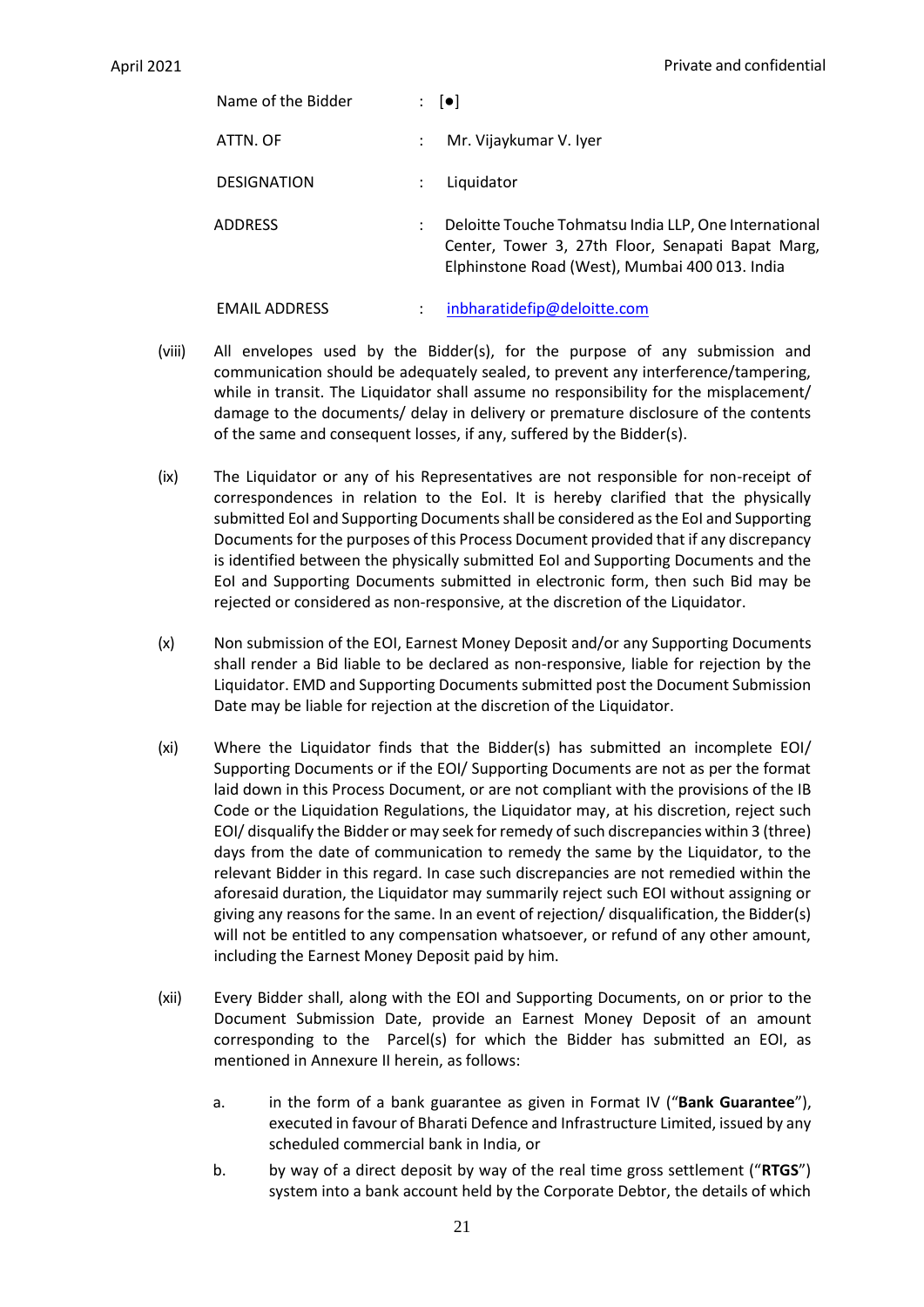| | | |
|---|---|---|
| Name of the Bidder | : | [●] |
| ATTN. OF | : | Mr. Vijaykumar V. Iyer |
| DESIGNATION | : | Liquidator |
| ADDRESS | : | Deloitte Touche Tohmatsu India LLP, One International Center, Tower 3, 27th Floor, Senapati Bapat Marg, Elphinstone Road (West), Mumbai 400 013. India |
| EMAIL ADDRESS | : | inbharatidefip@deloitte.com |

(viii) All envelopes used by the Bidder(s), for the purpose of any submission and communication should be adequately sealed, to prevent any interference/tampering, while in transit. The Liquidator shall assume no responsibility for the misplacement/ damage to the documents/ delay in delivery or premature disclosure of the contents of the same and consequent losses, if any, suffered by the Bidder(s).

(ix) The Liquidator or any of his Representatives are not responsible for non-receipt of correspondences in relation to the EoI. It is hereby clarified that the physically submitted EoI and Supporting Documents shall be considered as the EoI and Supporting Documents for the purposes of this Process Document provided that if any discrepancy is identified between the physically submitted EoI and Supporting Documents and the EoI and Supporting Documents submitted in electronic form, then such Bid may be rejected or considered as non-responsive, at the discretion of the Liquidator.

(x) Non submission of the EOI, Earnest Money Deposit and/or any Supporting Documents shall render a Bid liable to be declared as non-responsive, liable for rejection by the Liquidator. EMD and Supporting Documents submitted post the Document Submission Date may be liable for rejection at the discretion of the Liquidator.

(xi) Where the Liquidator finds that the Bidder(s) has submitted an incomplete EOI/ Supporting Documents or if the EOI/ Supporting Documents are not as per the format laid down in this Process Document, or are not compliant with the provisions of the IB Code or the Liquidation Regulations, the Liquidator may, at his discretion, reject such EOI/ disqualify the Bidder or may seek for remedy of such discrepancies within 3 (three) days from the date of communication to remedy the same by the Liquidator, to the relevant Bidder in this regard. In case such discrepancies are not remedied within the aforesaid duration, the Liquidator may summarily reject such EOI without assigning or giving any reasons for the same. In an event of rejection/ disqualification, the Bidder(s) will not be entitled to any compensation whatsoever, or refund of any other amount, including the Earnest Money Deposit paid by him.

(xii) Every Bidder shall, along with the EOI and Supporting Documents, on or prior to the Document Submission Date, provide an Earnest Money Deposit of an amount corresponding to the Parcel(s) for which the Bidder has submitted an EOI, as mentioned in Annexure II herein, as follows:

a. in the form of a bank guarantee as given in Format IV ("**Bank Guarantee**"), executed in favour of Bharati Defence and Infrastructure Limited, issued by any scheduled commercial bank in India, or

b. by way of a direct deposit by way of the real time gross settlement ("**RTGS**") system into a bank account held by the Corporate Debtor, the details of which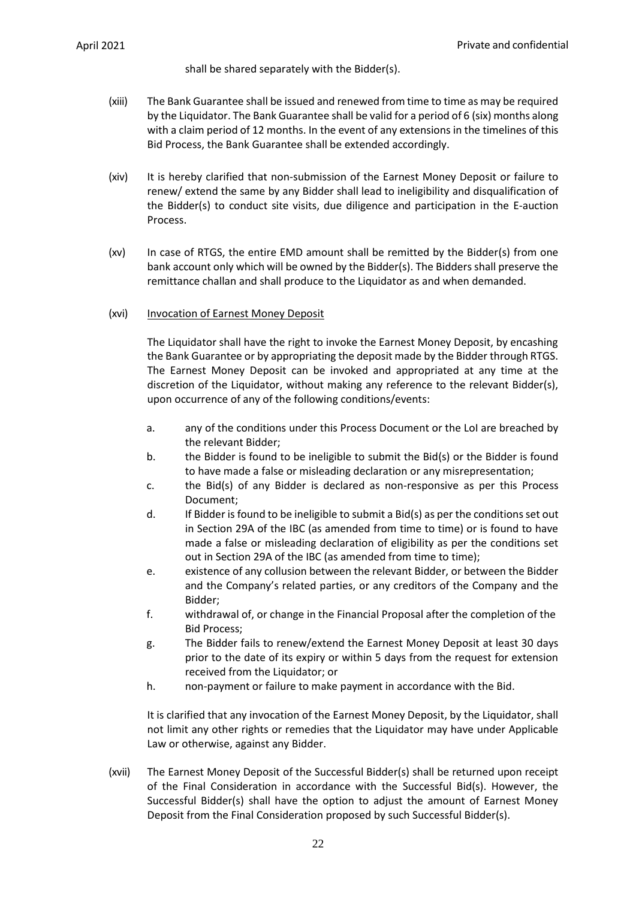shall be shared separately with the Bidder(s).

(xiii) The Bank Guarantee shall be issued and renewed from time to time as may be required by the Liquidator. The Bank Guarantee shall be valid for a period of 6 (six) months along with a claim period of 12 months. In the event of any extensions in the timelines of this Bid Process, the Bank Guarantee shall be extended accordingly.

(xiv) It is hereby clarified that non-submission of the Earnest Money Deposit or failure to renew/ extend the same by any Bidder shall lead to ineligibility and disqualification of the Bidder(s) to conduct site visits, due diligence and participation in the E-auction Process.

(xv) In case of RTGS, the entire EMD amount shall be remitted by the Bidder(s) from one bank account only which will be owned by the Bidder(s). The Bidders shall preserve the remittance challan and shall produce to the Liquidator as and when demanded.

(xvi) Invocation of Earnest Money Deposit

The Liquidator shall have the right to invoke the Earnest Money Deposit, by encashing the Bank Guarantee or by appropriating the deposit made by the Bidder through RTGS. The Earnest Money Deposit can be invoked and appropriated at any time at the discretion of the Liquidator, without making any reference to the relevant Bidder(s), upon occurrence of any of the following conditions/events:

a. any of the conditions under this Process Document or the LoI are breached by the relevant Bidder;
b. the Bidder is found to be ineligible to submit the Bid(s) or the Bidder is found to have made a false or misleading declaration or any misrepresentation;
c. the Bid(s) of any Bidder is declared as non-responsive as per this Process Document;
d. If Bidder is found to be ineligible to submit a Bid(s) as per the conditions set out in Section 29A of the IBC (as amended from time to time) or is found to have made a false or misleading declaration of eligibility as per the conditions set out in Section 29A of the IBC (as amended from time to time);
e. existence of any collusion between the relevant Bidder, or between the Bidder and the Company's related parties, or any creditors of the Company and the Bidder;
f. withdrawal of, or change in the Financial Proposal after the completion of the Bid Process;
g. The Bidder fails to renew/extend the Earnest Money Deposit at least 30 days prior to the date of its expiry or within 5 days from the request for extension received from the Liquidator; or
h. non-payment or failure to make payment in accordance with the Bid.

It is clarified that any invocation of the Earnest Money Deposit, by the Liquidator, shall not limit any other rights or remedies that the Liquidator may have under Applicable Law or otherwise, against any Bidder.

(xvii) The Earnest Money Deposit of the Successful Bidder(s) shall be returned upon receipt of the Final Consideration in accordance with the Successful Bid(s). However, the Successful Bidder(s) shall have the option to adjust the amount of Earnest Money Deposit from the Final Consideration proposed by such Successful Bidder(s).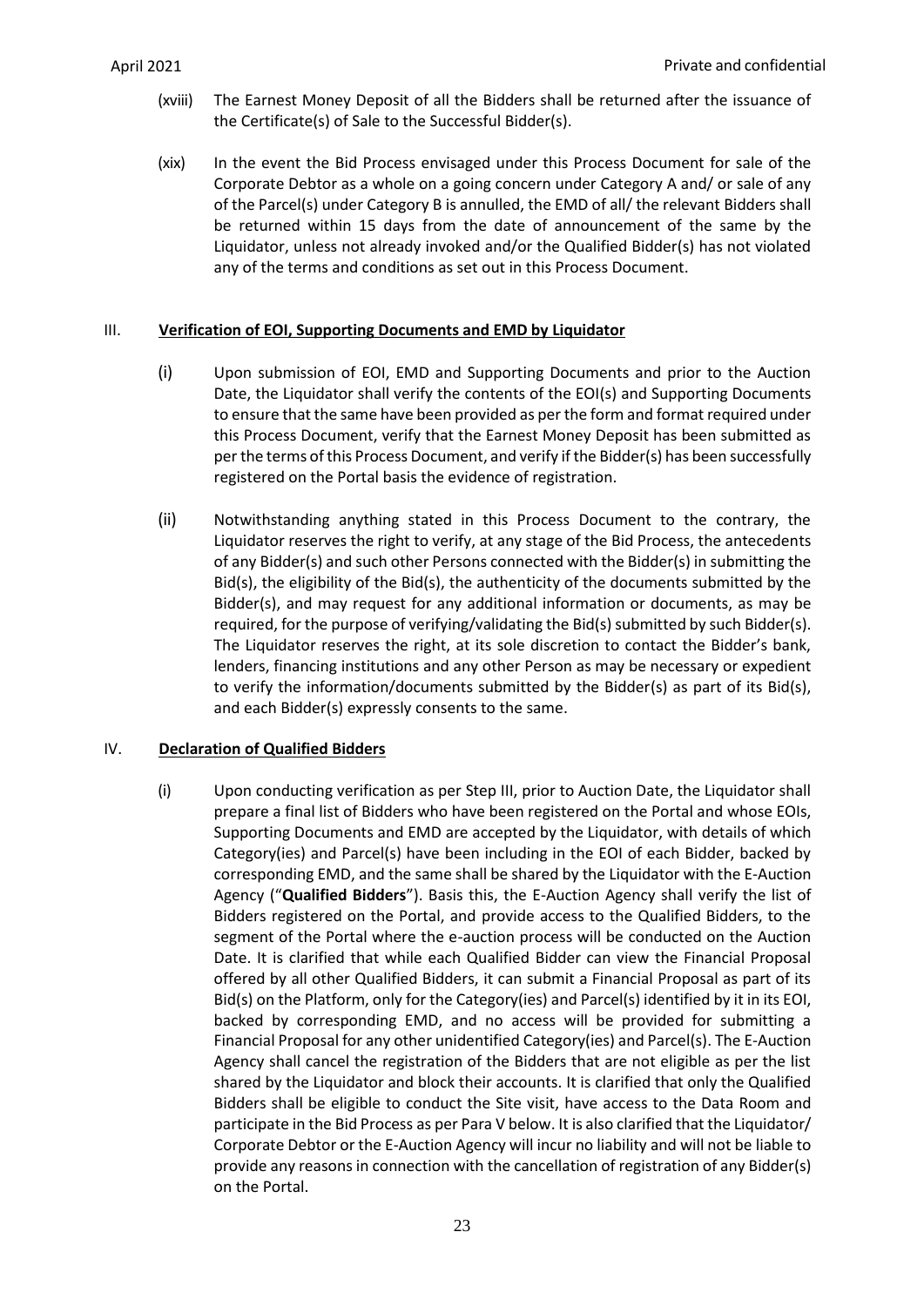(xviii) The Earnest Money Deposit of all the Bidders shall be returned after the issuance of the Certificate(s) of Sale to the Successful Bidder(s).

(xix) In the event the Bid Process envisaged under this Process Document for sale of the Corporate Debtor as a whole on a going concern under Category A and/ or sale of any of the Parcel(s) under Category B is annulled, the EMD of all/ the relevant Bidders shall be returned within 15 days from the date of announcement of the same by the Liquidator, unless not already invoked and/or the Qualified Bidder(s) has not violated any of the terms and conditions as set out in this Process Document.

## III. **Verification of EOI, Supporting Documents and EMD by Liquidator**

(i) Upon submission of EOI, EMD and Supporting Documents and prior to the Auction Date, the Liquidator shall verify the contents of the EOI(s) and Supporting Documents to ensure that the same have been provided as per the form and format required under this Process Document, verify that the Earnest Money Deposit has been submitted as per the terms of this Process Document, and verify if the Bidder(s) has been successfully registered on the Portal basis the evidence of registration.

(ii) Notwithstanding anything stated in this Process Document to the contrary, the Liquidator reserves the right to verify, at any stage of the Bid Process, the antecedents of any Bidder(s) and such other Persons connected with the Bidder(s) in submitting the Bid(s), the eligibility of the Bid(s), the authenticity of the documents submitted by the Bidder(s), and may request for any additional information or documents, as may be required, for the purpose of verifying/validating the Bid(s) submitted by such Bidder(s). The Liquidator reserves the right, at its sole discretion to contact the Bidder's bank, lenders, financing institutions and any other Person as may be necessary or expedient to verify the information/documents submitted by the Bidder(s) as part of its Bid(s), and each Bidder(s) expressly consents to the same.

## IV. **Declaration of Qualified Bidders**

(i) Upon conducting verification as per Step III, prior to Auction Date, the Liquidator shall prepare a final list of Bidders who have been registered on the Portal and whose EOIs, Supporting Documents and EMD are accepted by the Liquidator, with details of which Category(ies) and Parcel(s) have been including in the EOI of each Bidder, backed by corresponding EMD, and the same shall be shared by the Liquidator with the E-Auction Agency ("**Qualified Bidders**"). Basis this, the E-Auction Agency shall verify the list of Bidders registered on the Portal, and provide access to the Qualified Bidders, to the segment of the Portal where the e-auction process will be conducted on the Auction Date. It is clarified that while each Qualified Bidder can view the Financial Proposal offered by all other Qualified Bidders, it can submit a Financial Proposal as part of its Bid(s) on the Platform, only for the Category(ies) and Parcel(s) identified by it in its EOI, backed by corresponding EMD, and no access will be provided for submitting a Financial Proposal for any other unidentified Category(ies) and Parcel(s). The E-Auction Agency shall cancel the registration of the Bidders that are not eligible as per the list shared by the Liquidator and block their accounts. It is clarified that only the Qualified Bidders shall be eligible to conduct the Site visit, have access to the Data Room and participate in the Bid Process as per Para V below. It is also clarified that the Liquidator/ Corporate Debtor or the E-Auction Agency will incur no liability and will not be liable to provide any reasons in connection with the cancellation of registration of any Bidder(s) on the Portal.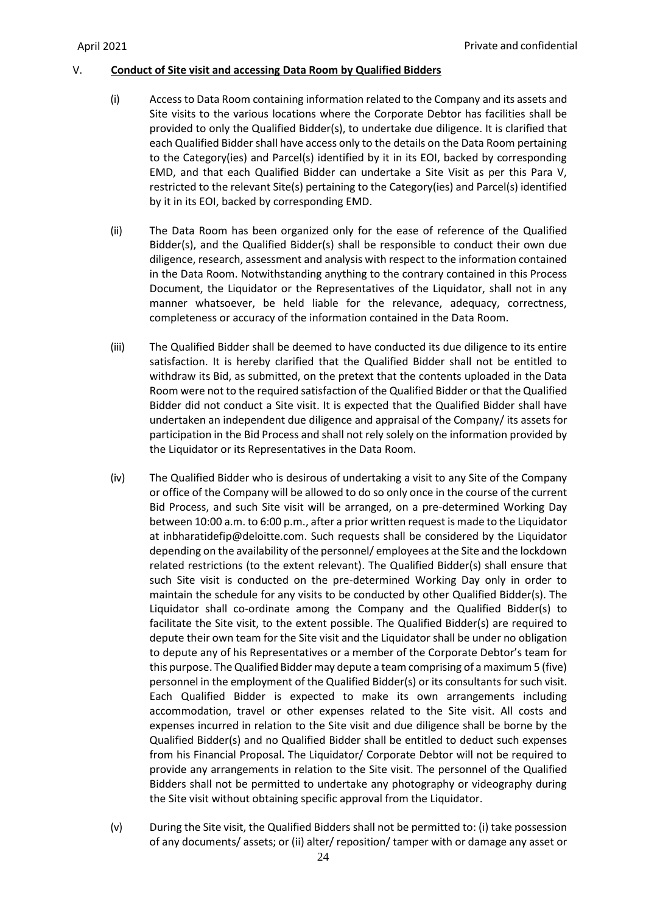## V. **Conduct of Site visit and accessing Data Room by Qualified Bidders**

(i) Access to Data Room containing information related to the Company and its assets and Site visits to the various locations where the Corporate Debtor has facilities shall be provided to only the Qualified Bidder(s), to undertake due diligence. It is clarified that each Qualified Bidder shall have access only to the details on the Data Room pertaining to the Category(ies) and Parcel(s) identified by it in its EOI, backed by corresponding EMD, and that each Qualified Bidder can undertake a Site Visit as per this Para V, restricted to the relevant Site(s) pertaining to the Category(ies) and Parcel(s) identified by it in its EOI, backed by corresponding EMD.

(ii) The Data Room has been organized only for the ease of reference of the Qualified Bidder(s), and the Qualified Bidder(s) shall be responsible to conduct their own due diligence, research, assessment and analysis with respect to the information contained in the Data Room. Notwithstanding anything to the contrary contained in this Process Document, the Liquidator or the Representatives of the Liquidator, shall not in any manner whatsoever, be held liable for the relevance, adequacy, correctness, completeness or accuracy of the information contained in the Data Room.

(iii) The Qualified Bidder shall be deemed to have conducted its due diligence to its entire satisfaction. It is hereby clarified that the Qualified Bidder shall not be entitled to withdraw its Bid, as submitted, on the pretext that the contents uploaded in the Data Room were not to the required satisfaction of the Qualified Bidder or that the Qualified Bidder did not conduct a Site visit. It is expected that the Qualified Bidder shall have undertaken an independent due diligence and appraisal of the Company/ its assets for participation in the Bid Process and shall not rely solely on the information provided by the Liquidator or its Representatives in the Data Room.

(iv) The Qualified Bidder who is desirous of undertaking a visit to any Site of the Company or office of the Company will be allowed to do so only once in the course of the current Bid Process, and such Site visit will be arranged, on a pre-determined Working Day between 10:00 a.m. to 6:00 p.m., after a prior written request is made to the Liquidator at inbharatidefip@deloitte.com. Such requests shall be considered by the Liquidator depending on the availability of the personnel/ employees at the Site and the lockdown related restrictions (to the extent relevant). The Qualified Bidder(s) shall ensure that such Site visit is conducted on the pre-determined Working Day only in order to maintain the schedule for any visits to be conducted by other Qualified Bidder(s). The Liquidator shall co-ordinate among the Company and the Qualified Bidder(s) to facilitate the Site visit, to the extent possible. The Qualified Bidder(s) are required to depute their own team for the Site visit and the Liquidator shall be under no obligation to depute any of his Representatives or a member of the Corporate Debtor's team for this purpose. The Qualified Bidder may depute a team comprising of a maximum 5 (five) personnel in the employment of the Qualified Bidder(s) or its consultants for such visit. Each Qualified Bidder is expected to make its own arrangements including accommodation, travel or other expenses related to the Site visit. All costs and expenses incurred in relation to the Site visit and due diligence shall be borne by the Qualified Bidder(s) and no Qualified Bidder shall be entitled to deduct such expenses from his Financial Proposal. The Liquidator/ Corporate Debtor will not be required to provide any arrangements in relation to the Site visit. The personnel of the Qualified Bidders shall not be permitted to undertake any photography or videography during the Site visit without obtaining specific approval from the Liquidator.

(v) During the Site visit, the Qualified Bidders shall not be permitted to: (i) take possession of any documents/ assets; or (ii) alter/ reposition/ tamper with or damage any asset or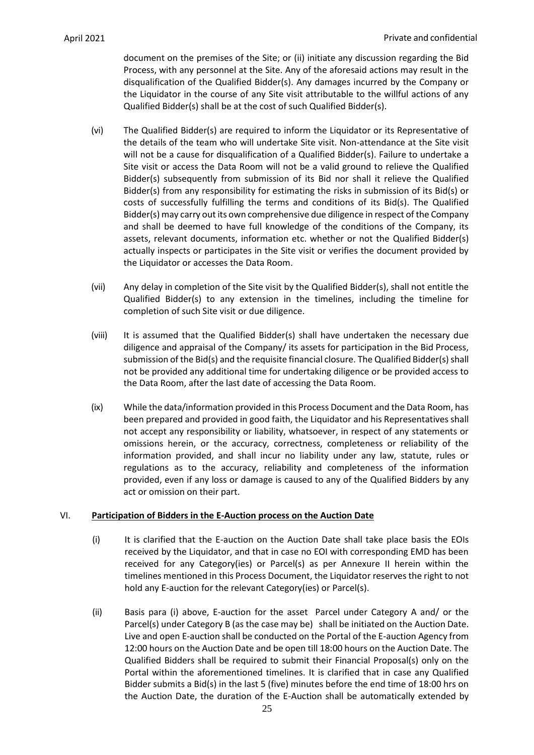document on the premises of the Site; or (ii) initiate any discussion regarding the Bid Process, with any personnel at the Site. Any of the aforesaid actions may result in the disqualification of the Qualified Bidder(s). Any damages incurred by the Company or the Liquidator in the course of any Site visit attributable to the willful actions of any Qualified Bidder(s) shall be at the cost of such Qualified Bidder(s).

(vi) The Qualified Bidder(s) are required to inform the Liquidator or its Representative of the details of the team who will undertake Site visit. Non-attendance at the Site visit will not be a cause for disqualification of a Qualified Bidder(s). Failure to undertake a Site visit or access the Data Room will not be a valid ground to relieve the Qualified Bidder(s) subsequently from submission of its Bid nor shall it relieve the Qualified Bidder(s) from any responsibility for estimating the risks in submission of its Bid(s) or costs of successfully fulfilling the terms and conditions of its Bid(s). The Qualified Bidder(s) may carry out its own comprehensive due diligence in respect of the Company and shall be deemed to have full knowledge of the conditions of the Company, its assets, relevant documents, information etc. whether or not the Qualified Bidder(s) actually inspects or participates in the Site visit or verifies the document provided by the Liquidator or accesses the Data Room.

(vii) Any delay in completion of the Site visit by the Qualified Bidder(s), shall not entitle the Qualified Bidder(s) to any extension in the timelines, including the timeline for completion of such Site visit or due diligence.

(viii) It is assumed that the Qualified Bidder(s) shall have undertaken the necessary due diligence and appraisal of the Company/ its assets for participation in the Bid Process, submission of the Bid(s) and the requisite financial closure. The Qualified Bidder(s) shall not be provided any additional time for undertaking diligence or be provided access to the Data Room, after the last date of accessing the Data Room.

(ix) While the data/information provided in this Process Document and the Data Room, has been prepared and provided in good faith, the Liquidator and his Representatives shall not accept any responsibility or liability, whatsoever, in respect of any statements or omissions herein, or the accuracy, correctness, completeness or reliability of the information provided, and shall incur no liability under any law, statute, rules or regulations as to the accuracy, reliability and completeness of the information provided, even if any loss or damage is caused to any of the Qualified Bidders by any act or omission on their part.

## VI. <u>Participation of Bidders in the E-Auction process on the Auction Date</u>

(i) It is clarified that the E-auction on the Auction Date shall take place basis the EOIs received by the Liquidator, and that in case no EOI with corresponding EMD has been received for any Category(ies) or Parcel(s) as per Annexure II herein within the timelines mentioned in this Process Document, the Liquidator reserves the right to not hold any E-auction for the relevant Category(ies) or Parcel(s).

(ii) Basis para (i) above, E-auction for the asset Parcel under Category A and/ or the Parcel(s) under Category B (as the case may be) shall be initiated on the Auction Date. Live and open E-auction shall be conducted on the Portal of the E-auction Agency from 12:00 hours on the Auction Date and be open till 18:00 hours on the Auction Date. The Qualified Bidders shall be required to submit their Financial Proposal(s) only on the Portal within the aforementioned timelines. It is clarified that in case any Qualified Bidder submits a Bid(s) in the last 5 (five) minutes before the end time of 18:00 hrs on the Auction Date, the duration of the E-Auction shall be automatically extended by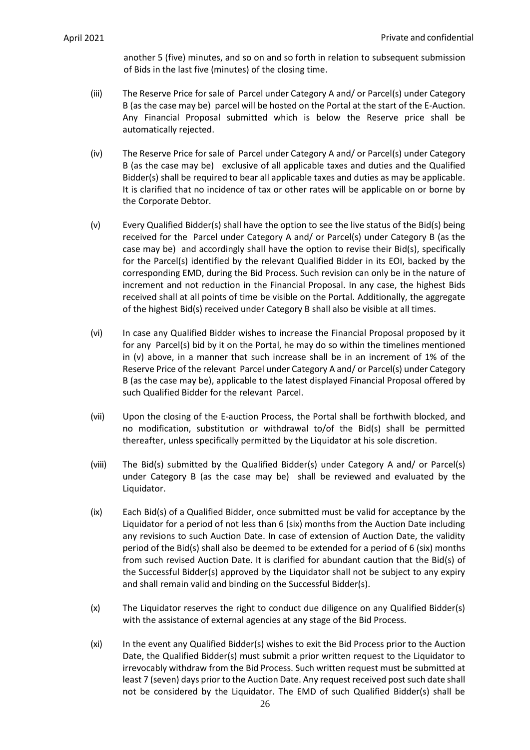another 5 (five) minutes, and so on and so forth in relation to subsequent submission of Bids in the last five (minutes) of the closing time.

(iii) The Reserve Price for sale of Parcel under Category A and/ or Parcel(s) under Category B (as the case may be) parcel will be hosted on the Portal at the start of the E-Auction. Any Financial Proposal submitted which is below the Reserve price shall be automatically rejected.

(iv) The Reserve Price for sale of Parcel under Category A and/ or Parcel(s) under Category B (as the case may be) exclusive of all applicable taxes and duties and the Qualified Bidder(s) shall be required to bear all applicable taxes and duties as may be applicable. It is clarified that no incidence of tax or other rates will be applicable on or borne by the Corporate Debtor.

(v) Every Qualified Bidder(s) shall have the option to see the live status of the Bid(s) being received for the Parcel under Category A and/ or Parcel(s) under Category B (as the case may be) and accordingly shall have the option to revise their Bid(s), specifically for the Parcel(s) identified by the relevant Qualified Bidder in its EOI, backed by the corresponding EMD, during the Bid Process. Such revision can only be in the nature of increment and not reduction in the Financial Proposal. In any case, the highest Bids received shall at all points of time be visible on the Portal. Additionally, the aggregate of the highest Bid(s) received under Category B shall also be visible at all times.

(vi) In case any Qualified Bidder wishes to increase the Financial Proposal proposed by it for any Parcel(s) bid by it on the Portal, he may do so within the timelines mentioned in (v) above, in a manner that such increase shall be in an increment of 1% of the Reserve Price of the relevant Parcel under Category A and/ or Parcel(s) under Category B (as the case may be), applicable to the latest displayed Financial Proposal offered by such Qualified Bidder for the relevant Parcel.

(vii) Upon the closing of the E-auction Process, the Portal shall be forthwith blocked, and no modification, substitution or withdrawal to/of the Bid(s) shall be permitted thereafter, unless specifically permitted by the Liquidator at his sole discretion.

(viii) The Bid(s) submitted by the Qualified Bidder(s) under Category A and/ or Parcel(s) under Category B (as the case may be) shall be reviewed and evaluated by the Liquidator.

(ix) Each Bid(s) of a Qualified Bidder, once submitted must be valid for acceptance by the Liquidator for a period of not less than 6 (six) months from the Auction Date including any revisions to such Auction Date. In case of extension of Auction Date, the validity period of the Bid(s) shall also be deemed to be extended for a period of 6 (six) months from such revised Auction Date. It is clarified for abundant caution that the Bid(s) of the Successful Bidder(s) approved by the Liquidator shall not be subject to any expiry and shall remain valid and binding on the Successful Bidder(s).

(x) The Liquidator reserves the right to conduct due diligence on any Qualified Bidder(s) with the assistance of external agencies at any stage of the Bid Process.

(xi) In the event any Qualified Bidder(s) wishes to exit the Bid Process prior to the Auction Date, the Qualified Bidder(s) must submit a prior written request to the Liquidator to irrevocably withdraw from the Bid Process. Such written request must be submitted at least 7 (seven) days prior to the Auction Date. Any request received post such date shall not be considered by the Liquidator. The EMD of such Qualified Bidder(s) shall be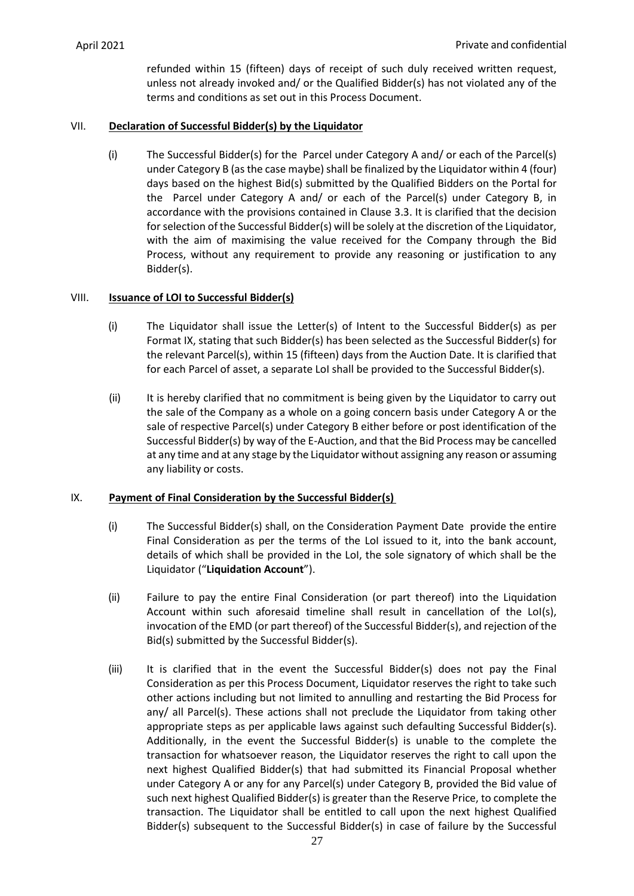refunded within 15 (fifteen) days of receipt of such duly received written request, unless not already invoked and/ or the Qualified Bidder(s) has not violated any of the terms and conditions as set out in this Process Document.

VII. **Declaration of Successful Bidder(s) by the Liquidator**

(i) The Successful Bidder(s) for the Parcel under Category A and/ or each of the Parcel(s) under Category B (as the case maybe) shall be finalized by the Liquidator within 4 (four) days based on the highest Bid(s) submitted by the Qualified Bidders on the Portal for the Parcel under Category A and/ or each of the Parcel(s) under Category B, in accordance with the provisions contained in Clause 3.3. It is clarified that the decision for selection of the Successful Bidder(s) will be solely at the discretion of the Liquidator, with the aim of maximising the value received for the Company through the Bid Process, without any requirement to provide any reasoning or justification to any Bidder(s).

VIII. **Issuance of LOI to Successful Bidder(s)**

(i) The Liquidator shall issue the Letter(s) of Intent to the Successful Bidder(s) as per Format IX, stating that such Bidder(s) has been selected as the Successful Bidder(s) for the relevant Parcel(s), within 15 (fifteen) days from the Auction Date. It is clarified that for each Parcel of asset, a separate LoI shall be provided to the Successful Bidder(s).

(ii) It is hereby clarified that no commitment is being given by the Liquidator to carry out the sale of the Company as a whole on a going concern basis under Category A or the sale of respective Parcel(s) under Category B either before or post identification of the Successful Bidder(s) by way of the E-Auction, and that the Bid Process may be cancelled at any time and at any stage by the Liquidator without assigning any reason or assuming any liability or costs.

IX. **Payment of Final Consideration by the Successful Bidder(s)**

(i) The Successful Bidder(s) shall, on the Consideration Payment Date provide the entire Final Consideration as per the terms of the LoI issued to it, into the bank account, details of which shall be provided in the LoI, the sole signatory of which shall be the Liquidator ("**Liquidation Account**").

(ii) Failure to pay the entire Final Consideration (or part thereof) into the Liquidation Account within such aforesaid timeline shall result in cancellation of the LoI(s), invocation of the EMD (or part thereof) of the Successful Bidder(s), and rejection of the Bid(s) submitted by the Successful Bidder(s).

(iii) It is clarified that in the event the Successful Bidder(s) does not pay the Final Consideration as per this Process Document, Liquidator reserves the right to take such other actions including but not limited to annulling and restarting the Bid Process for any/ all Parcel(s). These actions shall not preclude the Liquidator from taking other appropriate steps as per applicable laws against such defaulting Successful Bidder(s). Additionally, in the event the Successful Bidder(s) is unable to the complete the transaction for whatsoever reason, the Liquidator reserves the right to call upon the next highest Qualified Bidder(s) that had submitted its Financial Proposal whether under Category A or any for any Parcel(s) under Category B, provided the Bid value of such next highest Qualified Bidder(s) is greater than the Reserve Price, to complete the transaction. The Liquidator shall be entitled to call upon the next highest Qualified Bidder(s) subsequent to the Successful Bidder(s) in case of failure by the Successful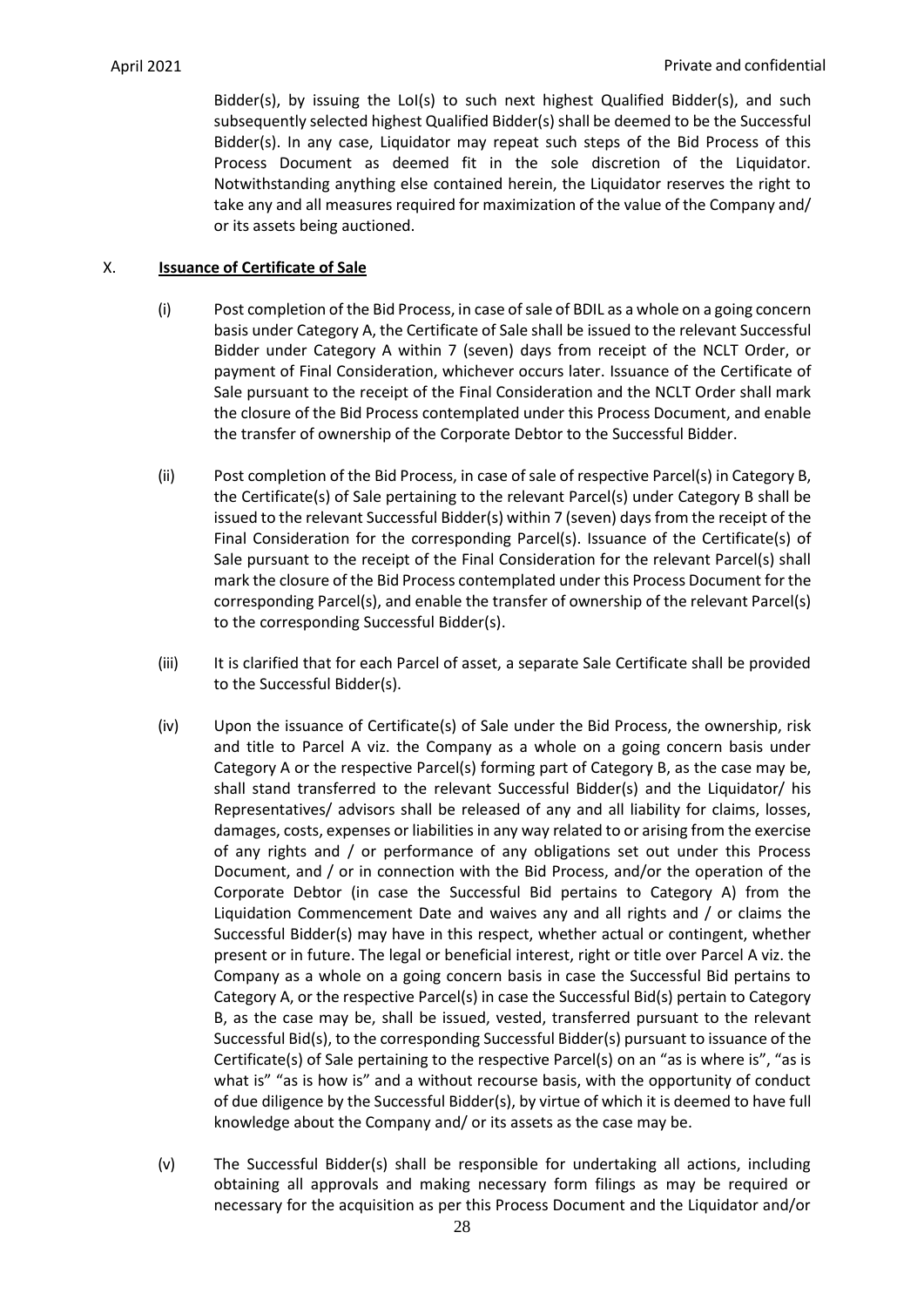Bidder(s), by issuing the LoI(s) to such next highest Qualified Bidder(s), and such subsequently selected highest Qualified Bidder(s) shall be deemed to be the Successful Bidder(s). In any case, Liquidator may repeat such steps of the Bid Process of this Process Document as deemed fit in the sole discretion of the Liquidator. Notwithstanding anything else contained herein, the Liquidator reserves the right to take any and all measures required for maximization of the value of the Company and/ or its assets being auctioned.

## X. **Issuance of Certificate of Sale**

(i) Post completion of the Bid Process, in case of sale of BDIL as a whole on a going concern basis under Category A, the Certificate of Sale shall be issued to the relevant Successful Bidder under Category A within 7 (seven) days from receipt of the NCLT Order, or payment of Final Consideration, whichever occurs later. Issuance of the Certificate of Sale pursuant to the receipt of the Final Consideration and the NCLT Order shall mark the closure of the Bid Process contemplated under this Process Document, and enable the transfer of ownership of the Corporate Debtor to the Successful Bidder.

(ii) Post completion of the Bid Process, in case of sale of respective Parcel(s) in Category B, the Certificate(s) of Sale pertaining to the relevant Parcel(s) under Category B shall be issued to the relevant Successful Bidder(s) within 7 (seven) days from the receipt of the Final Consideration for the corresponding Parcel(s). Issuance of the Certificate(s) of Sale pursuant to the receipt of the Final Consideration for the relevant Parcel(s) shall mark the closure of the Bid Process contemplated under this Process Document for the corresponding Parcel(s), and enable the transfer of ownership of the relevant Parcel(s) to the corresponding Successful Bidder(s).

(iii) It is clarified that for each Parcel of asset, a separate Sale Certificate shall be provided to the Successful Bidder(s).

(iv) Upon the issuance of Certificate(s) of Sale under the Bid Process, the ownership, risk and title to Parcel A viz. the Company as a whole on a going concern basis under Category A or the respective Parcel(s) forming part of Category B, as the case may be, shall stand transferred to the relevant Successful Bidder(s) and the Liquidator/ his Representatives/ advisors shall be released of any and all liability for claims, losses, damages, costs, expenses or liabilities in any way related to or arising from the exercise of any rights and / or performance of any obligations set out under this Process Document, and / or in connection with the Bid Process, and/or the operation of the Corporate Debtor (in case the Successful Bid pertains to Category A) from the Liquidation Commencement Date and waives any and all rights and / or claims the Successful Bidder(s) may have in this respect, whether actual or contingent, whether present or in future. The legal or beneficial interest, right or title over Parcel A viz. the Company as a whole on a going concern basis in case the Successful Bid pertains to Category A, or the respective Parcel(s) in case the Successful Bid(s) pertain to Category B, as the case may be, shall be issued, vested, transferred pursuant to the relevant Successful Bid(s), to the corresponding Successful Bidder(s) pursuant to issuance of the Certificate(s) of Sale pertaining to the respective Parcel(s) on an "as is where is", "as is what is" "as is how is" and a without recourse basis, with the opportunity of conduct of due diligence by the Successful Bidder(s), by virtue of which it is deemed to have full knowledge about the Company and/ or its assets as the case may be.

(v) The Successful Bidder(s) shall be responsible for undertaking all actions, including obtaining all approvals and making necessary form filings as may be required or necessary for the acquisition as per this Process Document and the Liquidator and/or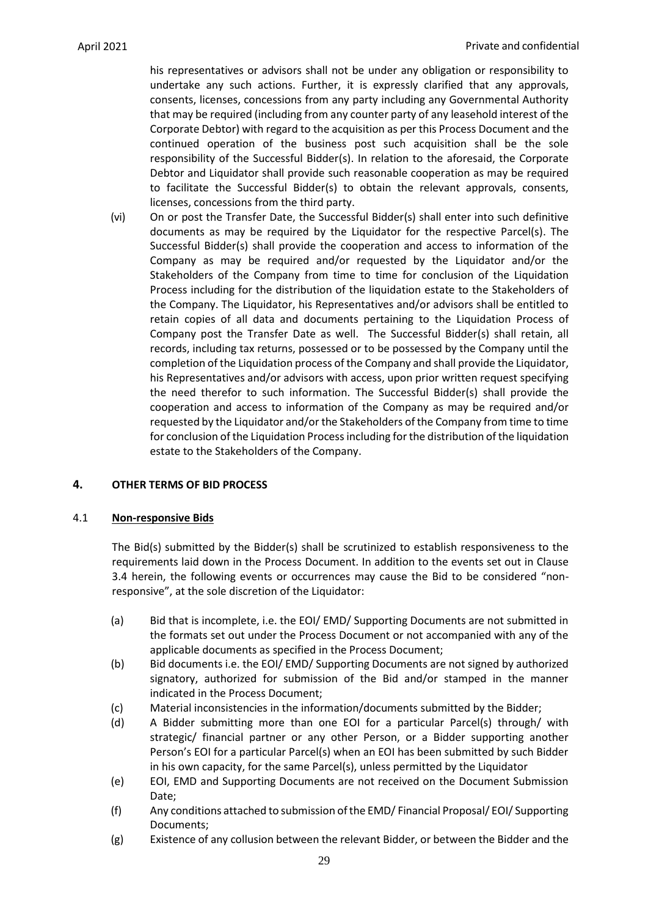his representatives or advisors shall not be under any obligation or responsibility to undertake any such actions. Further, it is expressly clarified that any approvals, consents, licenses, concessions from any party including any Governmental Authority that may be required (including from any counter party of any leasehold interest of the Corporate Debtor) with regard to the acquisition as per this Process Document and the continued operation of the business post such acquisition shall be the sole responsibility of the Successful Bidder(s). In relation to the aforesaid, the Corporate Debtor and Liquidator shall provide such reasonable cooperation as may be required to facilitate the Successful Bidder(s) to obtain the relevant approvals, consents, licenses, concessions from the third party.

(vi) On or post the Transfer Date, the Successful Bidder(s) shall enter into such definitive documents as may be required by the Liquidator for the respective Parcel(s). The Successful Bidder(s) shall provide the cooperation and access to information of the Company as may be required and/or requested by the Liquidator and/or the Stakeholders of the Company from time to time for conclusion of the Liquidation Process including for the distribution of the liquidation estate to the Stakeholders of the Company. The Liquidator, his Representatives and/or advisors shall be entitled to retain copies of all data and documents pertaining to the Liquidation Process of Company post the Transfer Date as well. The Successful Bidder(s) shall retain, all records, including tax returns, possessed or to be possessed by the Company until the completion of the Liquidation process of the Company and shall provide the Liquidator, his Representatives and/or advisors with access, upon prior written request specifying the need therefor to such information. The Successful Bidder(s) shall provide the cooperation and access to information of the Company as may be required and/or requested by the Liquidator and/or the Stakeholders of the Company from time to time for conclusion of the Liquidation Process including for the distribution of the liquidation estate to the Stakeholders of the Company.

## 4. OTHER TERMS OF BID PROCESS

### 4.1 Non-responsive Bids

The Bid(s) submitted by the Bidder(s) shall be scrutinized to establish responsiveness to the requirements laid down in the Process Document. In addition to the events set out in Clause 3.4 herein, the following events or occurrences may cause the Bid to be considered "non-responsive", at the sole discretion of the Liquidator:

(a) Bid that is incomplete, i.e. the EOI/ EMD/ Supporting Documents are not submitted in the formats set out under the Process Document or not accompanied with any of the applicable documents as specified in the Process Document;

(b) Bid documents i.e. the EOI/ EMD/ Supporting Documents are not signed by authorized signatory, authorized for submission of the Bid and/or stamped in the manner indicated in the Process Document;

(c) Material inconsistencies in the information/documents submitted by the Bidder;

(d) A Bidder submitting more than one EOI for a particular Parcel(s) through/ with strategic/ financial partner or any other Person, or a Bidder supporting another Person's EOI for a particular Parcel(s) when an EOI has been submitted by such Bidder in his own capacity, for the same Parcel(s), unless permitted by the Liquidator

(e) EOI, EMD and Supporting Documents are not received on the Document Submission Date;

(f) Any conditions attached to submission of the EMD/ Financial Proposal/ EOI/ Supporting Documents;

(g) Existence of any collusion between the relevant Bidder, or between the Bidder and the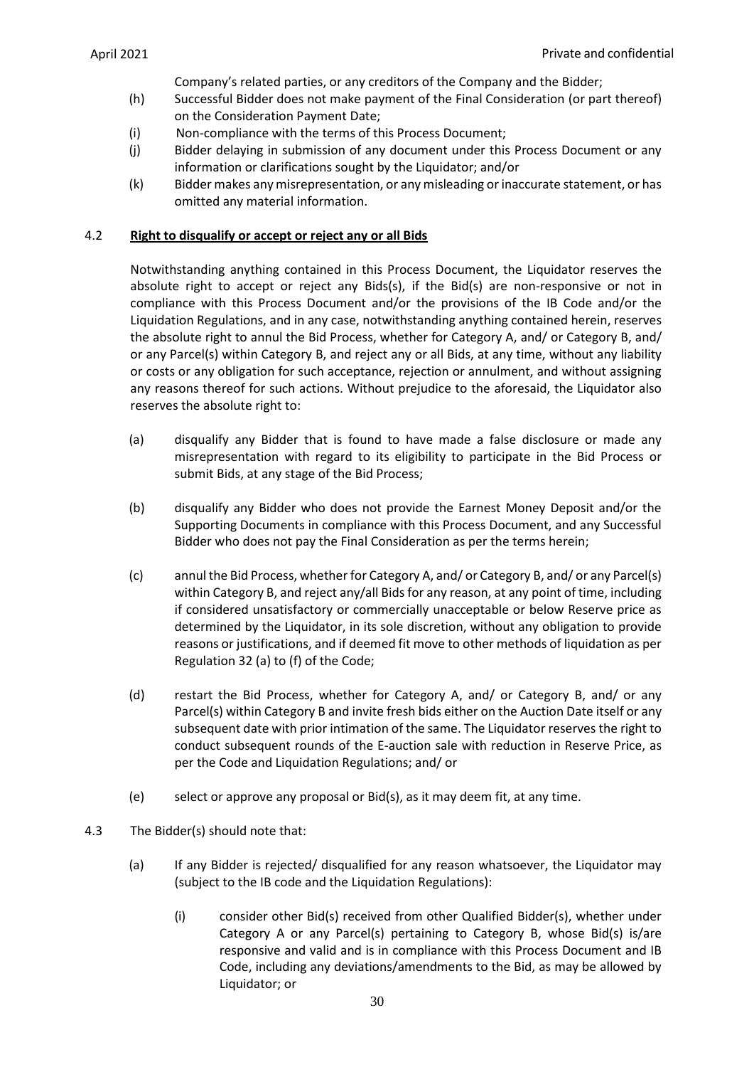Company's related parties, or any creditors of the Company and the Bidder;

(h) Successful Bidder does not make payment of the Final Consideration (or part thereof) on the Consideration Payment Date;

(i) Non-compliance with the terms of this Process Document;

(j) Bidder delaying in submission of any document under this Process Document or any information or clarifications sought by the Liquidator; and/or

(k) Bidder makes any misrepresentation, or any misleading or inaccurate statement, or has omitted any material information.

4.2 **Right to disqualify or accept or reject any or all Bids**

Notwithstanding anything contained in this Process Document, the Liquidator reserves the absolute right to accept or reject any Bids(s), if the Bid(s) are non-responsive or not in compliance with this Process Document and/or the provisions of the IB Code and/or the Liquidation Regulations, and in any case, notwithstanding anything contained herein, reserves the absolute right to annul the Bid Process, whether for Category A, and/ or Category B, and/ or any Parcel(s) within Category B, and reject any or all Bids, at any time, without any liability or costs or any obligation for such acceptance, rejection or annulment, and without assigning any reasons thereof for such actions. Without prejudice to the aforesaid, the Liquidator also reserves the absolute right to:

(a) disqualify any Bidder that is found to have made a false disclosure or made any misrepresentation with regard to its eligibility to participate in the Bid Process or submit Bids, at any stage of the Bid Process;

(b) disqualify any Bidder who does not provide the Earnest Money Deposit and/or the Supporting Documents in compliance with this Process Document, and any Successful Bidder who does not pay the Final Consideration as per the terms herein;

(c) annul the Bid Process, whether for Category A, and/ or Category B, and/ or any Parcel(s) within Category B, and reject any/all Bids for any reason, at any point of time, including if considered unsatisfactory or commercially unacceptable or below Reserve price as determined by the Liquidator, in its sole discretion, without any obligation to provide reasons or justifications, and if deemed fit move to other methods of liquidation as per Regulation 32 (a) to (f) of the Code;

(d) restart the Bid Process, whether for Category A, and/ or Category B, and/ or any Parcel(s) within Category B and invite fresh bids either on the Auction Date itself or any subsequent date with prior intimation of the same. The Liquidator reserves the right to conduct subsequent rounds of the E-auction sale with reduction in Reserve Price, as per the Code and Liquidation Regulations; and/ or

(e) select or approve any proposal or Bid(s), as it may deem fit, at any time.

4.3 The Bidder(s) should note that:

(a) If any Bidder is rejected/ disqualified for any reason whatsoever, the Liquidator may (subject to the IB code and the Liquidation Regulations):

(i) consider other Bid(s) received from other Qualified Bidder(s), whether under Category A or any Parcel(s) pertaining to Category B, whose Bid(s) is/are responsive and valid and is in compliance with this Process Document and IB Code, including any deviations/amendments to the Bid, as may be allowed by Liquidator; or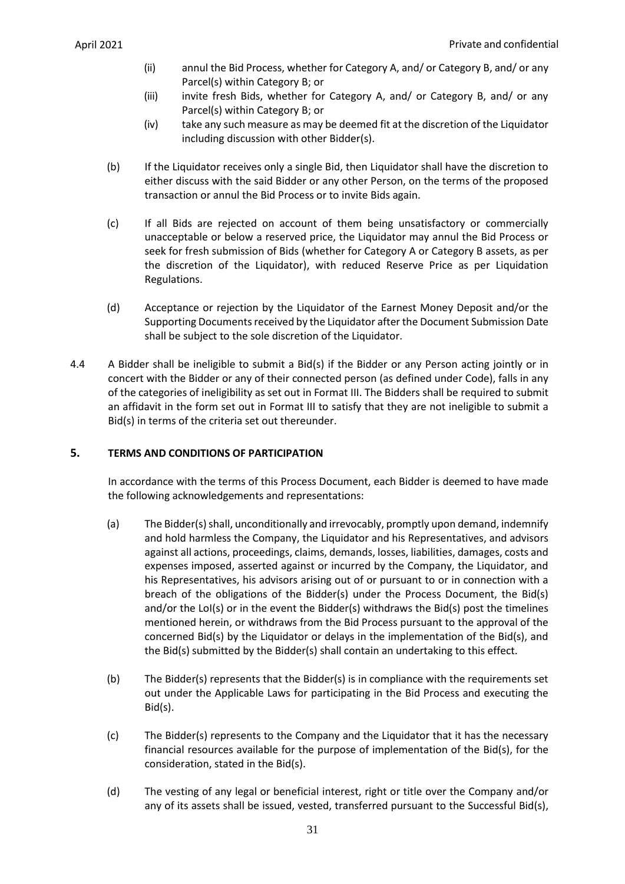(ii) annul the Bid Process, whether for Category A, and/ or Category B, and/ or any Parcel(s) within Category B; or

(iii) invite fresh Bids, whether for Category A, and/ or Category B, and/ or any Parcel(s) within Category B; or

(iv) take any such measure as may be deemed fit at the discretion of the Liquidator including discussion with other Bidder(s).

(b) If the Liquidator receives only a single Bid, then Liquidator shall have the discretion to either discuss with the said Bidder or any other Person, on the terms of the proposed transaction or annul the Bid Process or to invite Bids again.

(c) If all Bids are rejected on account of them being unsatisfactory or commercially unacceptable or below a reserved price, the Liquidator may annul the Bid Process or seek for fresh submission of Bids (whether for Category A or Category B assets, as per the discretion of the Liquidator), with reduced Reserve Price as per Liquidation Regulations.

(d) Acceptance or rejection by the Liquidator of the Earnest Money Deposit and/or the Supporting Documents received by the Liquidator after the Document Submission Date shall be subject to the sole discretion of the Liquidator.

4.4 A Bidder shall be ineligible to submit a Bid(s) if the Bidder or any Person acting jointly or in concert with the Bidder or any of their connected person (as defined under Code), falls in any of the categories of ineligibility as set out in Format III. The Bidders shall be required to submit an affidavit in the form set out in Format III to satisfy that they are not ineligible to submit a Bid(s) in terms of the criteria set out thereunder.

## 5. TERMS AND CONDITIONS OF PARTICIPATION

In accordance with the terms of this Process Document, each Bidder is deemed to have made the following acknowledgements and representations:

(a) The Bidder(s) shall, unconditionally and irrevocably, promptly upon demand, indemnify and hold harmless the Company, the Liquidator and his Representatives, and advisors against all actions, proceedings, claims, demands, losses, liabilities, damages, costs and expenses imposed, asserted against or incurred by the Company, the Liquidator, and his Representatives, his advisors arising out of or pursuant to or in connection with a breach of the obligations of the Bidder(s) under the Process Document, the Bid(s) and/or the LoI(s) or in the event the Bidder(s) withdraws the Bid(s) post the timelines mentioned herein, or withdraws from the Bid Process pursuant to the approval of the concerned Bid(s) by the Liquidator or delays in the implementation of the Bid(s), and the Bid(s) submitted by the Bidder(s) shall contain an undertaking to this effect.

(b) The Bidder(s) represents that the Bidder(s) is in compliance with the requirements set out under the Applicable Laws for participating in the Bid Process and executing the Bid(s).

(c) The Bidder(s) represents to the Company and the Liquidator that it has the necessary financial resources available for the purpose of implementation of the Bid(s), for the consideration, stated in the Bid(s).

(d) The vesting of any legal or beneficial interest, right or title over the Company and/or any of its assets shall be issued, vested, transferred pursuant to the Successful Bid(s),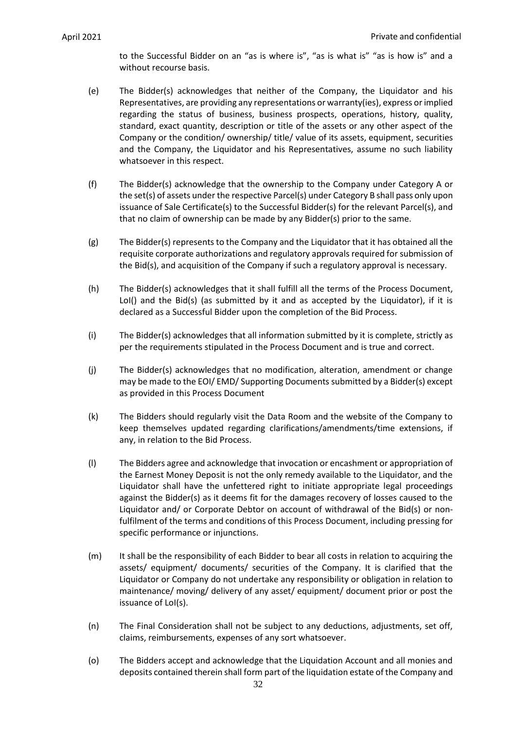to the Successful Bidder on an "as is where is", "as is what is" "as is how is" and a without recourse basis.

(e) The Bidder(s) acknowledges that neither of the Company, the Liquidator and his Representatives, are providing any representations or warranty(ies), express or implied regarding the status of business, business prospects, operations, history, quality, standard, exact quantity, description or title of the assets or any other aspect of the Company or the condition/ ownership/ title/ value of its assets, equipment, securities and the Company, the Liquidator and his Representatives, assume no such liability whatsoever in this respect.

(f) The Bidder(s) acknowledge that the ownership to the Company under Category A or the set(s) of assets under the respective Parcel(s) under Category B shall pass only upon issuance of Sale Certificate(s) to the Successful Bidder(s) for the relevant Parcel(s), and that no claim of ownership can be made by any Bidder(s) prior to the same.

(g) The Bidder(s) represents to the Company and the Liquidator that it has obtained all the requisite corporate authorizations and regulatory approvals required for submission of the Bid(s), and acquisition of the Company if such a regulatory approval is necessary.

(h) The Bidder(s) acknowledges that it shall fulfill all the terms of the Process Document, LoI() and the Bid(s) (as submitted by it and as accepted by the Liquidator), if it is declared as a Successful Bidder upon the completion of the Bid Process.

(i) The Bidder(s) acknowledges that all information submitted by it is complete, strictly as per the requirements stipulated in the Process Document and is true and correct.

(j) The Bidder(s) acknowledges that no modification, alteration, amendment or change may be made to the EOI/ EMD/ Supporting Documents submitted by a Bidder(s) except as provided in this Process Document

(k) The Bidders should regularly visit the Data Room and the website of the Company to keep themselves updated regarding clarifications/amendments/time extensions, if any, in relation to the Bid Process.

(l) The Bidders agree and acknowledge that invocation or encashment or appropriation of the Earnest Money Deposit is not the only remedy available to the Liquidator, and the Liquidator shall have the unfettered right to initiate appropriate legal proceedings against the Bidder(s) as it deems fit for the damages recovery of losses caused to the Liquidator and/ or Corporate Debtor on account of withdrawal of the Bid(s) or non-fulfilment of the terms and conditions of this Process Document, including pressing for specific performance or injunctions.

(m) It shall be the responsibility of each Bidder to bear all costs in relation to acquiring the assets/ equipment/ documents/ securities of the Company. It is clarified that the Liquidator or Company do not undertake any responsibility or obligation in relation to maintenance/ moving/ delivery of any asset/ equipment/ document prior or post the issuance of LoI(s).

(n) The Final Consideration shall not be subject to any deductions, adjustments, set off, claims, reimbursements, expenses of any sort whatsoever.

(o) The Bidders accept and acknowledge that the Liquidation Account and all monies and deposits contained therein shall form part of the liquidation estate of the Company and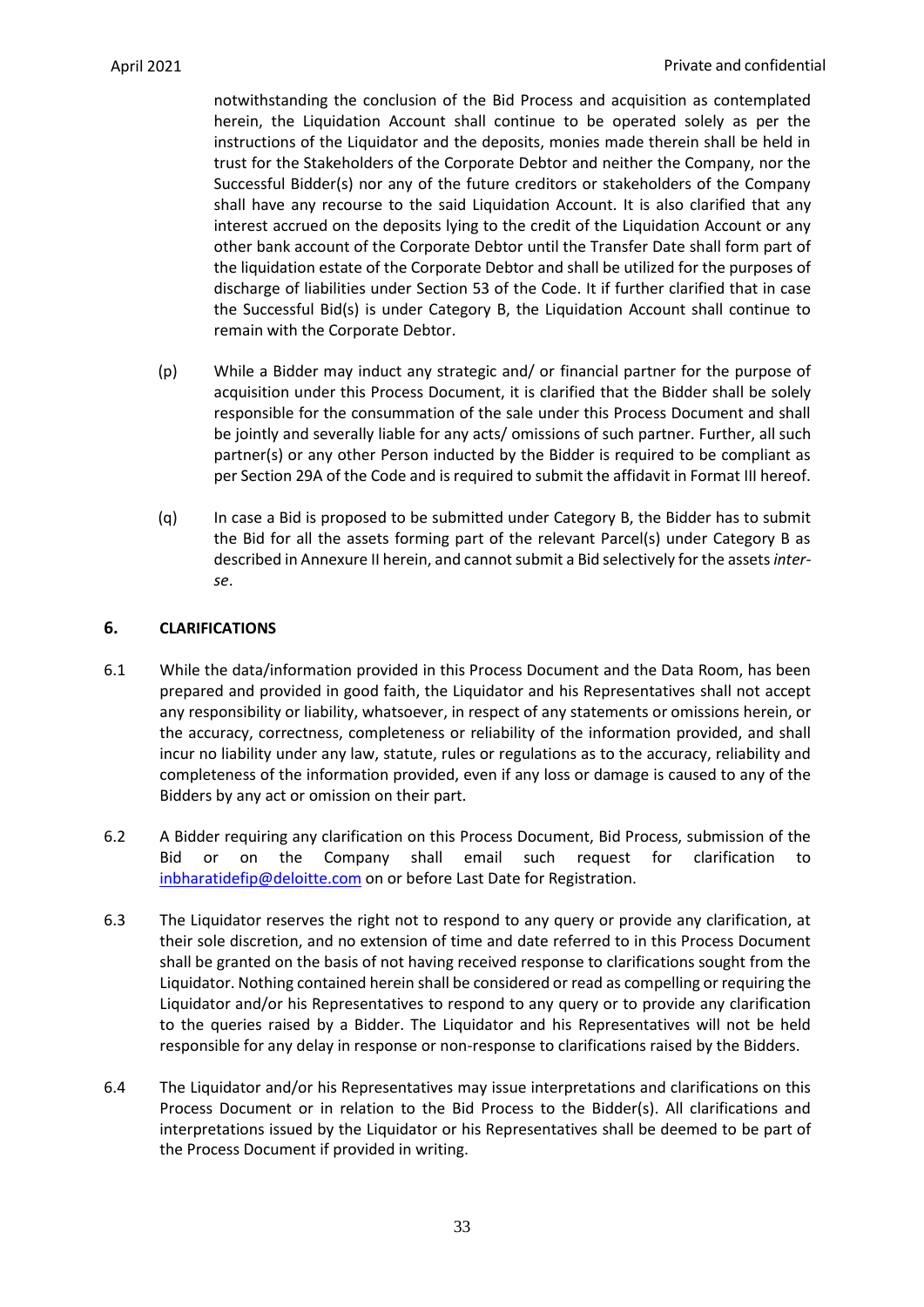notwithstanding the conclusion of the Bid Process and acquisition as contemplated herein, the Liquidation Account shall continue to be operated solely as per the instructions of the Liquidator and the deposits, monies made therein shall be held in trust for the Stakeholders of the Corporate Debtor and neither the Company, nor the Successful Bidder(s) nor any of the future creditors or stakeholders of the Company shall have any recourse to the said Liquidation Account. It is also clarified that any interest accrued on the deposits lying to the credit of the Liquidation Account or any other bank account of the Corporate Debtor until the Transfer Date shall form part of the liquidation estate of the Corporate Debtor and shall be utilized for the purposes of discharge of liabilities under Section 53 of the Code. It if further clarified that in case the Successful Bid(s) is under Category B, the Liquidation Account shall continue to remain with the Corporate Debtor.

(p) While a Bidder may induct any strategic and/ or financial partner for the purpose of acquisition under this Process Document, it is clarified that the Bidder shall be solely responsible for the consummation of the sale under this Process Document and shall be jointly and severally liable for any acts/ omissions of such partner. Further, all such partner(s) or any other Person inducted by the Bidder is required to be compliant as per Section 29A of the Code and is required to submit the affidavit in Format III hereof.

(q) In case a Bid is proposed to be submitted under Category B, the Bidder has to submit the Bid for all the assets forming part of the relevant Parcel(s) under Category B as described in Annexure II herein, and cannot submit a Bid selectively for the assets *inter-se*.

## 6. CLARIFICATIONS

6.1 While the data/information provided in this Process Document and the Data Room, has been prepared and provided in good faith, the Liquidator and his Representatives shall not accept any responsibility or liability, whatsoever, in respect of any statements or omissions herein, or the accuracy, correctness, completeness or reliability of the information provided, and shall incur no liability under any law, statute, rules or regulations as to the accuracy, reliability and completeness of the information provided, even if any loss or damage is caused to any of the Bidders by any act or omission on their part.

6.2 A Bidder requiring any clarification on this Process Document, Bid Process, submission of the Bid or on the Company shall email such request for clarification to inbharatidefip@deloitte.com on or before Last Date for Registration.

6.3 The Liquidator reserves the right not to respond to any query or provide any clarification, at their sole discretion, and no extension of time and date referred to in this Process Document shall be granted on the basis of not having received response to clarifications sought from the Liquidator. Nothing contained herein shall be considered or read as compelling or requiring the Liquidator and/or his Representatives to respond to any query or to provide any clarification to the queries raised by a Bidder. The Liquidator and his Representatives will not be held responsible for any delay in response or non-response to clarifications raised by the Bidders.

6.4 The Liquidator and/or his Representatives may issue interpretations and clarifications on this Process Document or in relation to the Bid Process to the Bidder(s). All clarifications and interpretations issued by the Liquidator or his Representatives shall be deemed to be part of the Process Document if provided in writing.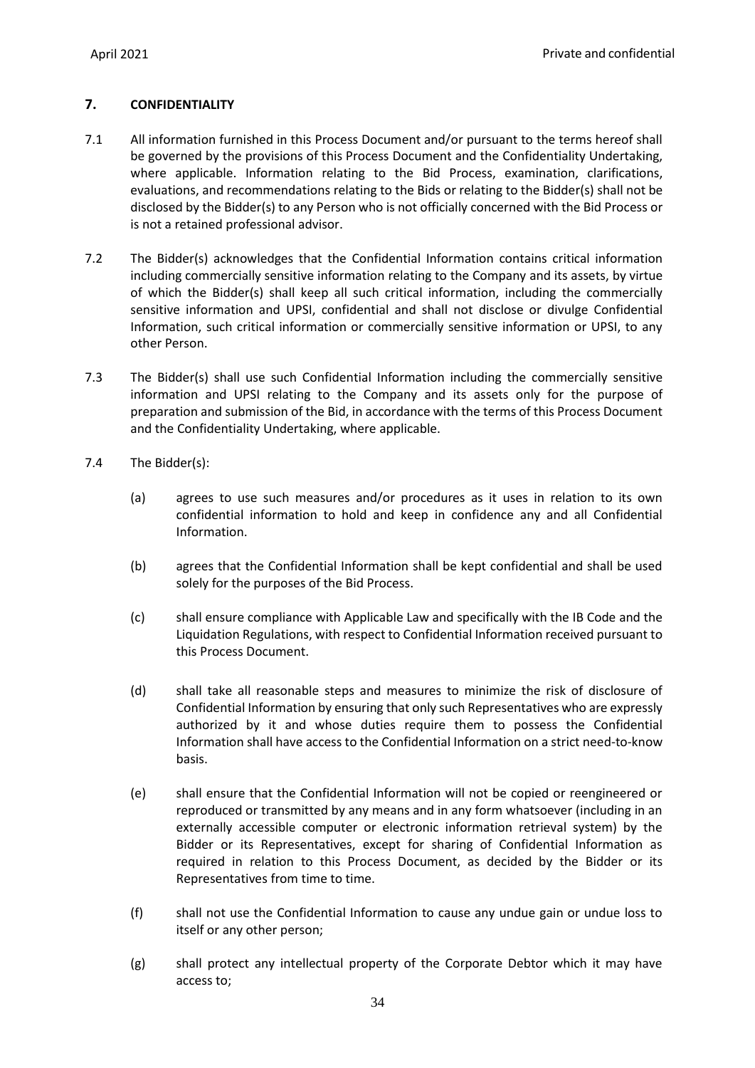## 7. CONFIDENTIALITY

7.1 All information furnished in this Process Document and/or pursuant to the terms hereof shall be governed by the provisions of this Process Document and the Confidentiality Undertaking, where applicable. Information relating to the Bid Process, examination, clarifications, evaluations, and recommendations relating to the Bids or relating to the Bidder(s) shall not be disclosed by the Bidder(s) to any Person who is not officially concerned with the Bid Process or is not a retained professional advisor.

7.2 The Bidder(s) acknowledges that the Confidential Information contains critical information including commercially sensitive information relating to the Company and its assets, by virtue of which the Bidder(s) shall keep all such critical information, including the commercially sensitive information and UPSI, confidential and shall not disclose or divulge Confidential Information, such critical information or commercially sensitive information or UPSI, to any other Person.

7.3 The Bidder(s) shall use such Confidential Information including the commercially sensitive information and UPSI relating to the Company and its assets only for the purpose of preparation and submission of the Bid, in accordance with the terms of this Process Document and the Confidentiality Undertaking, where applicable.

7.4 The Bidder(s):

(a) agrees to use such measures and/or procedures as it uses in relation to its own confidential information to hold and keep in confidence any and all Confidential Information.

(b) agrees that the Confidential Information shall be kept confidential and shall be used solely for the purposes of the Bid Process.

(c) shall ensure compliance with Applicable Law and specifically with the IB Code and the Liquidation Regulations, with respect to Confidential Information received pursuant to this Process Document.

(d) shall take all reasonable steps and measures to minimize the risk of disclosure of Confidential Information by ensuring that only such Representatives who are expressly authorized by it and whose duties require them to possess the Confidential Information shall have access to the Confidential Information on a strict need-to-know basis.

(e) shall ensure that the Confidential Information will not be copied or reengineered or reproduced or transmitted by any means and in any form whatsoever (including in an externally accessible computer or electronic information retrieval system) by the Bidder or its Representatives, except for sharing of Confidential Information as required in relation to this Process Document, as decided by the Bidder or its Representatives from time to time.

(f) shall not use the Confidential Information to cause any undue gain or undue loss to itself or any other person;

(g) shall protect any intellectual property of the Corporate Debtor which it may have access to;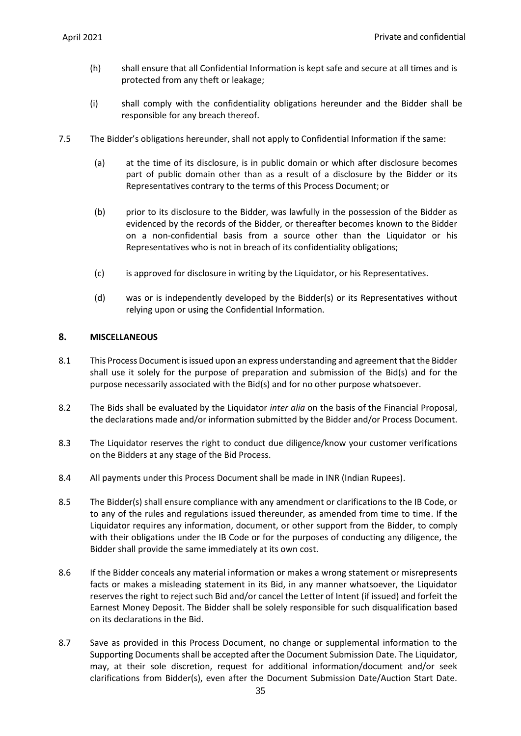(h) shall ensure that all Confidential Information is kept safe and secure at all times and is protected from any theft or leakage;

(i) shall comply with the confidentiality obligations hereunder and the Bidder shall be responsible for any breach thereof.

7.5 The Bidder's obligations hereunder, shall not apply to Confidential Information if the same:

(a) at the time of its disclosure, is in public domain or which after disclosure becomes part of public domain other than as a result of a disclosure by the Bidder or its Representatives contrary to the terms of this Process Document; or

(b) prior to its disclosure to the Bidder, was lawfully in the possession of the Bidder as evidenced by the records of the Bidder, or thereafter becomes known to the Bidder on a non-confidential basis from a source other than the Liquidator or his Representatives who is not in breach of its confidentiality obligations;

(c) is approved for disclosure in writing by the Liquidator, or his Representatives.

(d) was or is independently developed by the Bidder(s) or its Representatives without relying upon or using the Confidential Information.

## 8. MISCELLANEOUS

8.1 This Process Document is issued upon an express understanding and agreement that the Bidder shall use it solely for the purpose of preparation and submission of the Bid(s) and for the purpose necessarily associated with the Bid(s) and for no other purpose whatsoever.

8.2 The Bids shall be evaluated by the Liquidator *inter alia* on the basis of the Financial Proposal, the declarations made and/or information submitted by the Bidder and/or Process Document.

8.3 The Liquidator reserves the right to conduct due diligence/know your customer verifications on the Bidders at any stage of the Bid Process.

8.4 All payments under this Process Document shall be made in INR (Indian Rupees).

8.5 The Bidder(s) shall ensure compliance with any amendment or clarifications to the IB Code, or to any of the rules and regulations issued thereunder, as amended from time to time. If the Liquidator requires any information, document, or other support from the Bidder, to comply with their obligations under the IB Code or for the purposes of conducting any diligence, the Bidder shall provide the same immediately at its own cost.

8.6 If the Bidder conceals any material information or makes a wrong statement or misrepresents facts or makes a misleading statement in its Bid, in any manner whatsoever, the Liquidator reserves the right to reject such Bid and/or cancel the Letter of Intent (if issued) and forfeit the Earnest Money Deposit. The Bidder shall be solely responsible for such disqualification based on its declarations in the Bid.

8.7 Save as provided in this Process Document, no change or supplemental information to the Supporting Documents shall be accepted after the Document Submission Date. The Liquidator, may, at their sole discretion, request for additional information/document and/or seek clarifications from Bidder(s), even after the Document Submission Date/Auction Start Date.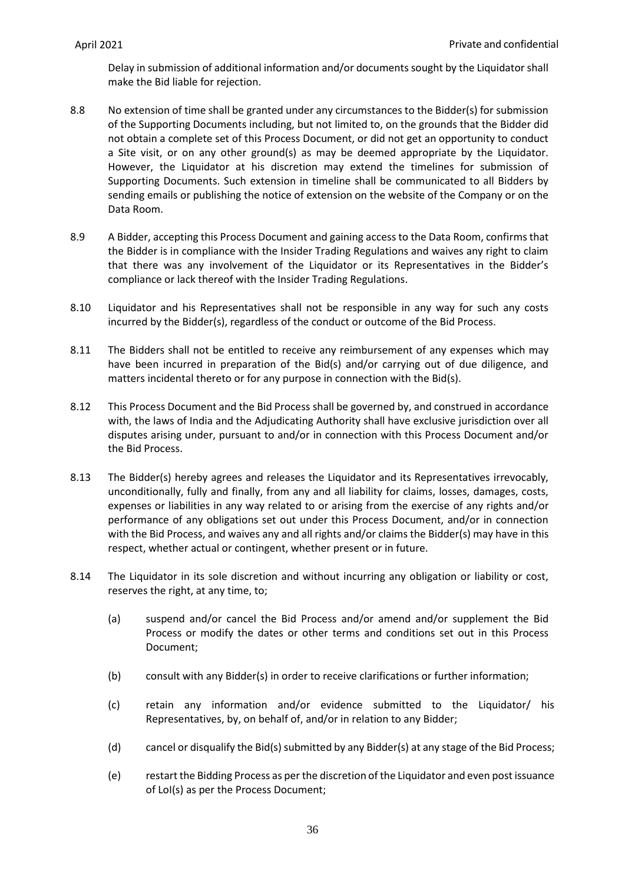Delay in submission of additional information and/or documents sought by the Liquidator shall make the Bid liable for rejection.

8.8 No extension of time shall be granted under any circumstances to the Bidder(s) for submission of the Supporting Documents including, but not limited to, on the grounds that the Bidder did not obtain a complete set of this Process Document, or did not get an opportunity to conduct a Site visit, or on any other ground(s) as may be deemed appropriate by the Liquidator. However, the Liquidator at his discretion may extend the timelines for submission of Supporting Documents. Such extension in timeline shall be communicated to all Bidders by sending emails or publishing the notice of extension on the website of the Company or on the Data Room.

8.9 A Bidder, accepting this Process Document and gaining access to the Data Room, confirms that the Bidder is in compliance with the Insider Trading Regulations and waives any right to claim that there was any involvement of the Liquidator or its Representatives in the Bidder's compliance or lack thereof with the Insider Trading Regulations.

8.10 Liquidator and his Representatives shall not be responsible in any way for such any costs incurred by the Bidder(s), regardless of the conduct or outcome of the Bid Process.

8.11 The Bidders shall not be entitled to receive any reimbursement of any expenses which may have been incurred in preparation of the Bid(s) and/or carrying out of due diligence, and matters incidental thereto or for any purpose in connection with the Bid(s).

8.12 This Process Document and the Bid Process shall be governed by, and construed in accordance with, the laws of India and the Adjudicating Authority shall have exclusive jurisdiction over all disputes arising under, pursuant to and/or in connection with this Process Document and/or the Bid Process.

8.13 The Bidder(s) hereby agrees and releases the Liquidator and its Representatives irrevocably, unconditionally, fully and finally, from any and all liability for claims, losses, damages, costs, expenses or liabilities in any way related to or arising from the exercise of any rights and/or performance of any obligations set out under this Process Document, and/or in connection with the Bid Process, and waives any and all rights and/or claims the Bidder(s) may have in this respect, whether actual or contingent, whether present or in future.

8.14 The Liquidator in its sole discretion and without incurring any obligation or liability or cost, reserves the right, at any time, to;

(a) suspend and/or cancel the Bid Process and/or amend and/or supplement the Bid Process or modify the dates or other terms and conditions set out in this Process Document;

(b) consult with any Bidder(s) in order to receive clarifications or further information;

(c) retain any information and/or evidence submitted to the Liquidator/ his Representatives, by, on behalf of, and/or in relation to any Bidder;

(d) cancel or disqualify the Bid(s) submitted by any Bidder(s) at any stage of the Bid Process;

(e) restart the Bidding Process as per the discretion of the Liquidator and even post issuance of LoI(s) as per the Process Document;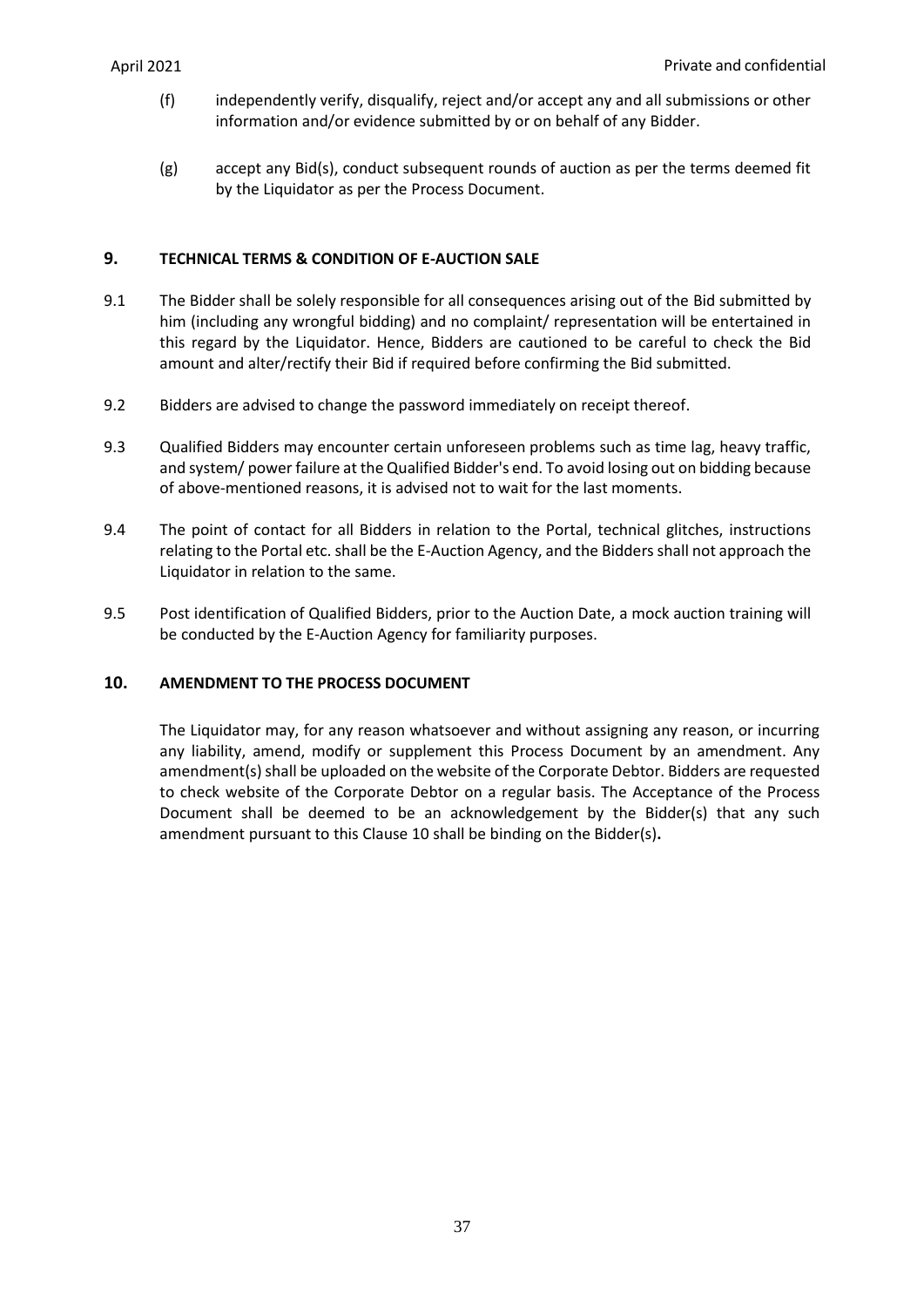(f) independently verify, disqualify, reject and/or accept any and all submissions or other information and/or evidence submitted by or on behalf of any Bidder.

(g) accept any Bid(s), conduct subsequent rounds of auction as per the terms deemed fit by the Liquidator as per the Process Document.

## 9. TECHNICAL TERMS & CONDITION OF E-AUCTION SALE

9.1 The Bidder shall be solely responsible for all consequences arising out of the Bid submitted by him (including any wrongful bidding) and no complaint/ representation will be entertained in this regard by the Liquidator. Hence, Bidders are cautioned to be careful to check the Bid amount and alter/rectify their Bid if required before confirming the Bid submitted.

9.2 Bidders are advised to change the password immediately on receipt thereof.

9.3 Qualified Bidders may encounter certain unforeseen problems such as time lag, heavy traffic, and system/ power failure at the Qualified Bidder's end. To avoid losing out on bidding because of above-mentioned reasons, it is advised not to wait for the last moments.

9.4 The point of contact for all Bidders in relation to the Portal, technical glitches, instructions relating to the Portal etc. shall be the E-Auction Agency, and the Bidders shall not approach the Liquidator in relation to the same.

9.5 Post identification of Qualified Bidders, prior to the Auction Date, a mock auction training will be conducted by the E-Auction Agency for familiarity purposes.

## 10. AMENDMENT TO THE PROCESS DOCUMENT

The Liquidator may, for any reason whatsoever and without assigning any reason, or incurring any liability, amend, modify or supplement this Process Document by an amendment. Any amendment(s) shall be uploaded on the website of the Corporate Debtor. Bidders are requested to check website of the Corporate Debtor on a regular basis. The Acceptance of the Process Document shall be deemed to be an acknowledgement by the Bidder(s) that any such amendment pursuant to this Clause 10 shall be binding on the Bidder(s)**.**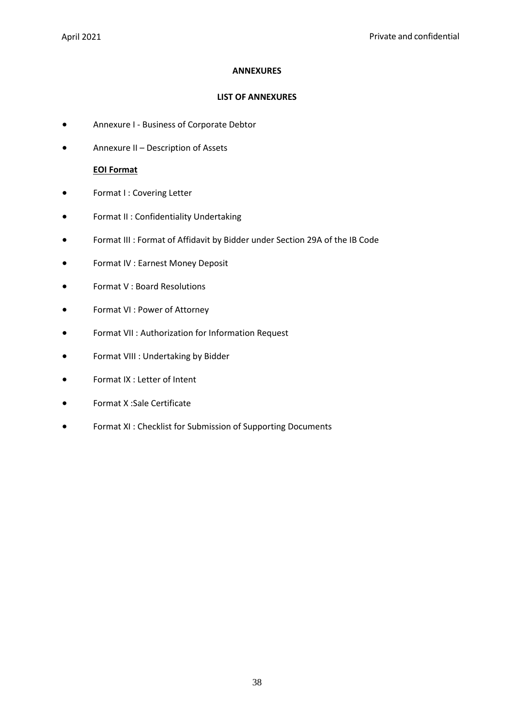**ANNEXURES**

**LIST OF ANNEXURES**

- Annexure I - Business of Corporate Debtor
- Annexure II – Description of Assets

**EOI Format**

- Format I : Covering Letter
- Format II : Confidentiality Undertaking
- Format III : Format of Affidavit by Bidder under Section 29A of the IB Code
- Format IV : Earnest Money Deposit
- Format V : Board Resolutions
- Format VI : Power of Attorney
- Format VII : Authorization for Information Request
- Format VIII : Undertaking by Bidder
- Format IX : Letter of Intent
- Format X :Sale Certificate
- Format XI : Checklist for Submission of Supporting Documents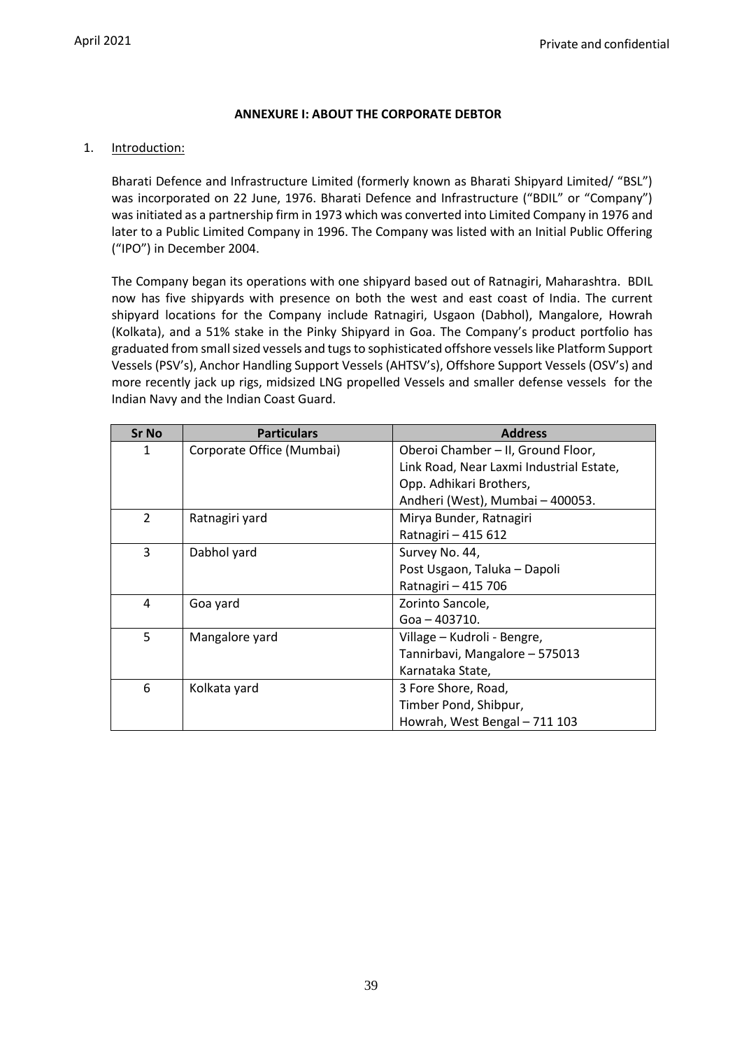## ANNEXURE I: ABOUT THE CORPORATE DEBTOR

1. Introduction:

Bharati Defence and Infrastructure Limited (formerly known as Bharati Shipyard Limited/ "BSL") was incorporated on 22 June, 1976. Bharati Defence and Infrastructure ("BDIL" or "Company") was initiated as a partnership firm in 1973 which was converted into Limited Company in 1976 and later to a Public Limited Company in 1996. The Company was listed with an Initial Public Offering ("IPO") in December 2004.

The Company began its operations with one shipyard based out of Ratnagiri, Maharashtra. BDIL now has five shipyards with presence on both the west and east coast of India. The current shipyard locations for the Company include Ratnagiri, Usgaon (Dabhol), Mangalore, Howrah (Kolkata), and a 51% stake in the Pinky Shipyard in Goa. The Company's product portfolio has graduated from small sized vessels and tugs to sophisticated offshore vessels like Platform Support Vessels (PSV's), Anchor Handling Support Vessels (AHTSV's), Offshore Support Vessels (OSV's) and more recently jack up rigs, midsized LNG propelled Vessels and smaller defense vessels for the Indian Navy and the Indian Coast Guard.

| Sr No | Particulars | Address |
|---|---|---|
| 1 | Corporate Office (Mumbai) | Oberoi Chamber – II, Ground Floor, Link Road, Near Laxmi Industrial Estate, Opp. Adhikari Brothers, Andheri (West), Mumbai – 400053. |
| 2 | Ratnagiri yard | Mirya Bunder, Ratnagiri Ratnagiri – 415 612 |
| 3 | Dabhol yard | Survey No. 44, Post Usgaon, Taluka – Dapoli Ratnagiri – 415 706 |
| 4 | Goa yard | Zorinto Sancole, Goa – 403710. |
| 5 | Mangalore yard | Village – Kudroli - Bengre, Tannirbavi, Mangalore – 575013 Karnataka State, |
| 6 | Kolkata yard | 3 Fore Shore, Road, Timber Pond, Shibpur, Howrah, West Bengal – 711 103 |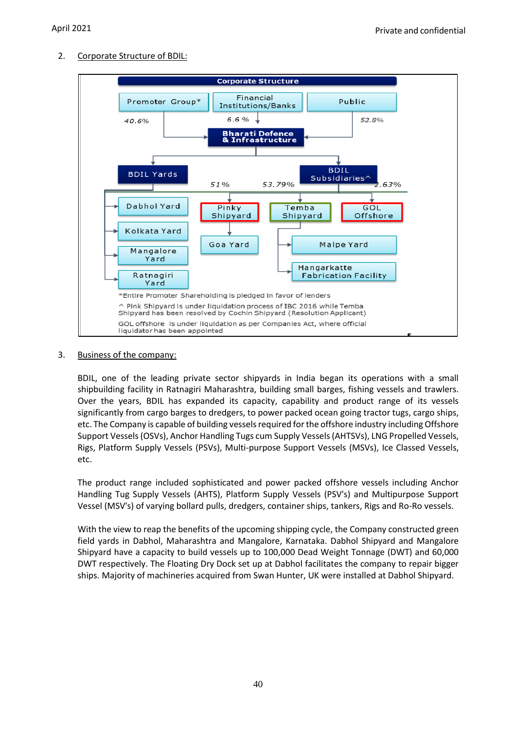## 2. Corporate Structure of BDIL:

**Corporate Structure**

- Promoter Group* — 40.6%
- Financial Institutions/Banks — 6.6 %
- Public — 52.8%

**Bharati Defence & Infrastructure**

- BDIL Yards
  - Dabhol Yard
  - Kolkata Yard
  - Mangalore Yard
  - Ratnagiri Yard
- BDIL Subsidiaries^
  - Pinky Shipyard — 51%
    - Goa Yard
  - Temba Shipyard — 53.79%
    - Malpe Yard
    - Hangarkatte Fabrication Facility
  - GOL Offshore — 2.63%

*Entire Promoter Shareholding is pledged in favor of lenders

^ Pinky Shipyard is under liquidation process of IBC 2016 while Temba Shipyard has been resolved by Cochin Shipyard (Resolution Applicant)

GOL offshore is under liquidation as per Companies Act, where official liquidator has been appointed

## 3. Business of the company:

BDIL, one of the leading private sector shipyards in India began its operations with a small shipbuilding facility in Ratnagiri Maharashtra, building small barges, fishing vessels and trawlers. Over the years, BDIL has expanded its capacity, capability and product range of its vessels significantly from cargo barges to dredgers, to power packed ocean going tractor tugs, cargo ships, etc. The Company is capable of building vessels required for the offshore industry including Offshore Support Vessels (OSVs), Anchor Handling Tugs cum Supply Vessels (AHTSVs), LNG Propelled Vessels, Rigs, Platform Supply Vessels (PSVs), Multi-purpose Support Vessels (MSVs), Ice Classed Vessels, etc.

The product range included sophisticated and power packed offshore vessels including Anchor Handling Tug Supply Vessels (AHTS), Platform Supply Vessels (PSV's) and Multipurpose Support Vessel (MSV's) of varying bollard pulls, dredgers, container ships, tankers, Rigs and Ro-Ro vessels.

With the view to reap the benefits of the upcoming shipping cycle, the Company constructed green field yards in Dabhol, Maharashtra and Mangalore, Karnataka. Dabhol Shipyard and Mangalore Shipyard have a capacity to build vessels up to 100,000 Dead Weight Tonnage (DWT) and 60,000 DWT respectively. The Floating Dry Dock set up at Dabhol facilitates the company to repair bigger ships. Majority of machineries acquired from Swan Hunter, UK were installed at Dabhol Shipyard.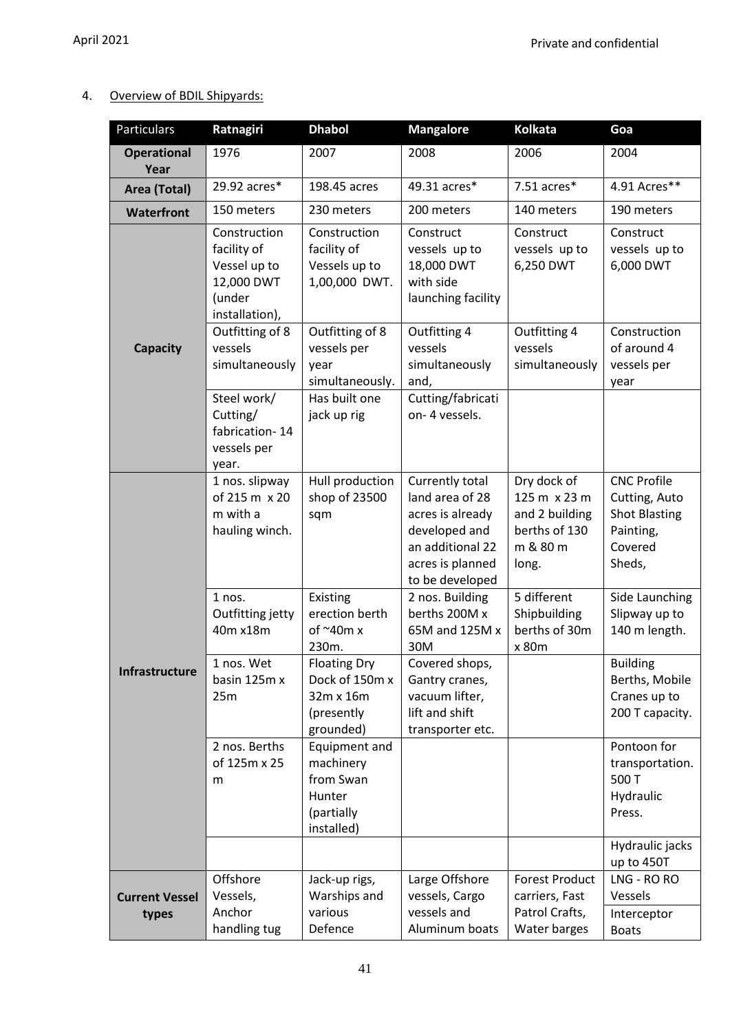4. Overview of BDIL Shipyards:

| Particulars | Ratnagiri | Dhabol | Mangalore | Kolkata | Goa |
|---|---|---|---|---|---|
| **Operational Year** | 1976 | 2007 | 2008 | 2006 | 2004 |
| **Area (Total)** | 29.92 acres* | 198.45 acres | 49.31 acres* | 7.51 acres* | 4.91 Acres** |
| **Waterfront** | 150 meters | 230 meters | 200 meters | 140 meters | 190 meters |
| **Capacity** | Construction facility of Vessel up to 12,000 DWT (under installation), | Construction facility of Vessels up to 1,00,000 DWT. | Construct vessels up to 18,000 DWT with side launching facility | Construct vessels up to 6,250 DWT | Construct vessels up to 6,000 DWT |
| | Outfitting of 8 vessels simultaneously | Outfitting of 8 vessels per year simultaneously. | Outfitting 4 vessels simultaneously and, | Outfitting 4 vessels simultaneously | Construction of around 4 vessels per year |
| | Steel work/ Cutting/ fabrication- 14 vessels per year. | Has built one jack up rig | Cutting/fabrication- 4 vessels. | | |
| **Infrastructure** | 1 nos. slipway of 215 m x 20 m with a hauling winch. | Hull production shop of 23500 sqm | Currently total land area of 28 acres is already developed and an additional 22 acres is planned to be developed | Dry dock of 125 m x 23 m and 2 building berths of 130 m & 80 m long. | CNC Profile Cutting, Auto Shot Blasting Painting, Covered Sheds, |
| | 1 nos. Outfitting jetty 40m x18m | Existing erection berth of ~40m x 230m. | 2 nos. Building berths 200M x 65M and 125M x 30M | 5 different Shipbuilding berths of 30m x 80m | Side Launching Slipway up to 140 m length. |
| | 1 nos. Wet basin 125m x 25m | Floating Dry Dock of 150m x 32m x 16m (presently grounded) | Covered shops, Gantry cranes, vacuum lifter, lift and shift transporter etc. | | Building Berths, Mobile Cranes up to 200 T capacity. |
| | 2 nos. Berths of 125m x 25 m | Equipment and machinery from Swan Hunter (partially installed) | | | Pontoon for transportation. 500 T Hydraulic Press. |
| | | | | | Hydraulic jacks up to 450T |
| **Current Vessel types** | Offshore Vessels, Anchor handling tug | Jack-up rigs, Warships and various Defence | Large Offshore vessels, Cargo vessels and Aluminum boats | Forest Product carriers, Fast Patrol Crafts, Water barges | LNG - RO RO Vessels<br>Interceptor Boats |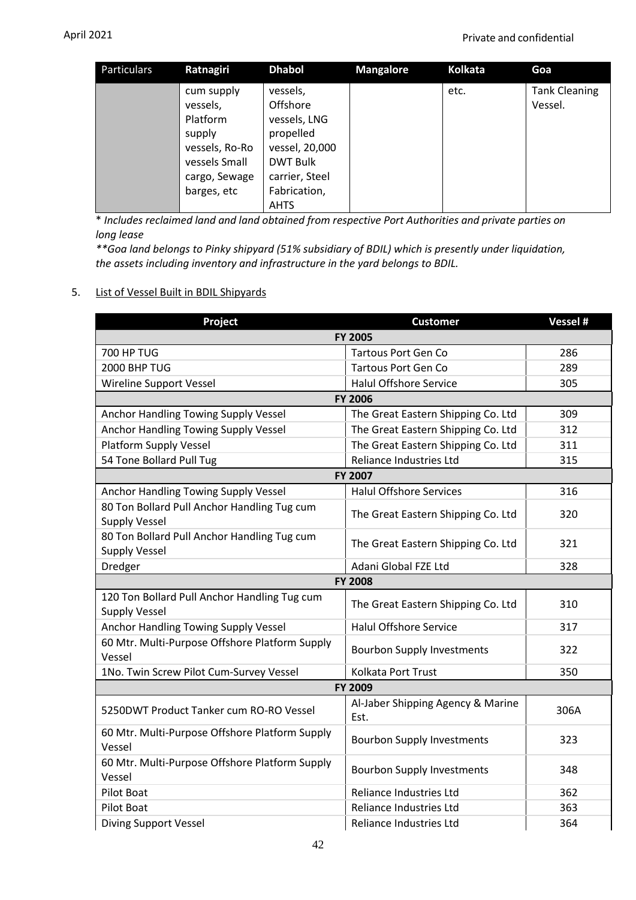| Particulars | Ratnagiri | Dhabol | Mangalore | Kolkata | Goa |
|---|---|---|---|---|---|
| | cum supply vessels, Platform supply vessels, Ro-Ro vessels Small cargo, Sewage barges, etc | vessels, Offshore vessels, LNG propelled vessel, 20,000 DWT Bulk carrier, Steel Fabrication, AHTS | | etc. | Tank Cleaning Vessel. |

\* *Includes reclaimed land and land obtained from respective Port Authorities and private parties on long lease*

\*\**Goa land belongs to Pinky shipyard (51% subsidiary of BDIL) which is presently under liquidation, the assets including inventory and infrastructure in the yard belongs to BDIL.*

5. List of Vessel Built in BDIL Shipyards

| Project | Customer | Vessel # |
|---|---|---|
| **FY 2005** | | |
| 700 HP TUG | Tartous Port Gen Co | 286 |
| 2000 BHP TUG | Tartous Port Gen Co | 289 |
| Wireline Support Vessel | Halul Offshore Service | 305 |
| **FY 2006** | | |
| Anchor Handling Towing Supply Vessel | The Great Eastern Shipping Co. Ltd | 309 |
| Anchor Handling Towing Supply Vessel | The Great Eastern Shipping Co. Ltd | 312 |
| Platform Supply Vessel | The Great Eastern Shipping Co. Ltd | 311 |
| 54 Tone Bollard Pull Tug | Reliance Industries Ltd | 315 |
| **FY 2007** | | |
| Anchor Handling Towing Supply Vessel | Halul Offshore Services | 316 |
| 80 Ton Bollard Pull Anchor Handling Tug cum Supply Vessel | The Great Eastern Shipping Co. Ltd | 320 |
| 80 Ton Bollard Pull Anchor Handling Tug cum Supply Vessel | The Great Eastern Shipping Co. Ltd | 321 |
| Dredger | Adani Global FZE Ltd | 328 |
| **FY 2008** | | |
| 120 Ton Bollard Pull Anchor Handling Tug cum Supply Vessel | The Great Eastern Shipping Co. Ltd | 310 |
| Anchor Handling Towing Supply Vessel | Halul Offshore Service | 317 |
| 60 Mtr. Multi-Purpose Offshore Platform Supply Vessel | Bourbon Supply Investments | 322 |
| 1No. Twin Screw Pilot Cum-Survey Vessel | Kolkata Port Trust | 350 |
| **FY 2009** | | |
| 5250DWT Product Tanker cum RO-RO Vessel | Al-Jaber Shipping Agency & Marine Est. | 306A |
| 60 Mtr. Multi-Purpose Offshore Platform Supply Vessel | Bourbon Supply Investments | 323 |
| 60 Mtr. Multi-Purpose Offshore Platform Supply Vessel | Bourbon Supply Investments | 348 |
| Pilot Boat | Reliance Industries Ltd | 362 |
| Pilot Boat | Reliance Industries Ltd | 363 |
| Diving Support Vessel | Reliance Industries Ltd | 364 |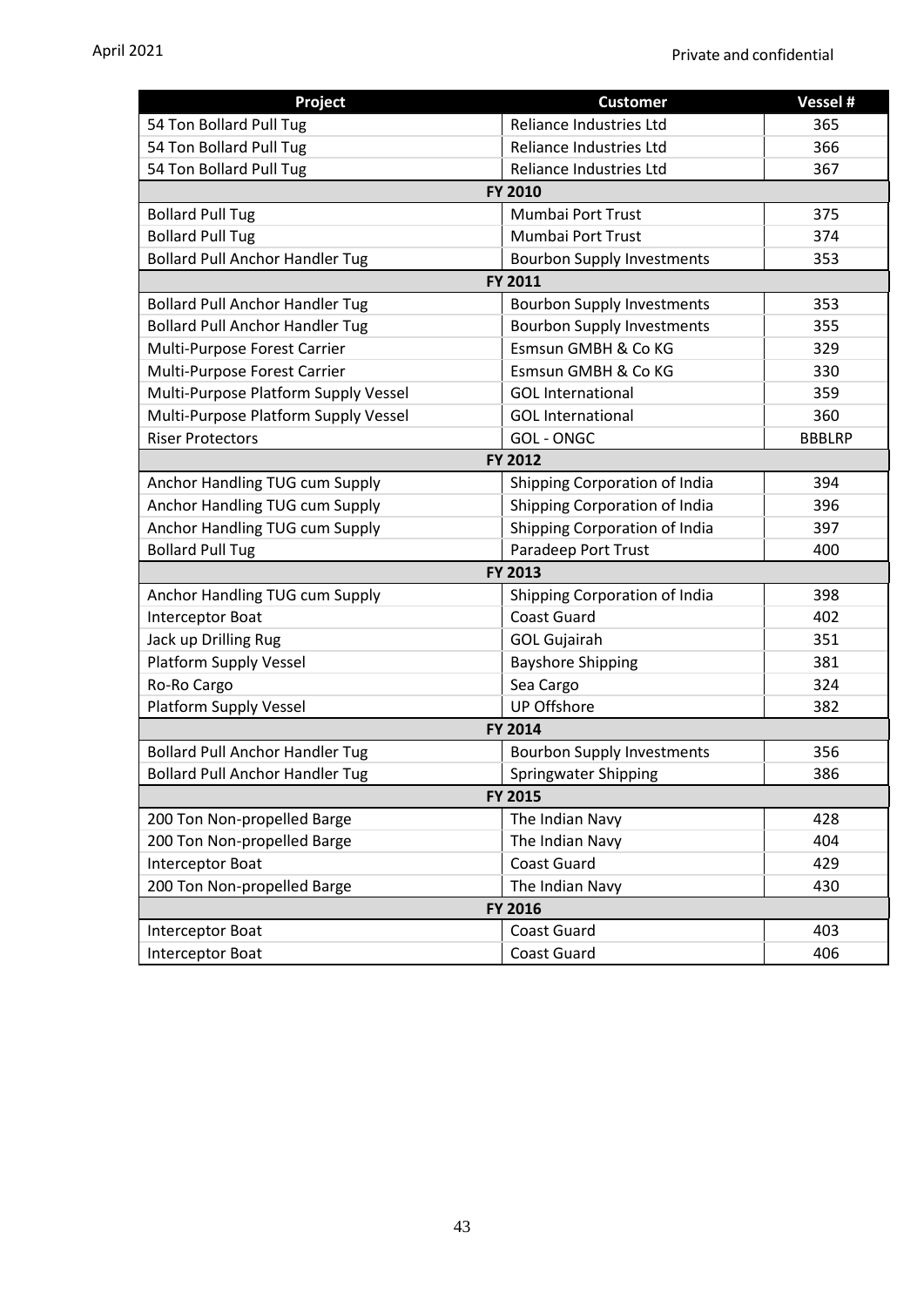| Project | Customer | Vessel # |
|---|---|---|
| 54 Ton Bollard Pull Tug | Reliance Industries Ltd | 365 |
| 54 Ton Bollard Pull Tug | Reliance Industries Ltd | 366 |
| 54 Ton Bollard Pull Tug | Reliance Industries Ltd | 367 |
| **FY 2010** | | |
| Bollard Pull Tug | Mumbai Port Trust | 375 |
| Bollard Pull Tug | Mumbai Port Trust | 374 |
| Bollard Pull Anchor Handler Tug | Bourbon Supply Investments | 353 |
| **FY 2011** | | |
| Bollard Pull Anchor Handler Tug | Bourbon Supply Investments | 353 |
| Bollard Pull Anchor Handler Tug | Bourbon Supply Investments | 355 |
| Multi-Purpose Forest Carrier | Esmsun GMBH & Co KG | 329 |
| Multi-Purpose Forest Carrier | Esmsun GMBH & Co KG | 330 |
| Multi-Purpose Platform Supply Vessel | GOL International | 359 |
| Multi-Purpose Platform Supply Vessel | GOL International | 360 |
| Riser Protectors | GOL - ONGC | BBBLRP |
| **FY 2012** | | |
| Anchor Handling TUG cum Supply | Shipping Corporation of India | 394 |
| Anchor Handling TUG cum Supply | Shipping Corporation of India | 396 |
| Anchor Handling TUG cum Supply | Shipping Corporation of India | 397 |
| Bollard Pull Tug | Paradeep Port Trust | 400 |
| **FY 2013** | | |
| Anchor Handling TUG cum Supply | Shipping Corporation of India | 398 |
| Interceptor Boat | Coast Guard | 402 |
| Jack up Drilling Rug | GOL Gujairah | 351 |
| Platform Supply Vessel | Bayshore Shipping | 381 |
| Ro-Ro Cargo | Sea Cargo | 324 |
| Platform Supply Vessel | UP Offshore | 382 |
| **FY 2014** | | |
| Bollard Pull Anchor Handler Tug | Bourbon Supply Investments | 356 |
| Bollard Pull Anchor Handler Tug | Springwater Shipping | 386 |
| **FY 2015** | | |
| 200 Ton Non-propelled Barge | The Indian Navy | 428 |
| 200 Ton Non-propelled Barge | The Indian Navy | 404 |
| Interceptor Boat | Coast Guard | 429 |
| 200 Ton Non-propelled Barge | The Indian Navy | 430 |
| **FY 2016** | | |
| Interceptor Boat | Coast Guard | 403 |
| Interceptor Boat | Coast Guard | 406 |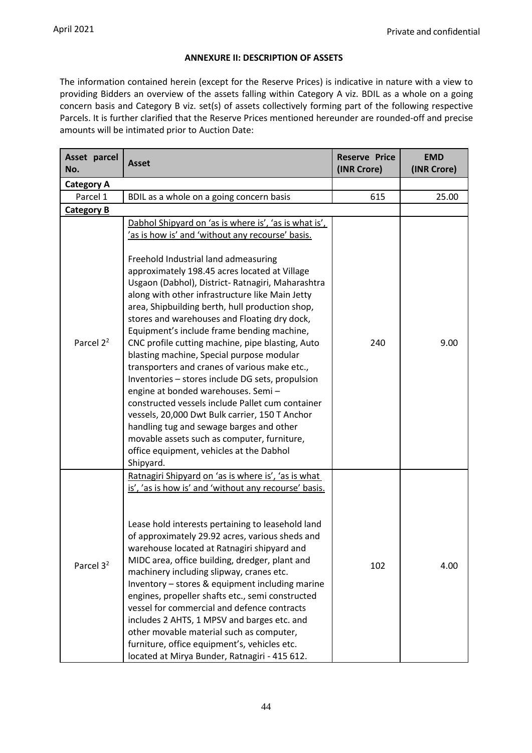## ANNEXURE II: DESCRIPTION OF ASSETS

The information contained herein (except for the Reserve Prices) is indicative in nature with a view to providing Bidders an overview of the assets falling within Category A viz. BDIL as a whole on a going concern basis and Category B viz. set(s) of assets collectively forming part of the following respective Parcels. It is further clarified that the Reserve Prices mentioned hereunder are rounded-off and precise amounts will be intimated prior to Auction Date:

| Asset parcel No. | Asset | Reserve Price (INR Crore) | EMD (INR Crore) |
|---|---|---|---|
| **Category A** | | | |
| Parcel 1 | BDIL as a whole on a going concern basis | 615 | 25.00 |
| **Category B** | | | |
| Parcel 2[2] | Dabhol Shipyard on 'as is where is', 'as is what is', 'as is how is' and 'without any recourse' basis.<br><br>Freehold Industrial land admeasuring approximately 198.45 acres located at Village Usgaon (Dabhol), District- Ratnagiri, Maharashtra along with other infrastructure like Main Jetty area, Shipbuilding berth, hull production shop, stores and warehouses and Floating dry dock, Equipment's include frame bending machine, CNC profile cutting machine, pipe blasting, Auto blasting machine, Special purpose modular transporters and cranes of various make etc., Inventories – stores include DG sets, propulsion engine at bonded warehouses. Semi – constructed vessels include Pallet cum container vessels, 20,000 Dwt Bulk carrier, 150 T Anchor handling tug and sewage barges and other movable assets such as computer, furniture, office equipment, vehicles at the Dabhol Shipyard. | 240 | 9.00 |
| Parcel 3[2] | Ratnagiri Shipyard on 'as is where is', 'as is what is', 'as is how is' and 'without any recourse' basis.<br><br>Lease hold interests pertaining to leasehold land of approximately 29.92 acres, various sheds and warehouse located at Ratnagiri shipyard and MIDC area, office building, dredger, plant and machinery including slipway, cranes etc. Inventory – stores & equipment including marine engines, propeller shafts etc., semi constructed vessel for commercial and defence contracts includes 2 AHTS, 1 MPSV and barges etc. and other movable material such as computer, furniture, office equipment's, vehicles etc. located at Mirya Bunder, Ratnagiri - 415 612. | 102 | 4.00 |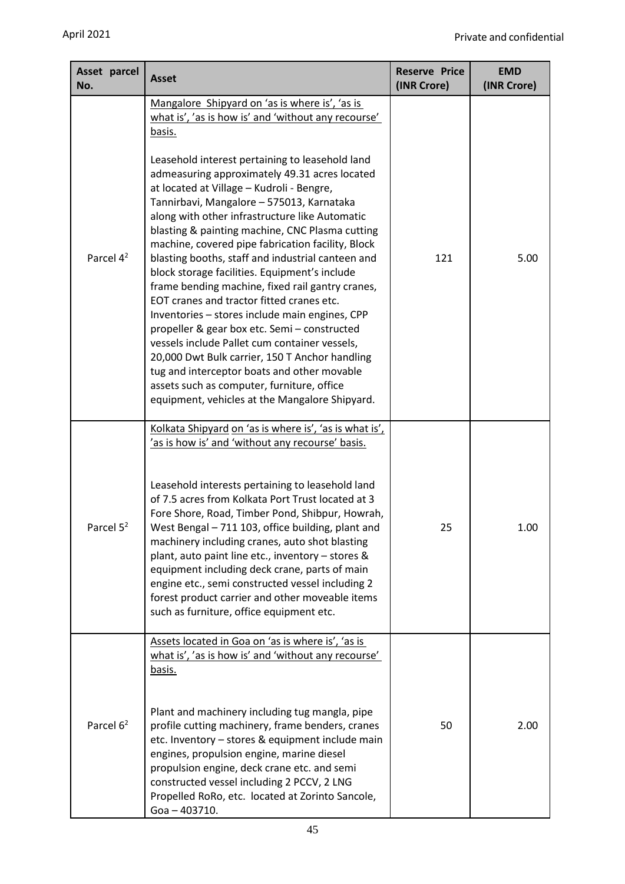| Asset parcel No. | Asset | Reserve Price (INR Crore) | EMD (INR Crore) |
|---|---|---|---|
| Parcel 4[2] | Mangalore Shipyard on 'as is where is', 'as is what is', 'as is how is' and 'without any recourse' basis.<br><br>Leasehold interest pertaining to leasehold land admeasuring approximately 49.31 acres located at located at Village – Kudroli - Bengre, Tannirbavi, Mangalore – 575013, Karnataka along with other infrastructure like Automatic blasting & painting machine, CNC Plasma cutting machine, covered pipe fabrication facility, Block blasting booths, staff and industrial canteen and block storage facilities. Equipment's include frame bending machine, fixed rail gantry cranes, EOT cranes and tractor fitted cranes etc. Inventories – stores include main engines, CPP propeller & gear box etc. Semi – constructed vessels include Pallet cum container vessels, 20,000 Dwt Bulk carrier, 150 T Anchor handling tug and interceptor boats and other movable assets such as computer, furniture, office equipment, vehicles at the Mangalore Shipyard. | 121 | 5.00 |
| Parcel 5[2] | Kolkata Shipyard on 'as is where is', 'as is what is', 'as is how is' and 'without any recourse' basis.<br><br>Leasehold interests pertaining to leasehold land of 7.5 acres from Kolkata Port Trust located at 3 Fore Shore, Road, Timber Pond, Shibpur, Howrah, West Bengal – 711 103, office building, plant and machinery including cranes, auto shot blasting plant, auto paint line etc., inventory – stores & equipment including deck crane, parts of main engine etc., semi constructed vessel including 2 forest product carrier and other moveable items such as furniture, office equipment etc. | 25 | 1.00 |
| Parcel 6[2] | Assets located in Goa on 'as is where is', 'as is what is', 'as is how is' and 'without any recourse' basis.<br><br>Plant and machinery including tug mangla, pipe profile cutting machinery, frame benders, cranes etc. Inventory – stores & equipment include main engines, propulsion engine, marine diesel propulsion engine, deck crane etc. and semi constructed vessel including 2 PCCV, 2 LNG Propelled RoRo, etc. located at Zorinto Sancole, Goa – 403710. | 50 | 2.00 |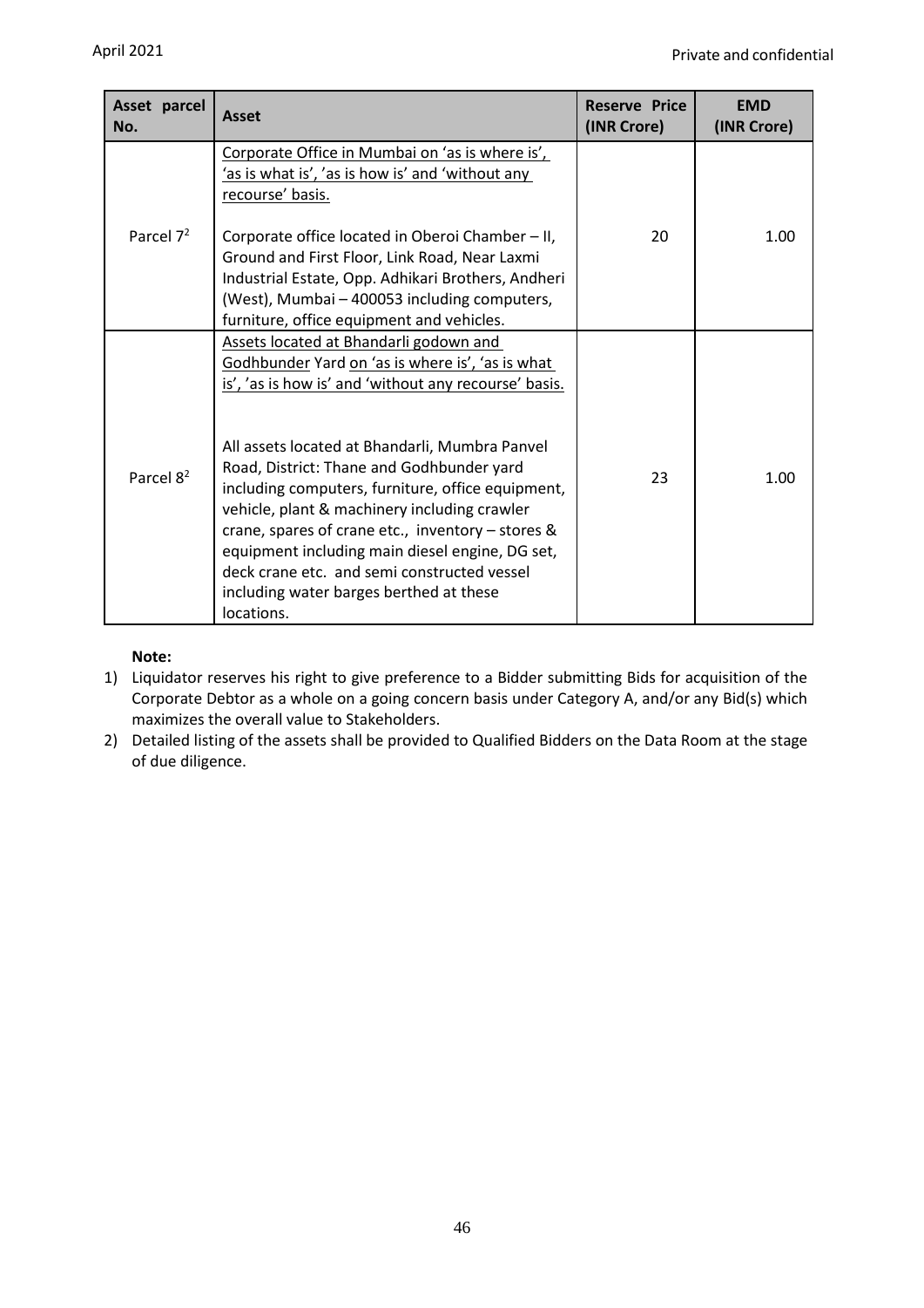| Asset parcel No. | Asset | Reserve Price (INR Crore) | EMD (INR Crore) |
|---|---|---|---|
| Parcel 7[2] | Corporate Office in Mumbai on 'as is where is', 'as is what is', 'as is how is' and 'without any recourse' basis.<br><br>Corporate office located in Oberoi Chamber – II, Ground and First Floor, Link Road, Near Laxmi Industrial Estate, Opp. Adhikari Brothers, Andheri (West), Mumbai – 400053 including computers, furniture, office equipment and vehicles. | 20 | 1.00 |
| Parcel 8[2] | Assets located at Bhandarli godown and Godhbunder Yard on 'as is where is', 'as is what is', 'as is how is' and 'without any recourse' basis.<br><br>All assets located at Bhandarli, Mumbra Panvel Road, District: Thane and Godhbunder yard including computers, furniture, office equipment, vehicle, plant & machinery including crawler crane, spares of crane etc., inventory – stores & equipment including main diesel engine, DG set, deck crane etc. and semi constructed vessel including water barges berthed at these locations. | 23 | 1.00 |

**Note:**

1) Liquidator reserves his right to give preference to a Bidder submitting Bids for acquisition of the Corporate Debtor as a whole on a going concern basis under Category A, and/or any Bid(s) which maximizes the overall value to Stakeholders.
2) Detailed listing of the assets shall be provided to Qualified Bidders on the Data Room at the stage of due diligence.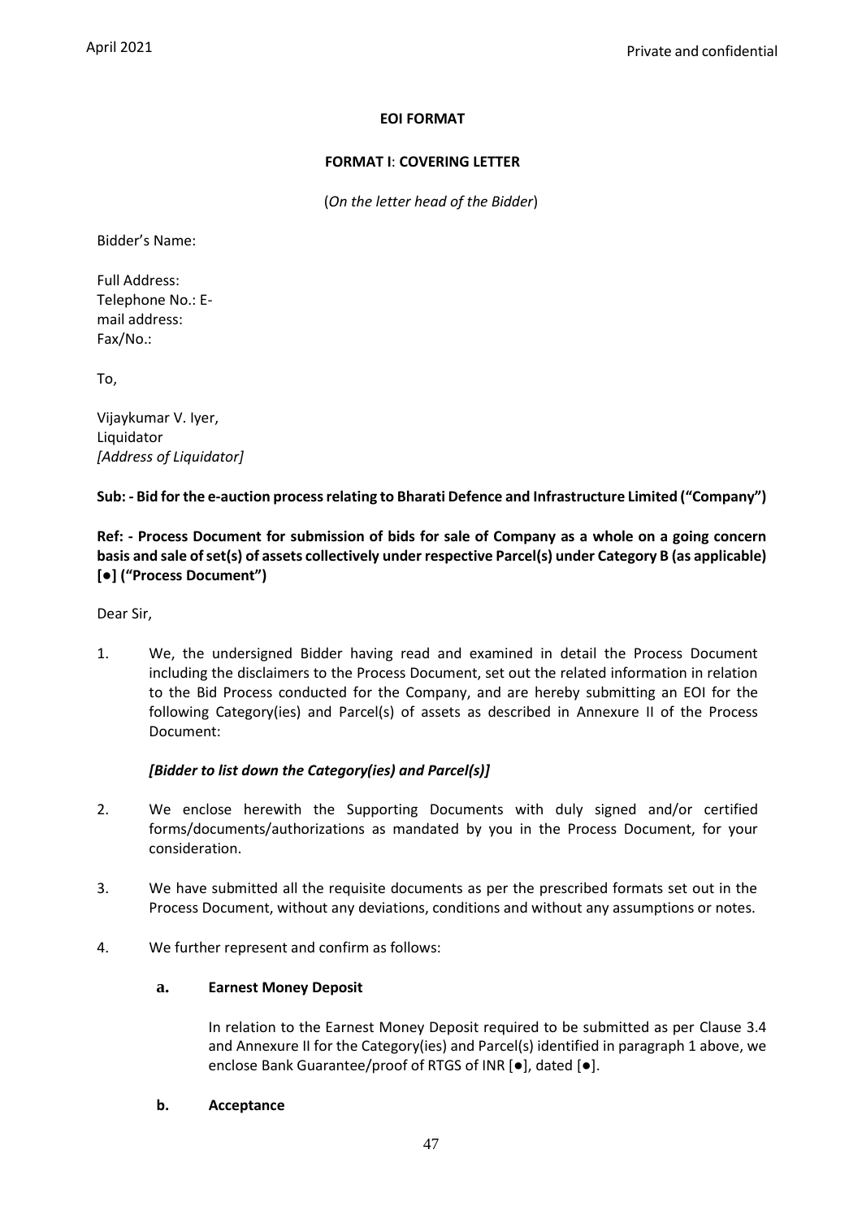**EOI FORMAT**

**FORMAT I**: **COVERING LETTER**

(*On the letter head of the Bidder*)

Bidder's Name:

Full Address:
Telephone No.: E-mail address:
Fax/No.:

To,

Vijaykumar V. Iyer,
Liquidator
*[Address of Liquidator]*

**Sub: - Bid for the e-auction process relating to Bharati Defence and Infrastructure Limited ("Company")**

**Ref: - Process Document for submission of bids for sale of Company as a whole on a going concern basis and sale of set(s) of assets collectively under respective Parcel(s) under Category B (as applicable) [●] ("Process Document")**

Dear Sir,

1. We, the undersigned Bidder having read and examined in detail the Process Document including the disclaimers to the Process Document, set out the related information in relation to the Bid Process conducted for the Company, and are hereby submitting an EOI for the following Category(ies) and Parcel(s) of assets as described in Annexure II of the Process Document:

   ***[Bidder to list down the Category(ies) and Parcel(s)]***

2. We enclose herewith the Supporting Documents with duly signed and/or certified forms/documents/authorizations as mandated by you in the Process Document, for your consideration.

3. We have submitted all the requisite documents as per the prescribed formats set out in the Process Document, without any deviations, conditions and without any assumptions or notes.

4. We further represent and confirm as follows:

   **a. Earnest Money Deposit**

   In relation to the Earnest Money Deposit required to be submitted as per Clause 3.4 and Annexure II for the Category(ies) and Parcel(s) identified in paragraph 1 above, we enclose Bank Guarantee/proof of RTGS of INR [●], dated [●].

   **b. Acceptance**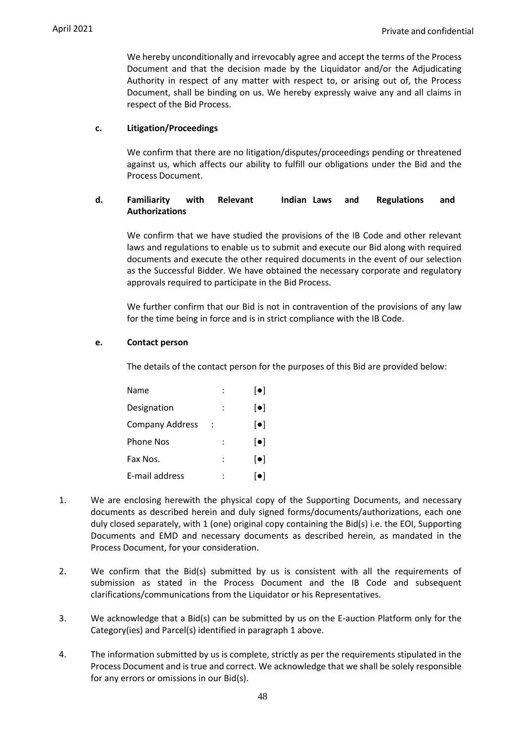We hereby unconditionally and irrevocably agree and accept the terms of the Process Document and that the decision made by the Liquidator and/or the Adjudicating Authority in respect of any matter with respect to, or arising out of, the Process Document, shall be binding on us. We hereby expressly waive any and all claims in respect of the Bid Process.

**c. Litigation/Proceedings**

We confirm that there are no litigation/disputes/proceedings pending or threatened against us, which affects our ability to fulfill our obligations under the Bid and the Process Document.

**d. Familiarity with Relevant Indian Laws and Regulations and Authorizations**

We confirm that we have studied the provisions of the IB Code and other relevant laws and regulations to enable us to submit and execute our Bid along with required documents and execute the other required documents in the event of our selection as the Successful Bidder. We have obtained the necessary corporate and regulatory approvals required to participate in the Bid Process.

We further confirm that our Bid is not in contravention of the provisions of any law for the time being in force and is in strict compliance with the IB Code.

**e. Contact person**

The details of the contact person for the purposes of this Bid are provided below:

| | | |
|---|---|---|
| Name | : | [●] |
| Designation | : | [●] |
| Company Address | : | [●] |
| Phone Nos | : | [●] |
| Fax Nos. | : | [●] |
| E-mail address | : | [●] |

1. We are enclosing herewith the physical copy of the Supporting Documents, and necessary documents as described herein and duly signed forms/documents/authorizations, each one duly closed separately, with 1 (one) original copy containing the Bid(s) i.e. the EOI, Supporting Documents and EMD and necessary documents as described herein, as mandated in the Process Document, for your consideration.

2. We confirm that the Bid(s) submitted by us is consistent with all the requirements of submission as stated in the Process Document and the IB Code and subsequent clarifications/communications from the Liquidator or his Representatives.

3. We acknowledge that a Bid(s) can be submitted by us on the E-auction Platform only for the Category(ies) and Parcel(s) identified in paragraph 1 above.

4. The information submitted by us is complete, strictly as per the requirements stipulated in the Process Document and is true and correct. We acknowledge that we shall be solely responsible for any errors or omissions in our Bid(s).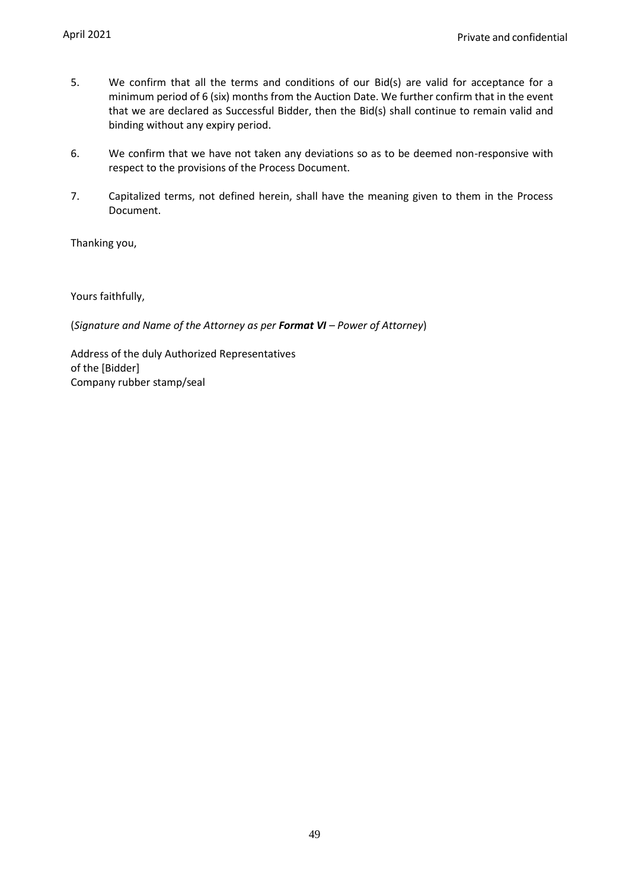5. We confirm that all the terms and conditions of our Bid(s) are valid for acceptance for a minimum period of 6 (six) months from the Auction Date. We further confirm that in the event that we are declared as Successful Bidder, then the Bid(s) shall continue to remain valid and binding without any expiry period.

6. We confirm that we have not taken any deviations so as to be deemed non-responsive with respect to the provisions of the Process Document.

7. Capitalized terms, not defined herein, shall have the meaning given to them in the Process Document.

Thanking you,

Yours faithfully,

(*Signature and Name of the Attorney as per **Format VI** – Power of Attorney*)

Address of the duly Authorized Representatives
of the [Bidder]
Company rubber stamp/seal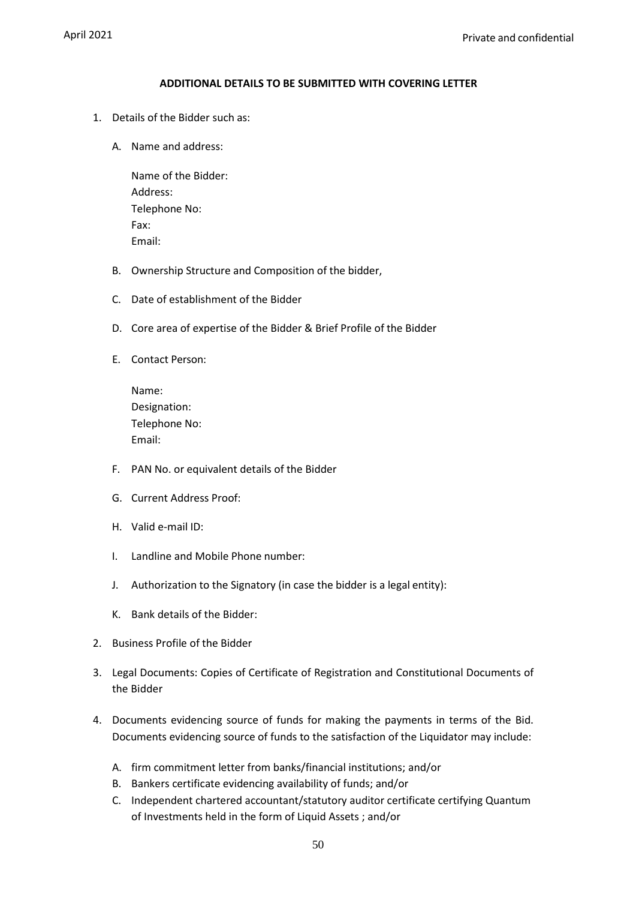**ADDITIONAL DETAILS TO BE SUBMITTED WITH COVERING LETTER**

1. Details of the Bidder such as:

   A. Name and address:

      Name of the Bidder:
      Address:
      Telephone No:
      Fax:
      Email:

   B. Ownership Structure and Composition of the bidder,

   C. Date of establishment of the Bidder

   D. Core area of expertise of the Bidder & Brief Profile of the Bidder

   E. Contact Person:

      Name:
      Designation:
      Telephone No:
      Email:

   F. PAN No. or equivalent details of the Bidder

   G. Current Address Proof:

   H. Valid e-mail ID:

   I. Landline and Mobile Phone number:

   J. Authorization to the Signatory (in case the bidder is a legal entity):

   K. Bank details of the Bidder:

2. Business Profile of the Bidder

3. Legal Documents: Copies of Certificate of Registration and Constitutional Documents of the Bidder

4. Documents evidencing source of funds for making the payments in terms of the Bid. Documents evidencing source of funds to the satisfaction of the Liquidator may include:

   A. firm commitment letter from banks/financial institutions; and/or
   B. Bankers certificate evidencing availability of funds; and/or
   C. Independent chartered accountant/statutory auditor certificate certifying Quantum of Investments held in the form of Liquid Assets ; and/or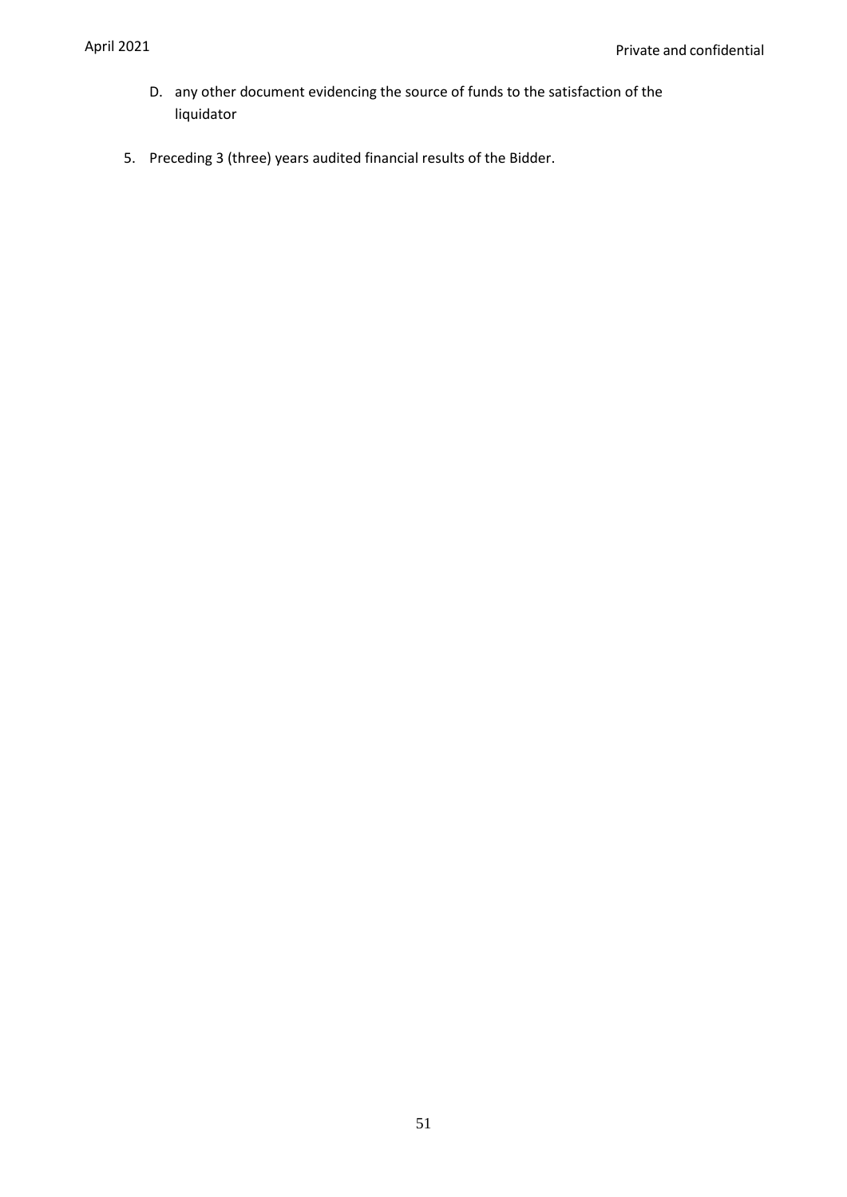D. any other document evidencing the source of funds to the satisfaction of the liquidator

5. Preceding 3 (three) years audited financial results of the Bidder.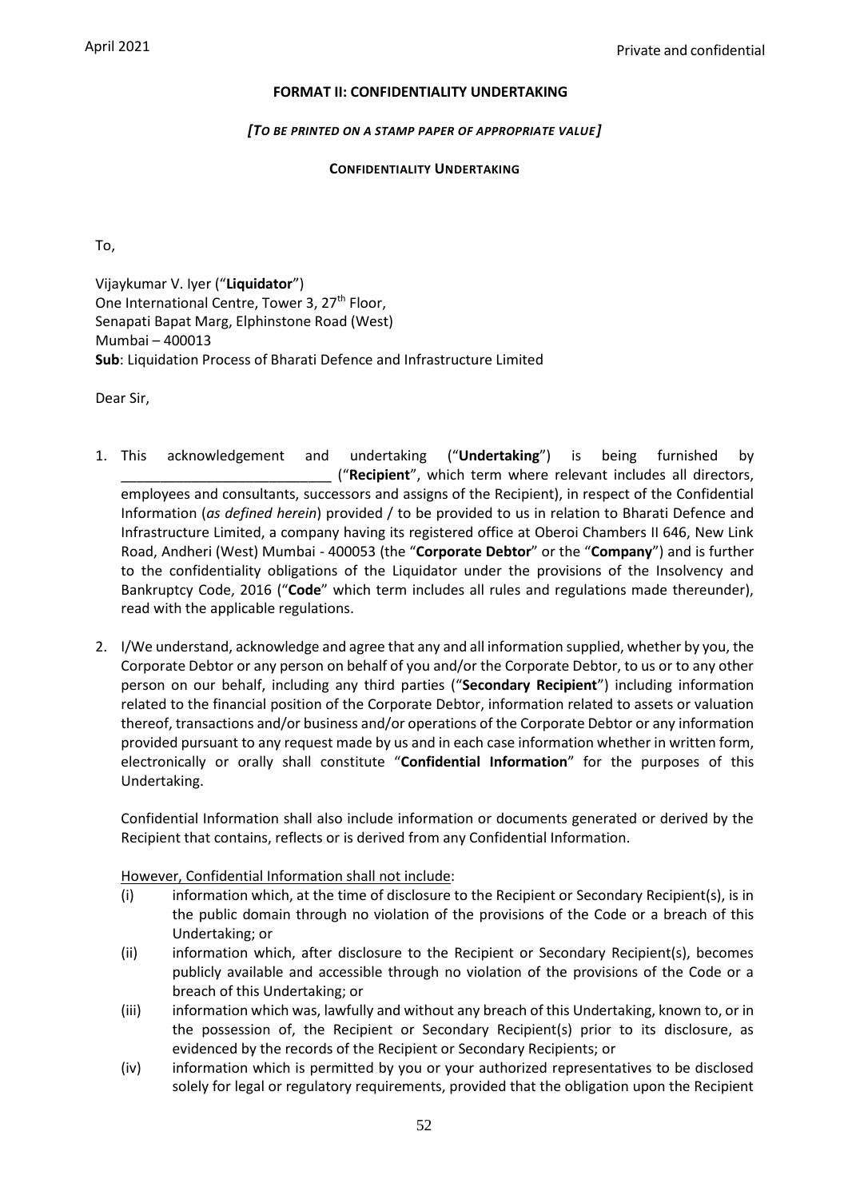**FORMAT II: CONFIDENTIALITY UNDERTAKING**

***[To be printed on a stamp paper of appropriate value]***

**CONFIDENTIALITY UNDERTAKING**

To,

Vijaykumar V. Iyer ("**Liquidator**")
One International Centre, Tower 3, 27th Floor,
Senapati Bapat Marg, Elphinstone Road (West)
Mumbai – 400013
**Sub**: Liquidation Process of Bharati Defence and Infrastructure Limited

Dear Sir,

1. This acknowledgement and undertaking ("**Undertaking**") is being furnished by ___________________________ ("**Recipient**", which term where relevant includes all directors, employees and consultants, successors and assigns of the Recipient), in respect of the Confidential Information (*as defined herein*) provided / to be provided to us in relation to Bharati Defence and Infrastructure Limited, a company having its registered office at Oberoi Chambers II 646, New Link Road, Andheri (West) Mumbai - 400053 (the "**Corporate Debtor**" or the "**Company**") and is further to the confidentiality obligations of the Liquidator under the provisions of the Insolvency and Bankruptcy Code, 2016 ("**Code**" which term includes all rules and regulations made thereunder), read with the applicable regulations.

2. I/We understand, acknowledge and agree that any and all information supplied, whether by you, the Corporate Debtor or any person on behalf of you and/or the Corporate Debtor, to us or to any other person on our behalf, including any third parties ("**Secondary Recipient**") including information related to the financial position of the Corporate Debtor, information related to assets or valuation thereof, transactions and/or business and/or operations of the Corporate Debtor or any information provided pursuant to any request made by us and in each case information whether in written form, electronically or orally shall constitute "**Confidential Information**" for the purposes of this Undertaking.

   Confidential Information shall also include information or documents generated or derived by the Recipient that contains, reflects or is derived from any Confidential Information.

   <u>However, Confidential Information shall not include</u>:

   (i) information which, at the time of disclosure to the Recipient or Secondary Recipient(s), is in the public domain through no violation of the provisions of the Code or a breach of this Undertaking; or

   (ii) information which, after disclosure to the Recipient or Secondary Recipient(s), becomes publicly available and accessible through no violation of the provisions of the Code or a breach of this Undertaking; or

   (iii) information which was, lawfully and without any breach of this Undertaking, known to, or in the possession of, the Recipient or Secondary Recipient(s) prior to its disclosure, as evidenced by the records of the Recipient or Secondary Recipients; or

   (iv) information which is permitted by you or your authorized representatives to be disclosed solely for legal or regulatory requirements, provided that the obligation upon the Recipient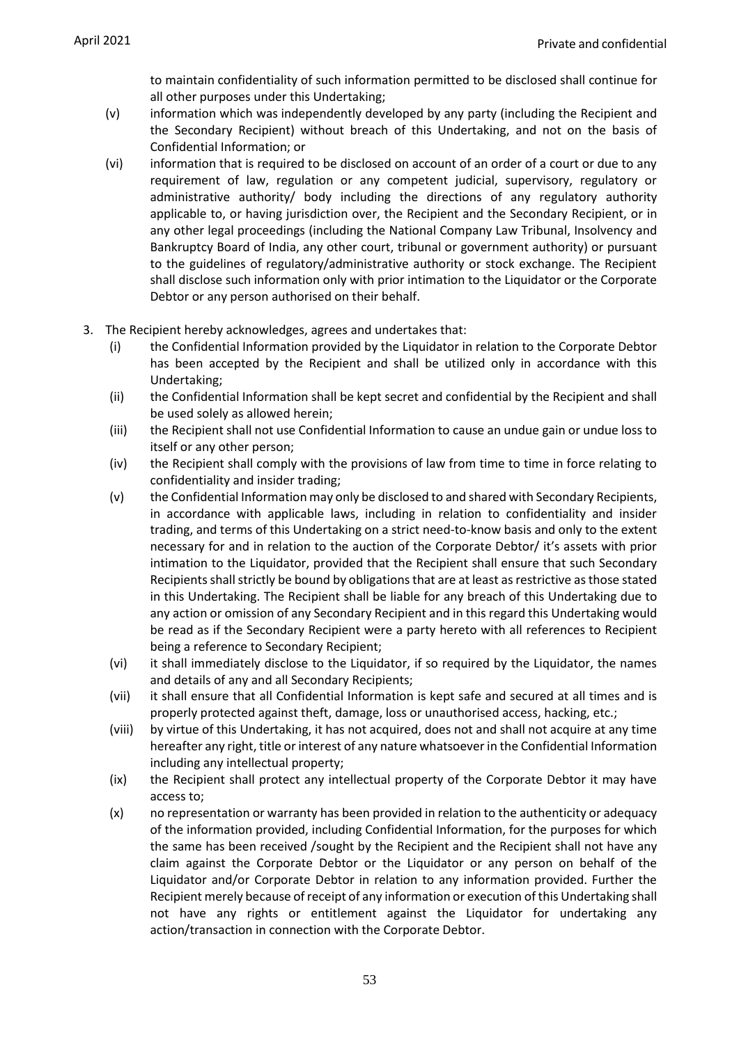to maintain confidentiality of such information permitted to be disclosed shall continue for all other purposes under this Undertaking;

(v) information which was independently developed by any party (including the Recipient and the Secondary Recipient) without breach of this Undertaking, and not on the basis of Confidential Information; or

(vi) information that is required to be disclosed on account of an order of a court or due to any requirement of law, regulation or any competent judicial, supervisory, regulatory or administrative authority/ body including the directions of any regulatory authority applicable to, or having jurisdiction over, the Recipient and the Secondary Recipient, or in any other legal proceedings (including the National Company Law Tribunal, Insolvency and Bankruptcy Board of India, any other court, tribunal or government authority) or pursuant to the guidelines of regulatory/administrative authority or stock exchange. The Recipient shall disclose such information only with prior intimation to the Liquidator or the Corporate Debtor or any person authorised on their behalf.

3. The Recipient hereby acknowledges, agrees and undertakes that:

(i) the Confidential Information provided by the Liquidator in relation to the Corporate Debtor has been accepted by the Recipient and shall be utilized only in accordance with this Undertaking;

(ii) the Confidential Information shall be kept secret and confidential by the Recipient and shall be used solely as allowed herein;

(iii) the Recipient shall not use Confidential Information to cause an undue gain or undue loss to itself or any other person;

(iv) the Recipient shall comply with the provisions of law from time to time in force relating to confidentiality and insider trading;

(v) the Confidential Information may only be disclosed to and shared with Secondary Recipients, in accordance with applicable laws, including in relation to confidentiality and insider trading, and terms of this Undertaking on a strict need-to-know basis and only to the extent necessary for and in relation to the auction of the Corporate Debtor/ it's assets with prior intimation to the Liquidator, provided that the Recipient shall ensure that such Secondary Recipients shall strictly be bound by obligations that are at least as restrictive as those stated in this Undertaking. The Recipient shall be liable for any breach of this Undertaking due to any action or omission of any Secondary Recipient and in this regard this Undertaking would be read as if the Secondary Recipient were a party hereto with all references to Recipient being a reference to Secondary Recipient;

(vi) it shall immediately disclose to the Liquidator, if so required by the Liquidator, the names and details of any and all Secondary Recipients;

(vii) it shall ensure that all Confidential Information is kept safe and secured at all times and is properly protected against theft, damage, loss or unauthorised access, hacking, etc.;

(viii) by virtue of this Undertaking, it has not acquired, does not and shall not acquire at any time hereafter any right, title or interest of any nature whatsoever in the Confidential Information including any intellectual property;

(ix) the Recipient shall protect any intellectual property of the Corporate Debtor it may have access to;

(x) no representation or warranty has been provided in relation to the authenticity or adequacy of the information provided, including Confidential Information, for the purposes for which the same has been received /sought by the Recipient and the Recipient shall not have any claim against the Corporate Debtor or the Liquidator or any person on behalf of the Liquidator and/or Corporate Debtor in relation to any information provided. Further the Recipient merely because of receipt of any information or execution of this Undertaking shall not have any rights or entitlement against the Liquidator for undertaking any action/transaction in connection with the Corporate Debtor.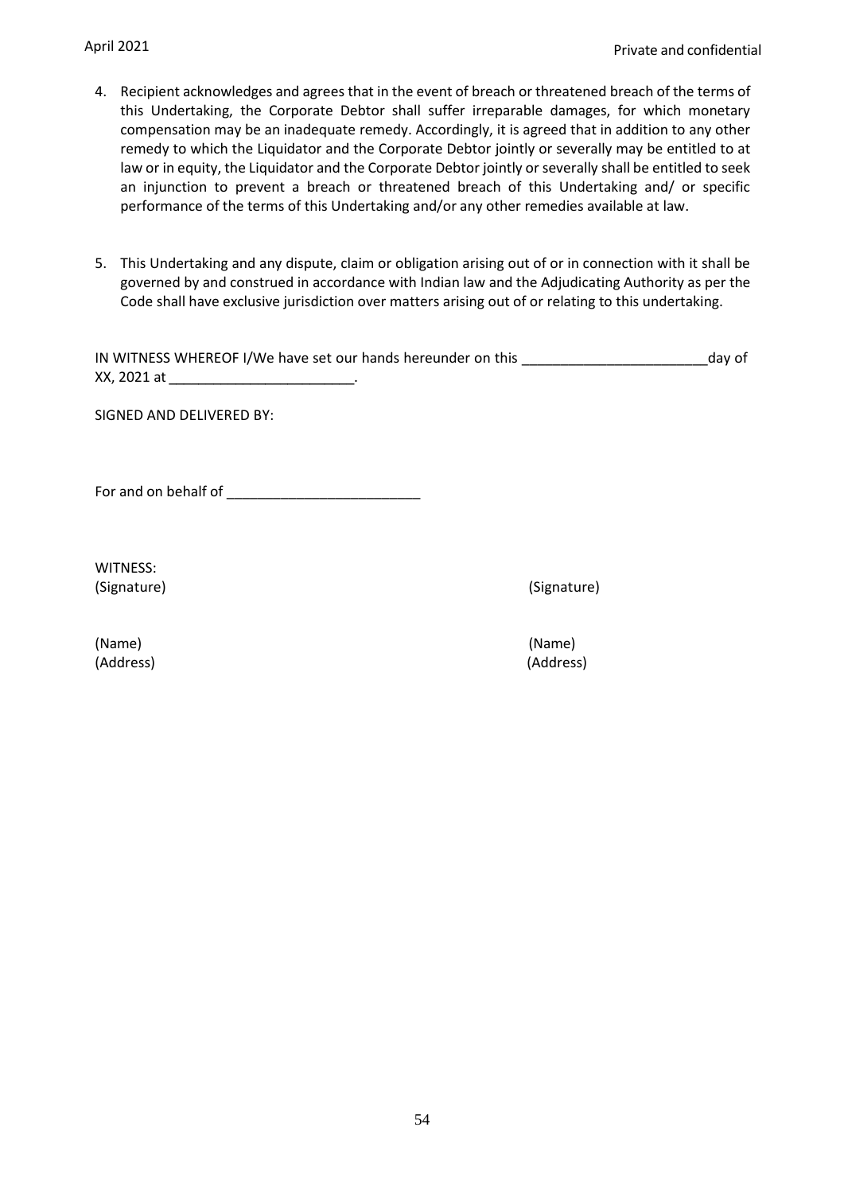4. Recipient acknowledges and agrees that in the event of breach or threatened breach of the terms of this Undertaking, the Corporate Debtor shall suffer irreparable damages, for which monetary compensation may be an inadequate remedy. Accordingly, it is agreed that in addition to any other remedy to which the Liquidator and the Corporate Debtor jointly or severally may be entitled to at law or in equity, the Liquidator and the Corporate Debtor jointly or severally shall be entitled to seek an injunction to prevent a breach or threatened breach of this Undertaking and/ or specific performance of the terms of this Undertaking and/or any other remedies available at law.

5. This Undertaking and any dispute, claim or obligation arising out of or in connection with it shall be governed by and construed in accordance with Indian law and the Adjudicating Authority as per the Code shall have exclusive jurisdiction over matters arising out of or relating to this undertaking.

IN WITNESS WHEREOF I/We have set our hands hereunder on this ________________________day of XX, 2021 at ________________________.

SIGNED AND DELIVERED BY:

For and on behalf of _________________________

WITNESS:

(Signature) (Signature)

(Name) (Name)
(Address) (Address)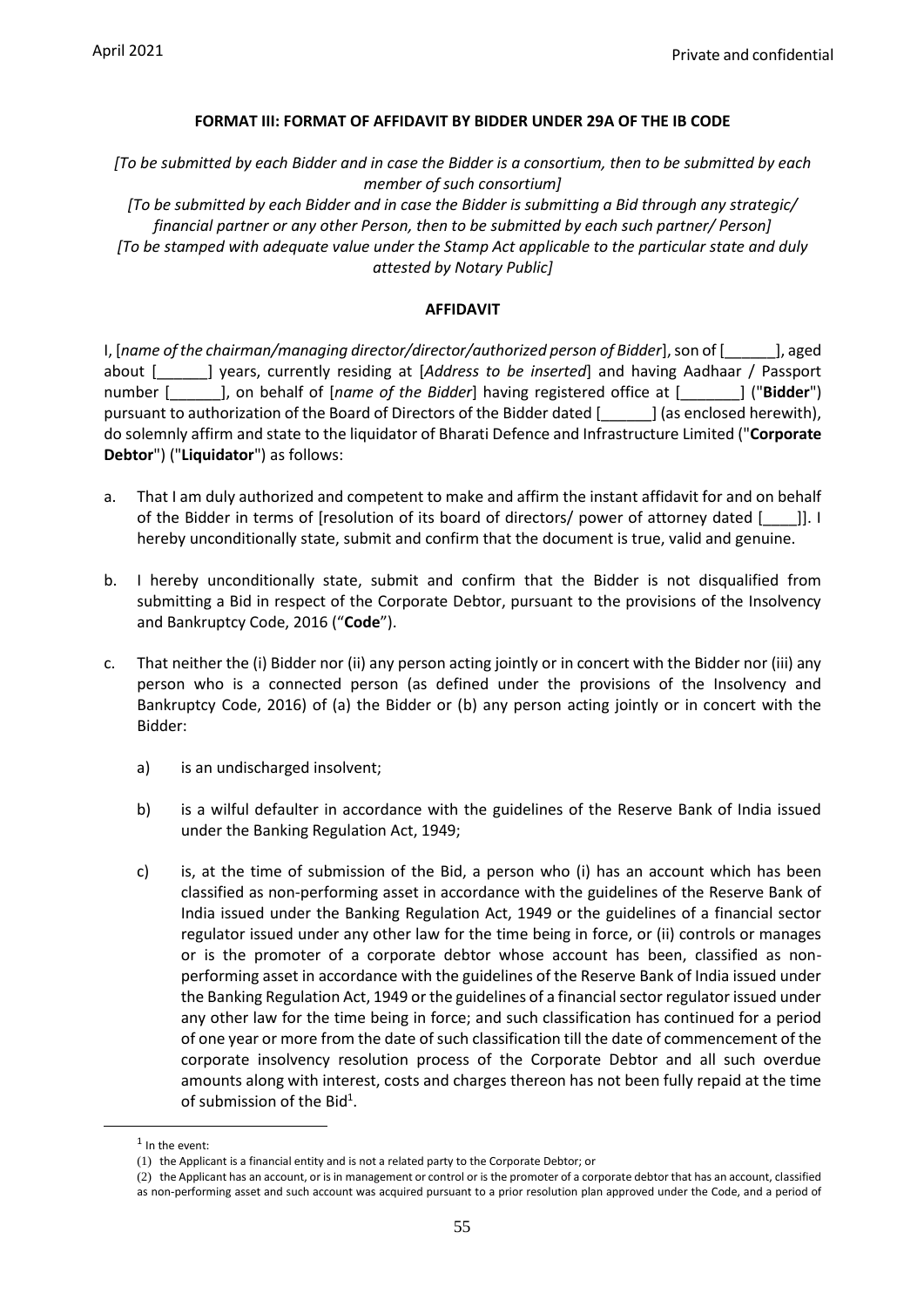**FORMAT III: FORMAT OF AFFIDAVIT BY BIDDER UNDER 29A OF THE IB CODE**

*[To be submitted by each Bidder and in case the Bidder is a consortium, then to be submitted by each member of such consortium]*

*[To be submitted by each Bidder and in case the Bidder is submitting a Bid through any strategic/ financial partner or any other Person, then to be submitted by each such partner/ Person]*

*[To be stamped with adequate value under the Stamp Act applicable to the particular state and duly attested by Notary Public]*

**AFFIDAVIT**

I, [*name of the chairman/managing director/director/authorized person of Bidder*], son of [______], aged about [______] years, currently residing at [*Address to be inserted*] and having Aadhaar / Passport number [______], on behalf of [*name of the Bidder*] having registered office at [_______] ("**Bidder**") pursuant to authorization of the Board of Directors of the Bidder dated [______] (as enclosed herewith), do solemnly affirm and state to the liquidator of Bharati Defence and Infrastructure Limited ("**Corporate Debtor**") ("**Liquidator**") as follows:

a. That I am duly authorized and competent to make and affirm the instant affidavit for and on behalf of the Bidder in terms of [resolution of its board of directors/ power of attorney dated [____]]. I hereby unconditionally state, submit and confirm that the document is true, valid and genuine.

b. I hereby unconditionally state, submit and confirm that the Bidder is not disqualified from submitting a Bid in respect of the Corporate Debtor, pursuant to the provisions of the Insolvency and Bankruptcy Code, 2016 ("**Code**").

c. That neither the (i) Bidder nor (ii) any person acting jointly or in concert with the Bidder nor (iii) any person who is a connected person (as defined under the provisions of the Insolvency and Bankruptcy Code, 2016) of (a) the Bidder or (b) any person acting jointly or in concert with the Bidder:

   a) is an undischarged insolvent;

   b) is a wilful defaulter in accordance with the guidelines of the Reserve Bank of India issued under the Banking Regulation Act, 1949;

   c) is, at the time of submission of the Bid, a person who (i) has an account which has been classified as non-performing asset in accordance with the guidelines of the Reserve Bank of India issued under the Banking Regulation Act, 1949 or the guidelines of a financial sector regulator issued under any other law for the time being in force, or (ii) controls or manages or is the promoter of a corporate debtor whose account has been, classified as non-performing asset in accordance with the guidelines of the Reserve Bank of India issued under the Banking Regulation Act, 1949 or the guidelines of a financial sector regulator issued under any other law for the time being in force; and such classification has continued for a period of one year or more from the date of such classification till the date of commencement of the corporate insolvency resolution process of the Corporate Debtor and all such overdue amounts along with interest, costs and charges thereon has not been fully repaid at the time of submission of the Bid[1].

---

[1] In the event:

(1) the Applicant is a financial entity and is not a related party to the Corporate Debtor; or

(2) the Applicant has an account, or is in management or control or is the promoter of a corporate debtor that has an account, classified as non-performing asset and such account was acquired pursuant to a prior resolution plan approved under the Code, and a period of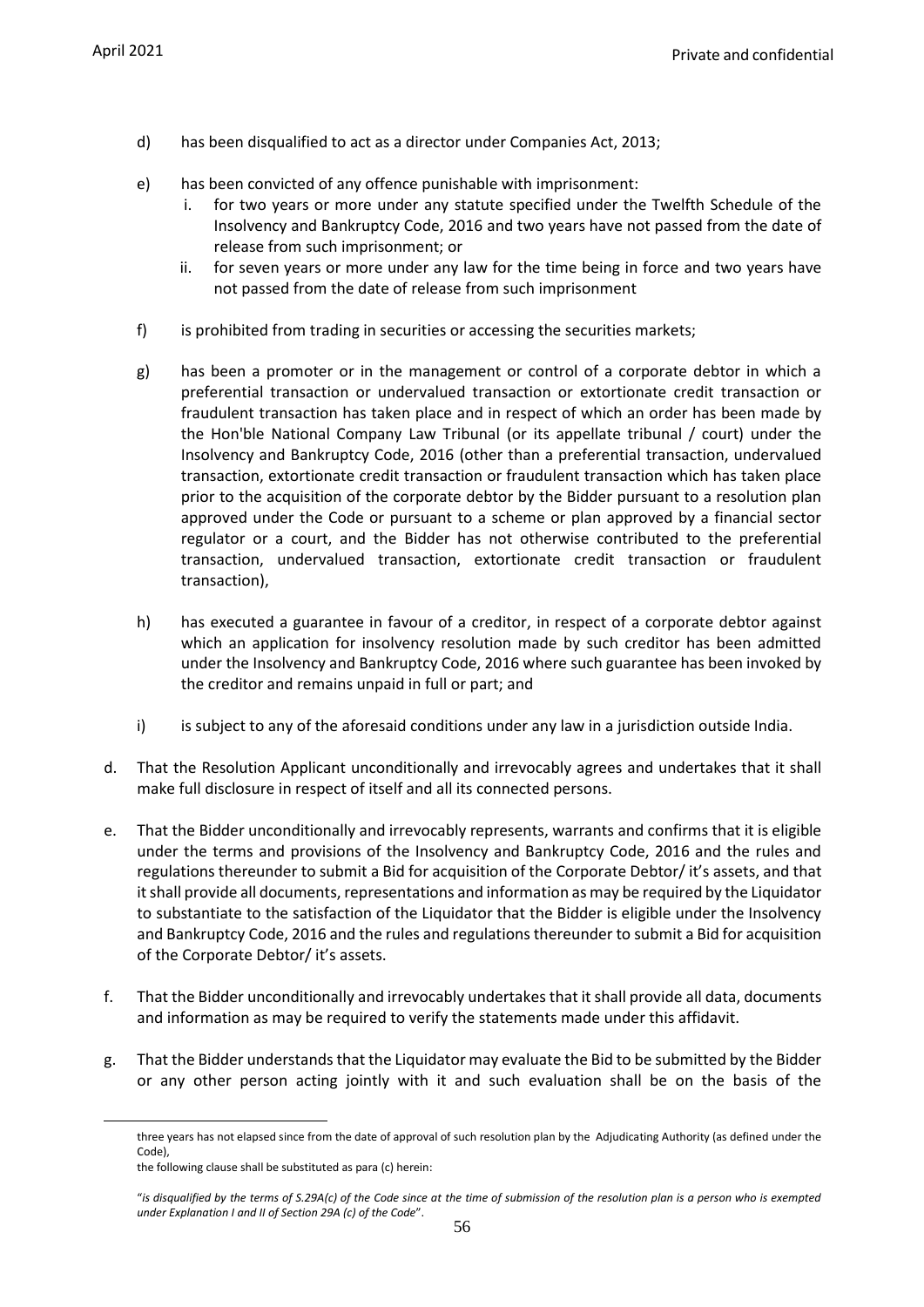d) has been disqualified to act as a director under Companies Act, 2013;

e) has been convicted of any offence punishable with imprisonment:
   i. for two years or more under any statute specified under the Twelfth Schedule of the Insolvency and Bankruptcy Code, 2016 and two years have not passed from the date of release from such imprisonment; or
   ii. for seven years or more under any law for the time being in force and two years have not passed from the date of release from such imprisonment

f) is prohibited from trading in securities or accessing the securities markets;

g) has been a promoter or in the management or control of a corporate debtor in which a preferential transaction or undervalued transaction or extortionate credit transaction or fraudulent transaction has taken place and in respect of which an order has been made by the Hon'ble National Company Law Tribunal (or its appellate tribunal / court) under the Insolvency and Bankruptcy Code, 2016 (other than a preferential transaction, undervalued transaction, extortionate credit transaction or fraudulent transaction which has taken place prior to the acquisition of the corporate debtor by the Bidder pursuant to a resolution plan approved under the Code or pursuant to a scheme or plan approved by a financial sector regulator or a court, and the Bidder has not otherwise contributed to the preferential transaction, undervalued transaction, extortionate credit transaction or fraudulent transaction),

h) has executed a guarantee in favour of a creditor, in respect of a corporate debtor against which an application for insolvency resolution made by such creditor has been admitted under the Insolvency and Bankruptcy Code, 2016 where such guarantee has been invoked by the creditor and remains unpaid in full or part; and

i) is subject to any of the aforesaid conditions under any law in a jurisdiction outside India.

d. That the Resolution Applicant unconditionally and irrevocably agrees and undertakes that it shall make full disclosure in respect of itself and all its connected persons.

e. That the Bidder unconditionally and irrevocably represents, warrants and confirms that it is eligible under the terms and provisions of the Insolvency and Bankruptcy Code, 2016 and the rules and regulations thereunder to submit a Bid for acquisition of the Corporate Debtor/ it's assets, and that it shall provide all documents, representations and information as may be required by the Liquidator to substantiate to the satisfaction of the Liquidator that the Bidder is eligible under the Insolvency and Bankruptcy Code, 2016 and the rules and regulations thereunder to submit a Bid for acquisition of the Corporate Debtor/ it's assets.

f. That the Bidder unconditionally and irrevocably undertakes that it shall provide all data, documents and information as may be required to verify the statements made under this affidavit.

g. That the Bidder understands that the Liquidator may evaluate the Bid to be submitted by the Bidder or any other person acting jointly with it and such evaluation shall be on the basis of the

---

three years has not elapsed since from the date of approval of such resolution plan by the Adjudicating Authority (as defined under the Code),

the following clause shall be substituted as para (c) herein:

"*is disqualified by the terms of S.29A(c) of the Code since at the time of submission of the resolution plan is a person who is exempted under Explanation I and II of Section 29A (c) of the Code*".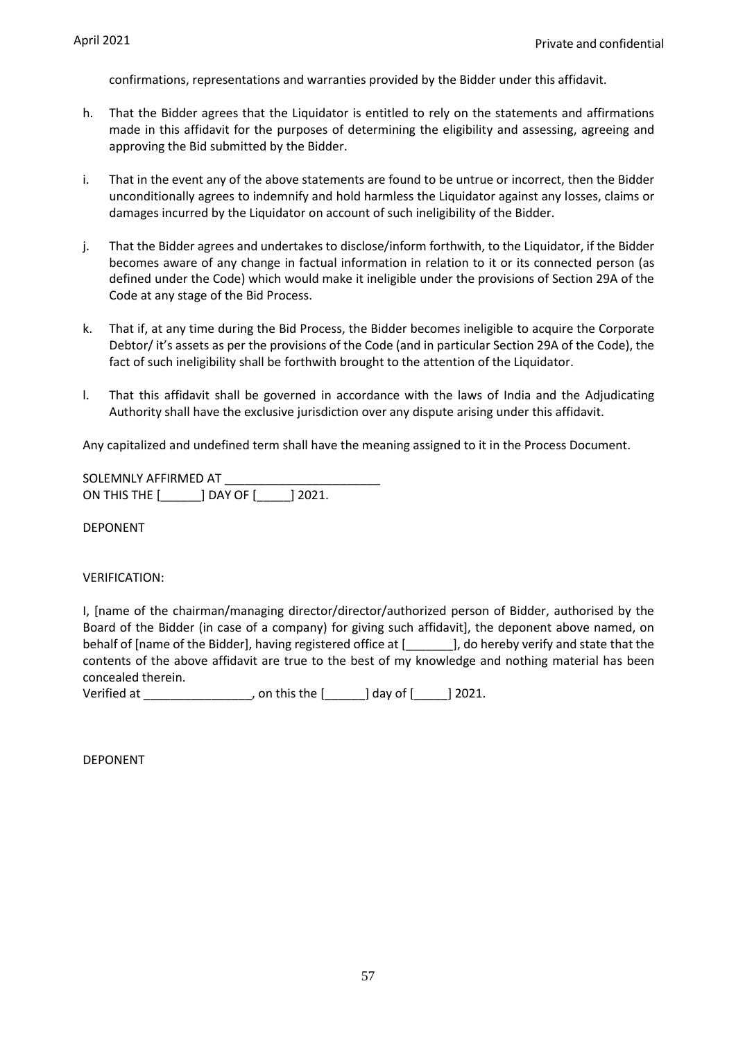confirmations, representations and warranties provided by the Bidder under this affidavit.

h. That the Bidder agrees that the Liquidator is entitled to rely on the statements and affirmations made in this affidavit for the purposes of determining the eligibility and assessing, agreeing and approving the Bid submitted by the Bidder.

i. That in the event any of the above statements are found to be untrue or incorrect, then the Bidder unconditionally agrees to indemnify and hold harmless the Liquidator against any losses, claims or damages incurred by the Liquidator on account of such ineligibility of the Bidder.

j. That the Bidder agrees and undertakes to disclose/inform forthwith, to the Liquidator, if the Bidder becomes aware of any change in factual information in relation to it or its connected person (as defined under the Code) which would make it ineligible under the provisions of Section 29A of the Code at any stage of the Bid Process.

k. That if, at any time during the Bid Process, the Bidder becomes ineligible to acquire the Corporate Debtor/ it's assets as per the provisions of the Code (and in particular Section 29A of the Code), the fact of such ineligibility shall be forthwith brought to the attention of the Liquidator.

l. That this affidavit shall be governed in accordance with the laws of India and the Adjudicating Authority shall have the exclusive jurisdiction over any dispute arising under this affidavit.

Any capitalized and undefined term shall have the meaning assigned to it in the Process Document.

SOLEMNLY AFFIRMED AT _______________________
ON THIS THE [______] DAY OF [_____] 2021.

DEPONENT

VERIFICATION:

I, [name of the chairman/managing director/director/authorized person of Bidder, authorised by the Board of the Bidder (in case of a company) for giving such affidavit], the deponent above named, on behalf of [name of the Bidder], having registered office at [_______], do hereby verify and state that the contents of the above affidavit are true to the best of my knowledge and nothing material has been concealed therein.
Verified at ________________, on this the [______] day of [_____] 2021.

DEPONENT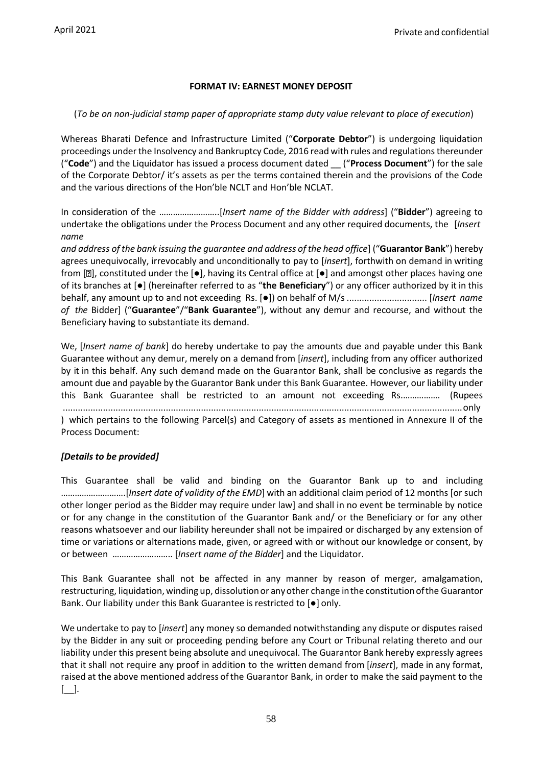**FORMAT IV: EARNEST MONEY DEPOSIT**

(*To be on non-judicial stamp paper of appropriate stamp duty value relevant to place of execution*)

Whereas Bharati Defence and Infrastructure Limited ("**Corporate Debtor**") is undergoing liquidation proceedings under the Insolvency and Bankruptcy Code, 2016 read with rules and regulations thereunder ("**Code**") and the Liquidator has issued a process document dated __ ("**Process Document**") for the sale of the Corporate Debtor/ it's assets as per the terms contained therein and the provisions of the Code and the various directions of the Hon'ble NCLT and Hon'ble NCLAT.

In consideration of the ……………………..[*Insert name of the Bidder with address*] ("**Bidder**") agreeing to undertake the obligations under the Process Document and any other required documents, the [*Insert name and address of the bank issuing the guarantee and address of the head office*] ("**Guarantor Bank**") hereby agrees unequivocally, irrevocably and unconditionally to pay to [*insert*], forthwith on demand in writing from [], constituted under the [●], having its Central office at [●] and amongst other places having one of its branches at [●] (hereinafter referred to as "**the Beneficiary**") or any officer authorized by it in this behalf, any amount up to and not exceeding Rs. [●]) on behalf of M/s ................................ [*Insert name of the* Bidder] ("**Guarantee**"/"**Bank Guarantee**"), without any demur and recourse, and without the Beneficiary having to substantiate its demand.

We, [*Insert name of bank*] do hereby undertake to pay the amounts due and payable under this Bank Guarantee without any demur, merely on a demand from [*insert*], including from any officer authorized by it in this behalf. Any such demand made on the Guarantor Bank, shall be conclusive as regards the amount due and payable by the Guarantor Bank under this Bank Guarantee. However, our liability under this Bank Guarantee shall be restricted to an amount not exceeding Rs.……………. (Rupees ............................................................................................................................................. only ) which pertains to the following Parcel(s) and Category of assets as mentioned in Annexure II of the Process Document:

***[Details to be provided]***

This Guarantee shall be valid and binding on the Guarantor Bank up to and including ……………………..[*Insert date of validity of the EMD*] with an additional claim period of 12 months [or such other longer period as the Bidder may require under law] and shall in no event be terminable by notice or for any change in the constitution of the Guarantor Bank and/ or the Beneficiary or for any other reasons whatsoever and our liability hereunder shall not be impaired or discharged by any extension of time or variations or alternations made, given, or agreed with or without our knowledge or consent, by or between …………………….. [*Insert name of the Bidder*] and the Liquidator.

This Bank Guarantee shall not be affected in any manner by reason of merger, amalgamation, restructuring, liquidation, winding up, dissolution or any other change in the constitution of the Guarantor Bank. Our liability under this Bank Guarantee is restricted to [●] only.

We undertake to pay to [*insert*] any money so demanded notwithstanding any dispute or disputes raised by the Bidder in any suit or proceeding pending before any Court or Tribunal relating thereto and our liability under this present being absolute and unequivocal. The Guarantor Bank hereby expressly agrees that it shall not require any proof in addition to the written demand from [*insert*], made in any format, raised at the above mentioned address of the Guarantor Bank, in order to make the said payment to the [__].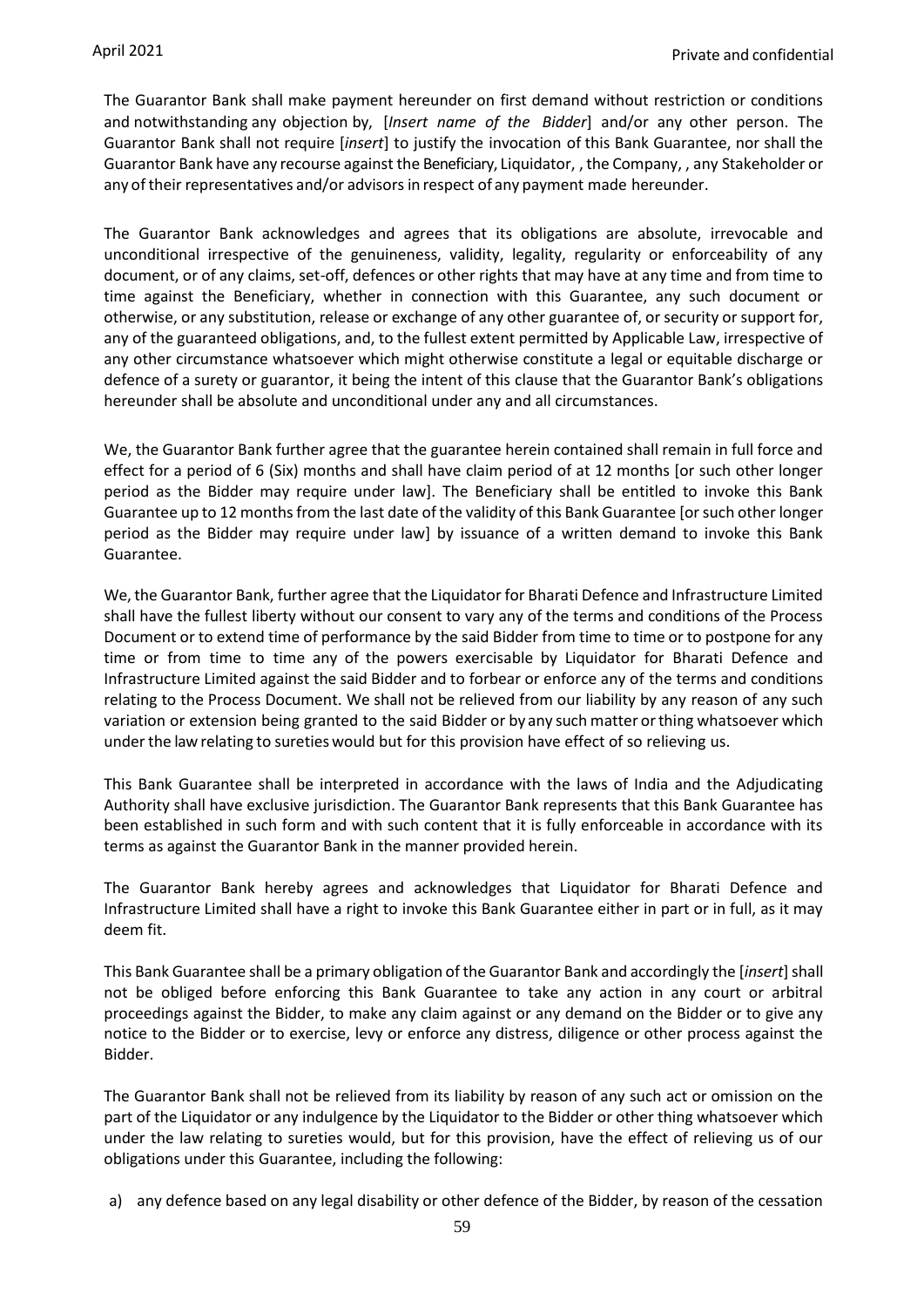The Guarantor Bank shall make payment hereunder on first demand without restriction or conditions and notwithstanding any objection by, [*Insert name of the Bidder*] and/or any other person. The Guarantor Bank shall not require [*insert*] to justify the invocation of this Bank Guarantee, nor shall the Guarantor Bank have any recourse against the Beneficiary, Liquidator, , the Company, , any Stakeholder or any of their representatives and/or advisors in respect of any payment made hereunder.

The Guarantor Bank acknowledges and agrees that its obligations are absolute, irrevocable and unconditional irrespective of the genuineness, validity, legality, regularity or enforceability of any document, or of any claims, set-off, defences or other rights that may have at any time and from time to time against the Beneficiary, whether in connection with this Guarantee, any such document or otherwise, or any substitution, release or exchange of any other guarantee of, or security or support for, any of the guaranteed obligations, and, to the fullest extent permitted by Applicable Law, irrespective of any other circumstance whatsoever which might otherwise constitute a legal or equitable discharge or defence of a surety or guarantor, it being the intent of this clause that the Guarantor Bank's obligations hereunder shall be absolute and unconditional under any and all circumstances.

We, the Guarantor Bank further agree that the guarantee herein contained shall remain in full force and effect for a period of 6 (Six) months and shall have claim period of at 12 months [or such other longer period as the Bidder may require under law]. The Beneficiary shall be entitled to invoke this Bank Guarantee up to 12 months from the last date of the validity of this Bank Guarantee [or such other longer period as the Bidder may require under law] by issuance of a written demand to invoke this Bank Guarantee.

We, the Guarantor Bank, further agree that the Liquidator for Bharati Defence and Infrastructure Limited shall have the fullest liberty without our consent to vary any of the terms and conditions of the Process Document or to extend time of performance by the said Bidder from time to time or to postpone for any time or from time to time any of the powers exercisable by Liquidator for Bharati Defence and Infrastructure Limited against the said Bidder and to forbear or enforce any of the terms and conditions relating to the Process Document. We shall not be relieved from our liability by any reason of any such variation or extension being granted to the said Bidder or by any such matter or thing whatsoever which under the law relating to sureties would but for this provision have effect of so relieving us.

This Bank Guarantee shall be interpreted in accordance with the laws of India and the Adjudicating Authority shall have exclusive jurisdiction. The Guarantor Bank represents that this Bank Guarantee has been established in such form and with such content that it is fully enforceable in accordance with its terms as against the Guarantor Bank in the manner provided herein.

The Guarantor Bank hereby agrees and acknowledges that Liquidator for Bharati Defence and Infrastructure Limited shall have a right to invoke this Bank Guarantee either in part or in full, as it may deem fit.

This Bank Guarantee shall be a primary obligation of the Guarantor Bank and accordingly the [*insert*] shall not be obliged before enforcing this Bank Guarantee to take any action in any court or arbitral proceedings against the Bidder, to make any claim against or any demand on the Bidder or to give any notice to the Bidder or to exercise, levy or enforce any distress, diligence or other process against the Bidder.

The Guarantor Bank shall not be relieved from its liability by reason of any such act or omission on the part of the Liquidator or any indulgence by the Liquidator to the Bidder or other thing whatsoever which under the law relating to sureties would, but for this provision, have the effect of relieving us of our obligations under this Guarantee, including the following:

a) any defence based on any legal disability or other defence of the Bidder, by reason of the cessation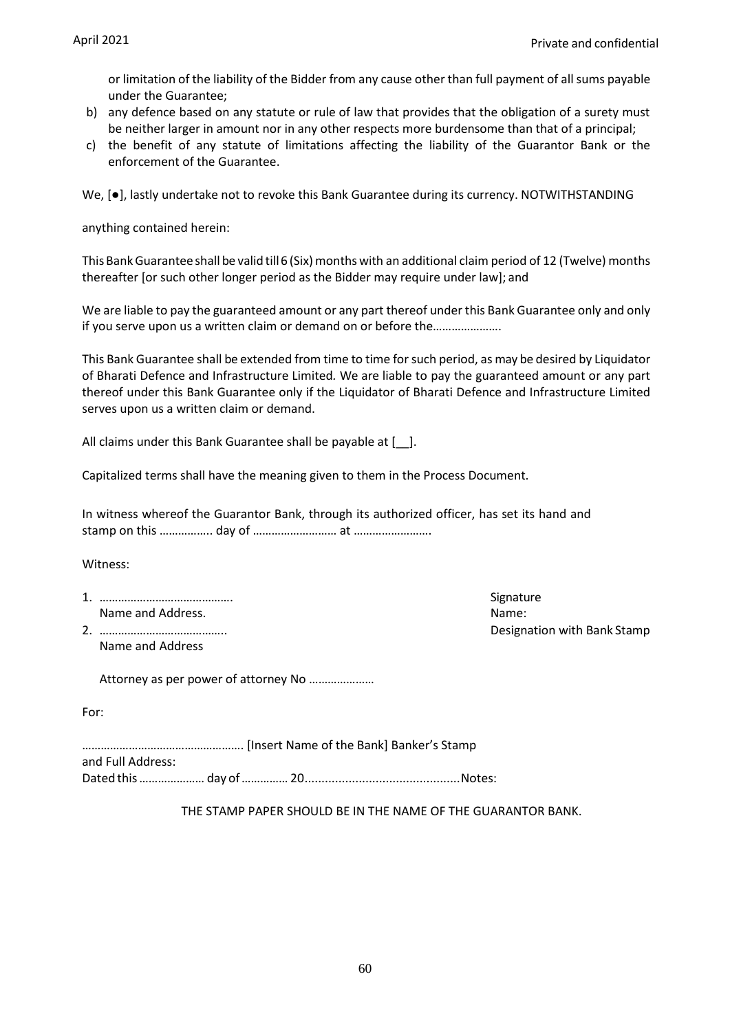or limitation of the liability of the Bidder from any cause other than full payment of all sums payable under the Guarantee;

b) any defence based on any statute or rule of law that provides that the obligation of a surety must be neither larger in amount nor in any other respects more burdensome than that of a principal;
c) the benefit of any statute of limitations affecting the liability of the Guarantor Bank or the enforcement of the Guarantee.

We, [●], lastly undertake not to revoke this Bank Guarantee during its currency. NOTWITHSTANDING

anything contained herein:

This Bank Guarantee shall be valid till 6 (Six) months with an additional claim period of 12 (Twelve) months thereafter [or such other longer period as the Bidder may require under law]; and

We are liable to pay the guaranteed amount or any part thereof under this Bank Guarantee only and only if you serve upon us a written claim or demand on or before the…………………

This Bank Guarantee shall be extended from time to time for such period, as may be desired by Liquidator of Bharati Defence and Infrastructure Limited. We are liable to pay the guaranteed amount or any part thereof under this Bank Guarantee only if the Liquidator of Bharati Defence and Infrastructure Limited serves upon us a written claim or demand.

All claims under this Bank Guarantee shall be payable at [__].

Capitalized terms shall have the meaning given to them in the Process Document.

In witness whereof the Guarantor Bank, through its authorized officer, has set its hand and stamp on this …………….. day of ……………………… at …………………….

Witness:

1. …………………………………….
   Name and Address.
2. …………………………………..
   Name and Address

Signature
Name:
Designation with Bank Stamp

Attorney as per power of attorney No …………………

For:

……………………………………………. [Insert Name of the Bank] Banker's Stamp
and Full Address:
Dated this ………………… day of …………… 20..............................................Notes:

THE STAMP PAPER SHOULD BE IN THE NAME OF THE GUARANTOR BANK.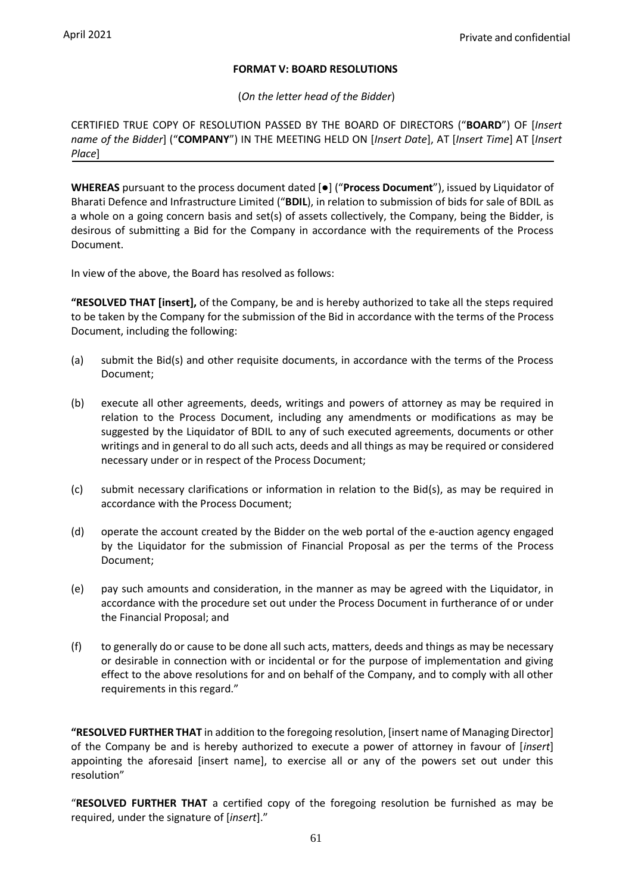**FORMAT V: BOARD RESOLUTIONS**

(*On the letter head of the Bidder*)

CERTIFIED TRUE COPY OF RESOLUTION PASSED BY THE BOARD OF DIRECTORS ("**BOARD**") OF [*Insert name of the Bidder*] ("**COMPANY**") IN THE MEETING HELD ON [*Insert Date*], AT [*Insert Time*] AT [*Insert Place*]

---

**WHEREAS** pursuant to the process document dated [●] ("**Process Document**"), issued by Liquidator of Bharati Defence and Infrastructure Limited ("**BDIL**), in relation to submission of bids for sale of BDIL as a whole on a going concern basis and set(s) of assets collectively, the Company, being the Bidder, is desirous of submitting a Bid for the Company in accordance with the requirements of the Process Document.

In view of the above, the Board has resolved as follows:

**"RESOLVED THAT [insert],** of the Company, be and is hereby authorized to take all the steps required to be taken by the Company for the submission of the Bid in accordance with the terms of the Process Document, including the following:

(a) submit the Bid(s) and other requisite documents, in accordance with the terms of the Process Document;

(b) execute all other agreements, deeds, writings and powers of attorney as may be required in relation to the Process Document, including any amendments or modifications as may be suggested by the Liquidator of BDIL to any of such executed agreements, documents or other writings and in general to do all such acts, deeds and all things as may be required or considered necessary under or in respect of the Process Document;

(c) submit necessary clarifications or information in relation to the Bid(s), as may be required in accordance with the Process Document;

(d) operate the account created by the Bidder on the web portal of the e-auction agency engaged by the Liquidator for the submission of Financial Proposal as per the terms of the Process Document;

(e) pay such amounts and consideration, in the manner as may be agreed with the Liquidator, in accordance with the procedure set out under the Process Document in furtherance of or under the Financial Proposal; and

(f) to generally do or cause to be done all such acts, matters, deeds and things as may be necessary or desirable in connection with or incidental or for the purpose of implementation and giving effect to the above resolutions for and on behalf of the Company, and to comply with all other requirements in this regard."

**"RESOLVED FURTHER THAT** in addition to the foregoing resolution, [insert name of Managing Director] of the Company be and is hereby authorized to execute a power of attorney in favour of [*insert*] appointing the aforesaid [insert name], to exercise all or any of the powers set out under this resolution"

"**RESOLVED FURTHER THAT** a certified copy of the foregoing resolution be furnished as may be required, under the signature of [*insert*]."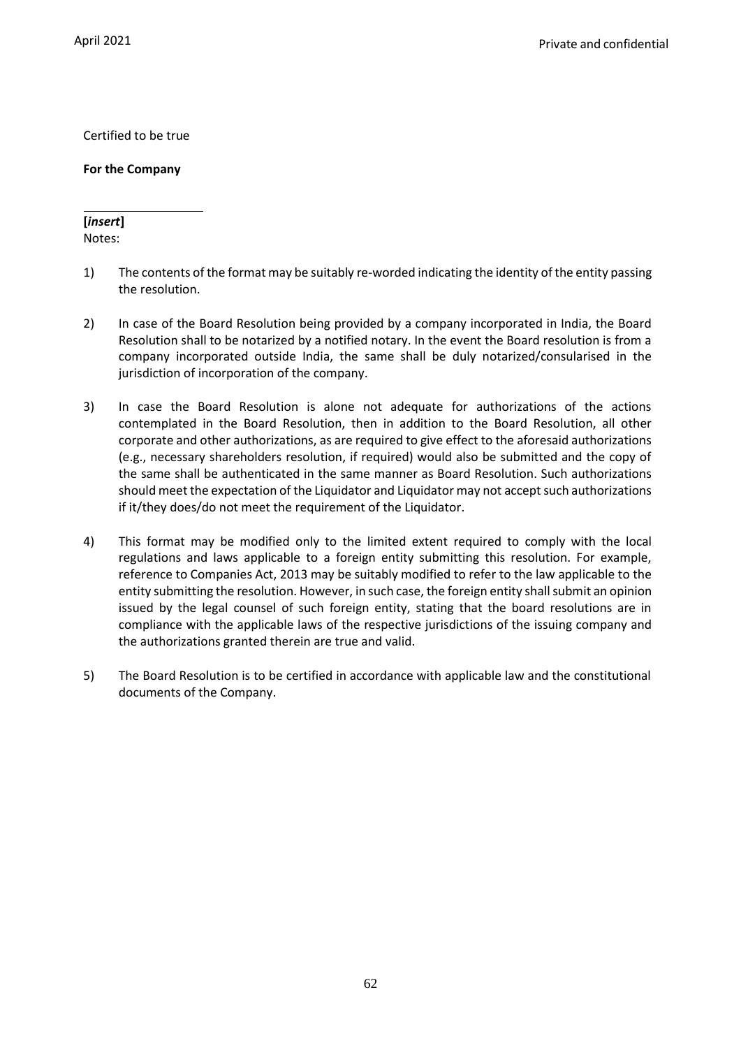Certified to be true

**For the Company**

\_\_\_\_\_\_\_\_\_\_\_\_\_\_\_\_\_\_\_\_

**[*insert*]**

Notes:

1) The contents of the format may be suitably re-worded indicating the identity of the entity passing the resolution.

2) In case of the Board Resolution being provided by a company incorporated in India, the Board Resolution shall to be notarized by a notified notary. In the event the Board resolution is from a company incorporated outside India, the same shall be duly notarized/consularised in the jurisdiction of incorporation of the company.

3) In case the Board Resolution is alone not adequate for authorizations of the actions contemplated in the Board Resolution, then in addition to the Board Resolution, all other corporate and other authorizations, as are required to give effect to the aforesaid authorizations (e.g., necessary shareholders resolution, if required) would also be submitted and the copy of the same shall be authenticated in the same manner as Board Resolution. Such authorizations should meet the expectation of the Liquidator and Liquidator may not accept such authorizations if it/they does/do not meet the requirement of the Liquidator.

4) This format may be modified only to the limited extent required to comply with the local regulations and laws applicable to a foreign entity submitting this resolution. For example, reference to Companies Act, 2013 may be suitably modified to refer to the law applicable to the entity submitting the resolution. However, in such case, the foreign entity shall submit an opinion issued by the legal counsel of such foreign entity, stating that the board resolutions are in compliance with the applicable laws of the respective jurisdictions of the issuing company and the authorizations granted therein are true and valid.

5) The Board Resolution is to be certified in accordance with applicable law and the constitutional documents of the Company.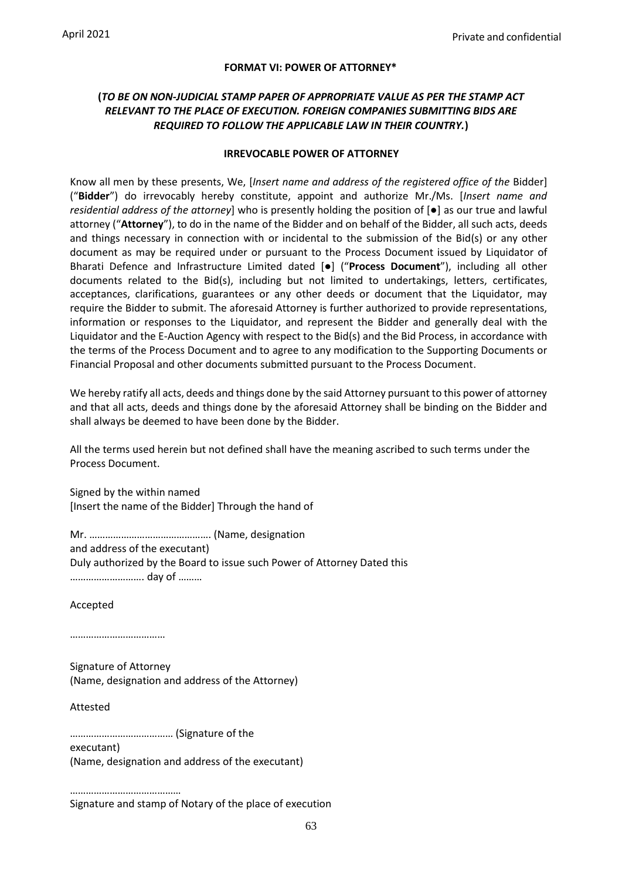**FORMAT VI: POWER OF ATTORNEY***

**(*TO BE ON NON-JUDICIAL STAMP PAPER OF APPROPRIATE VALUE AS PER THE STAMP ACT RELEVANT TO THE PLACE OF EXECUTION. FOREIGN COMPANIES SUBMITTING BIDS ARE REQUIRED TO FOLLOW THE APPLICABLE LAW IN THEIR COUNTRY.*)**

**IRREVOCABLE POWER OF ATTORNEY**

Know all men by these presents, We, [*Insert name and address of the registered office of the* Bidder] ("**Bidder**") do irrevocably hereby constitute, appoint and authorize Mr./Ms. [*Insert name and residential address of the attorney*] who is presently holding the position of [●] as our true and lawful attorney ("**Attorney**"), to do in the name of the Bidder and on behalf of the Bidder, all such acts, deeds and things necessary in connection with or incidental to the submission of the Bid(s) or any other document as may be required under or pursuant to the Process Document issued by Liquidator of Bharati Defence and Infrastructure Limited dated [●] ("**Process Document**"), including all other documents related to the Bid(s), including but not limited to undertakings, letters, certificates, acceptances, clarifications, guarantees or any other deeds or document that the Liquidator, may require the Bidder to submit. The aforesaid Attorney is further authorized to provide representations, information or responses to the Liquidator, and represent the Bidder and generally deal with the Liquidator and the E-Auction Agency with respect to the Bid(s) and the Bid Process, in accordance with the terms of the Process Document and to agree to any modification to the Supporting Documents or Financial Proposal and other documents submitted pursuant to the Process Document.

We hereby ratify all acts, deeds and things done by the said Attorney pursuant to this power of attorney and that all acts, deeds and things done by the aforesaid Attorney shall be binding on the Bidder and shall always be deemed to have been done by the Bidder.

All the terms used herein but not defined shall have the meaning ascribed to such terms under the Process Document.

Signed by the within named
[Insert the name of the Bidder] Through the hand of

Mr. ……………………………………… (Name, designation and address of the executant)
Duly authorized by the Board to issue such Power of Attorney Dated this ………………………. day of ………

Accepted

………………………………

Signature of Attorney
(Name, designation and address of the Attorney)

Attested

………………………………… (Signature of the executant)
(Name, designation and address of the executant)

……………………………………
Signature and stamp of Notary of the place of execution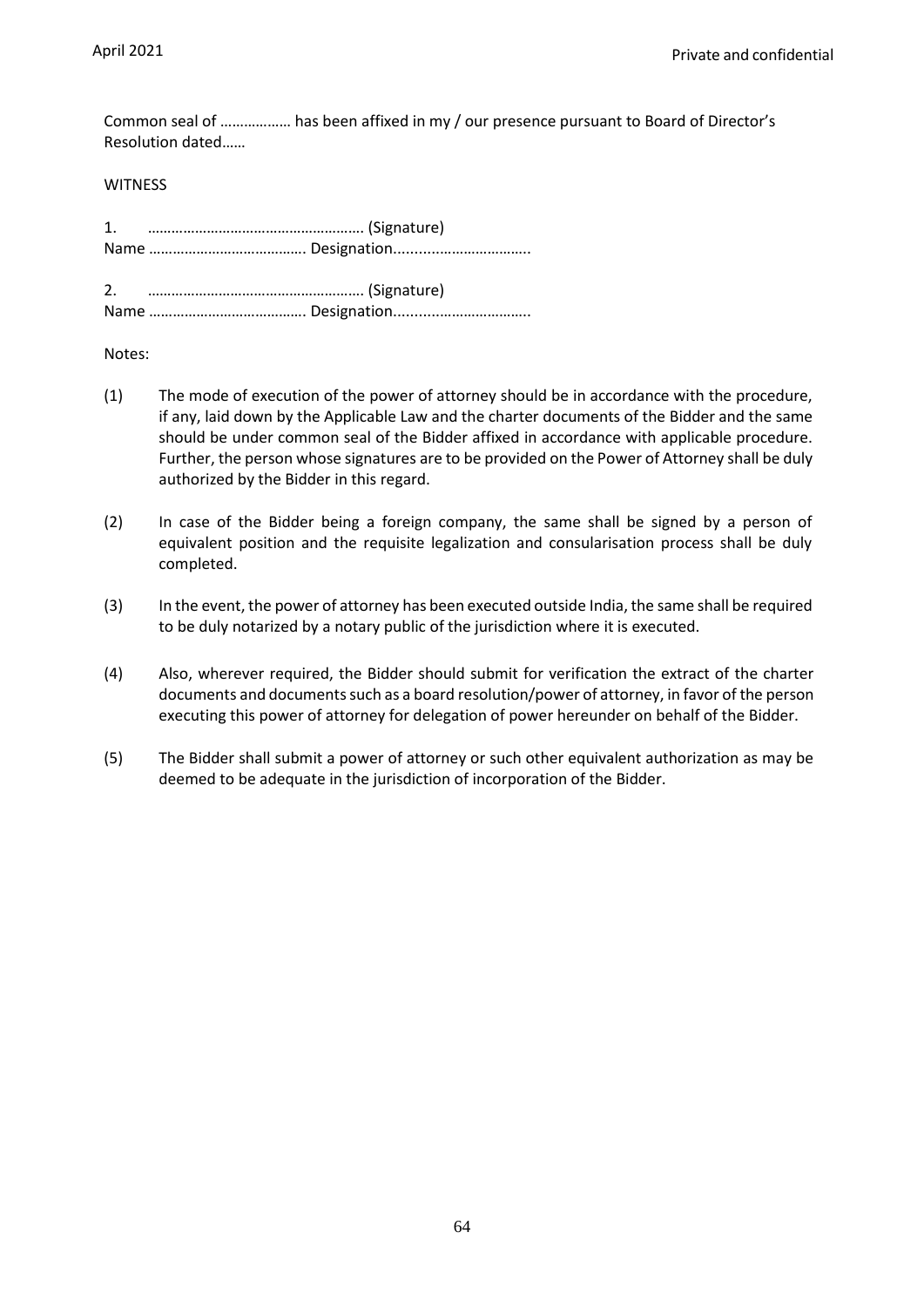Common seal of ……………… has been affixed in my / our presence pursuant to Board of Director's Resolution dated……

WITNESS

1. ………………………………………………. (Signature)
Name ………………………………. Designation..................................

2. ………………………………………………. (Signature)
Name ………………………………. Designation..................................

Notes:

(1) The mode of execution of the power of attorney should be in accordance with the procedure, if any, laid down by the Applicable Law and the charter documents of the Bidder and the same should be under common seal of the Bidder affixed in accordance with applicable procedure. Further, the person whose signatures are to be provided on the Power of Attorney shall be duly authorized by the Bidder in this regard.

(2) In case of the Bidder being a foreign company, the same shall be signed by a person of equivalent position and the requisite legalization and consularisation process shall be duly completed.

(3) In the event, the power of attorney has been executed outside India, the same shall be required to be duly notarized by a notary public of the jurisdiction where it is executed.

(4) Also, wherever required, the Bidder should submit for verification the extract of the charter documents and documents such as a board resolution/power of attorney, in favor of the person executing this power of attorney for delegation of power hereunder on behalf of the Bidder.

(5) The Bidder shall submit a power of attorney or such other equivalent authorization as may be deemed to be adequate in the jurisdiction of incorporation of the Bidder.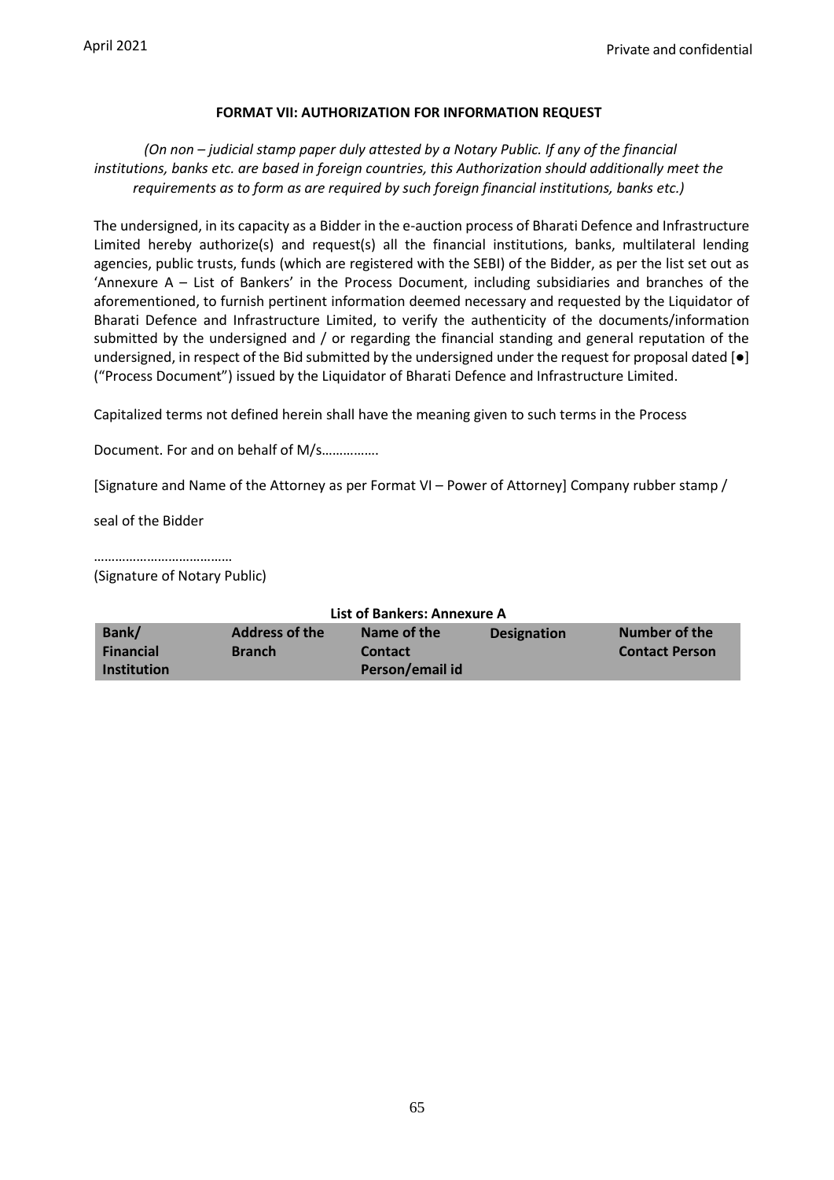### FORMAT VII: AUTHORIZATION FOR INFORMATION REQUEST

*(On non – judicial stamp paper duly attested by a Notary Public. If any of the financial institutions, banks etc. are based in foreign countries, this Authorization should additionally meet the requirements as to form as are required by such foreign financial institutions, banks etc.)*

The undersigned, in its capacity as a Bidder in the e-auction process of Bharati Defence and Infrastructure Limited hereby authorize(s) and request(s) all the financial institutions, banks, multilateral lending agencies, public trusts, funds (which are registered with the SEBI) of the Bidder, as per the list set out as 'Annexure A – List of Bankers' in the Process Document, including subsidiaries and branches of the aforementioned, to furnish pertinent information deemed necessary and requested by the Liquidator of Bharati Defence and Infrastructure Limited, to verify the authenticity of the documents/information submitted by the undersigned and / or regarding the financial standing and general reputation of the undersigned, in respect of the Bid submitted by the undersigned under the request for proposal dated [●] ("Process Document") issued by the Liquidator of Bharati Defence and Infrastructure Limited.

Capitalized terms not defined herein shall have the meaning given to such terms in the Process

Document. For and on behalf of M/s…………….

[Signature and Name of the Attorney as per Format VI – Power of Attorney] Company rubber stamp /

seal of the Bidder

…………………………………
(Signature of Notary Public)

**List of Bankers: Annexure A**

| Bank/ Financial Institution | Address of the Branch | Name of the Contact Person/email id | Designation | Number of the Contact Person |
|---|---|---|---|---|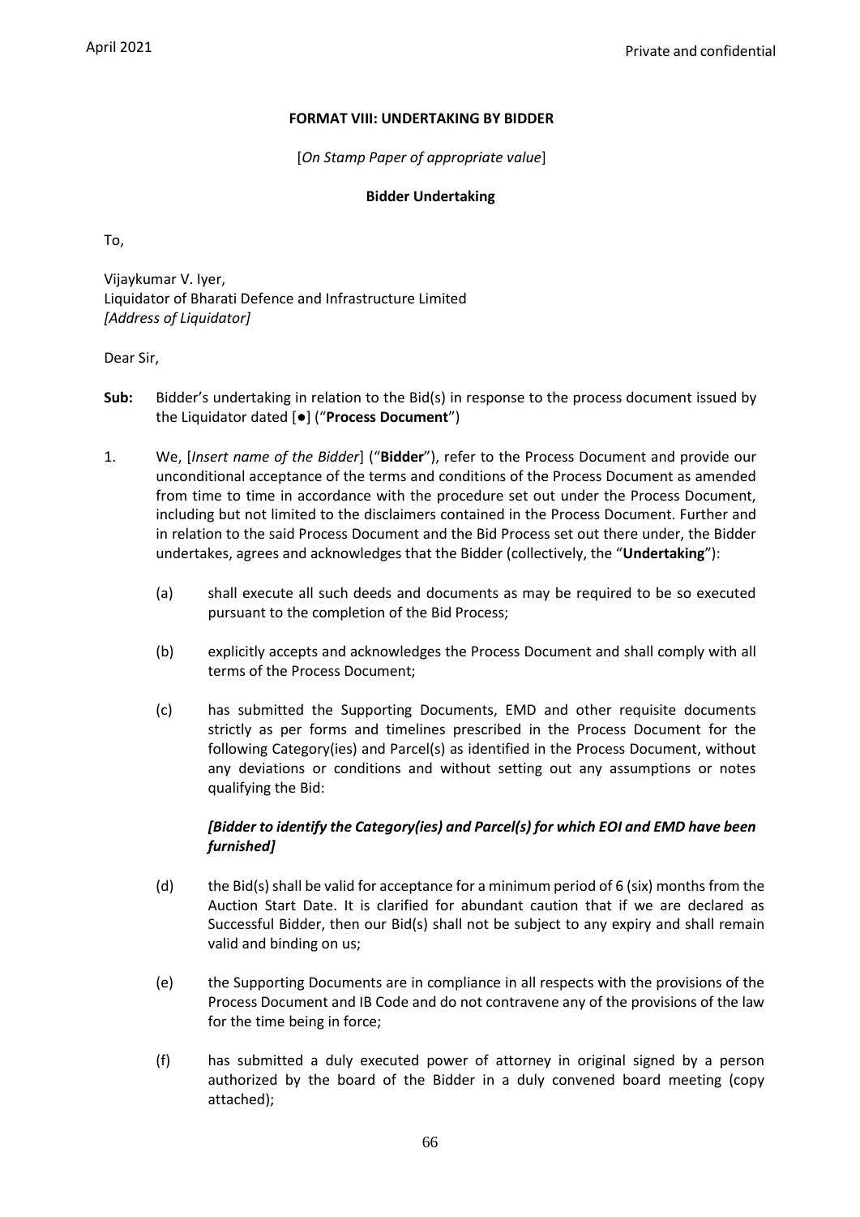**FORMAT VIII: UNDERTAKING BY BIDDER**

[*On Stamp Paper of appropriate value*]

**Bidder Undertaking**

To,

Vijaykumar V. Iyer,
Liquidator of Bharati Defence and Infrastructure Limited
*[Address of Liquidator]*

Dear Sir,

**Sub:** Bidder's undertaking in relation to the Bid(s) in response to the process document issued by the Liquidator dated [●] ("**Process Document**")

1. We, [*Insert name of the Bidder*] ("**Bidder**"), refer to the Process Document and provide our unconditional acceptance of the terms and conditions of the Process Document as amended from time to time in accordance with the procedure set out under the Process Document, including but not limited to the disclaimers contained in the Process Document. Further and in relation to the said Process Document and the Bid Process set out there under, the Bidder undertakes, agrees and acknowledges that the Bidder (collectively, the "**Undertaking**"):

   (a) shall execute all such deeds and documents as may be required to be so executed pursuant to the completion of the Bid Process;

   (b) explicitly accepts and acknowledges the Process Document and shall comply with all terms of the Process Document;

   (c) has submitted the Supporting Documents, EMD and other requisite documents strictly as per forms and timelines prescribed in the Process Document for the following Category(ies) and Parcel(s) as identified in the Process Document, without any deviations or conditions and without setting out any assumptions or notes qualifying the Bid:

   ***[Bidder to identify the Category(ies) and Parcel(s) for which EOI and EMD have been furnished]***

   (d) the Bid(s) shall be valid for acceptance for a minimum period of 6 (six) months from the Auction Start Date. It is clarified for abundant caution that if we are declared as Successful Bidder, then our Bid(s) shall not be subject to any expiry and shall remain valid and binding on us;

   (e) the Supporting Documents are in compliance in all respects with the provisions of the Process Document and IB Code and do not contravene any of the provisions of the law for the time being in force;

   (f) has submitted a duly executed power of attorney in original signed by a person authorized by the board of the Bidder in a duly convened board meeting (copy attached);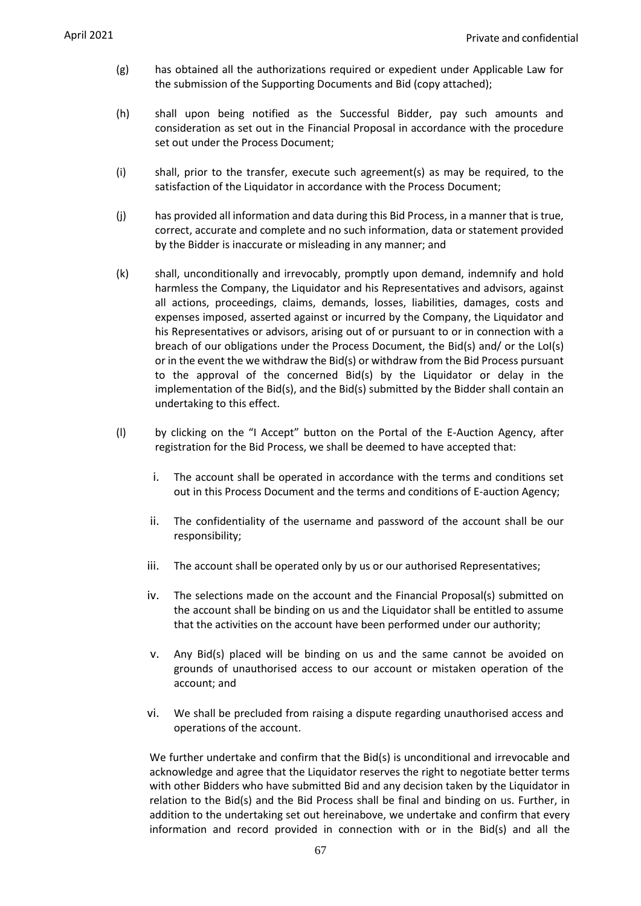(g) has obtained all the authorizations required or expedient under Applicable Law for the submission of the Supporting Documents and Bid (copy attached);

(h) shall upon being notified as the Successful Bidder, pay such amounts and consideration as set out in the Financial Proposal in accordance with the procedure set out under the Process Document;

(i) shall, prior to the transfer, execute such agreement(s) as may be required, to the satisfaction of the Liquidator in accordance with the Process Document;

(j) has provided all information and data during this Bid Process, in a manner that is true, correct, accurate and complete and no such information, data or statement provided by the Bidder is inaccurate or misleading in any manner; and

(k) shall, unconditionally and irrevocably, promptly upon demand, indemnify and hold harmless the Company, the Liquidator and his Representatives and advisors, against all actions, proceedings, claims, demands, losses, liabilities, damages, costs and expenses imposed, asserted against or incurred by the Company, the Liquidator and his Representatives or advisors, arising out of or pursuant to or in connection with a breach of our obligations under the Process Document, the Bid(s) and/ or the LoI(s) or in the event the we withdraw the Bid(s) or withdraw from the Bid Process pursuant to the approval of the concerned Bid(s) by the Liquidator or delay in the implementation of the Bid(s), and the Bid(s) submitted by the Bidder shall contain an undertaking to this effect.

(l) by clicking on the "I Accept" button on the Portal of the E-Auction Agency, after registration for the Bid Process, we shall be deemed to have accepted that:

   i. The account shall be operated in accordance with the terms and conditions set out in this Process Document and the terms and conditions of E-auction Agency;

   ii. The confidentiality of the username and password of the account shall be our responsibility;

   iii. The account shall be operated only by us or our authorised Representatives;

   iv. The selections made on the account and the Financial Proposal(s) submitted on the account shall be binding on us and the Liquidator shall be entitled to assume that the activities on the account have been performed under our authority;

   v. Any Bid(s) placed will be binding on us and the same cannot be avoided on grounds of unauthorised access to our account or mistaken operation of the account; and

   vi. We shall be precluded from raising a dispute regarding unauthorised access and operations of the account.

We further undertake and confirm that the Bid(s) is unconditional and irrevocable and acknowledge and agree that the Liquidator reserves the right to negotiate better terms with other Bidders who have submitted Bid and any decision taken by the Liquidator in relation to the Bid(s) and the Bid Process shall be final and binding on us. Further, in addition to the undertaking set out hereinabove, we undertake and confirm that every information and record provided in connection with or in the Bid(s) and all the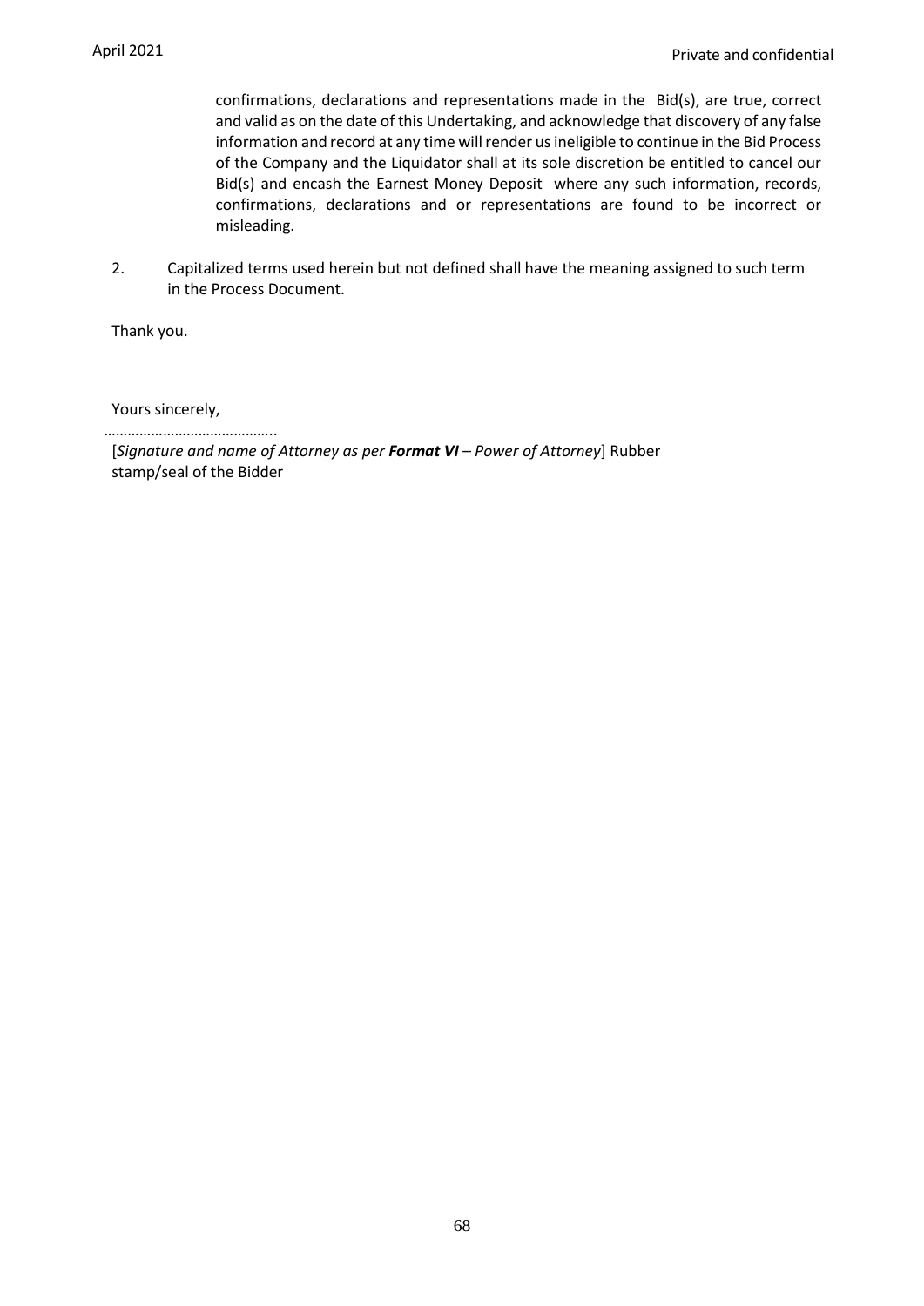confirmations, declarations and representations made in the Bid(s), are true, correct and valid as on the date of this Undertaking, and acknowledge that discovery of any false information and record at any time will render us ineligible to continue in the Bid Process of the Company and the Liquidator shall at its sole discretion be entitled to cancel our Bid(s) and encash the Earnest Money Deposit where any such information, records, confirmations, declarations and or representations are found to be incorrect or misleading.

2. Capitalized terms used herein but not defined shall have the meaning assigned to such term in the Process Document.

Thank you.

Yours sincerely,

……………………………………..

[*Signature and name of Attorney as per **Format VI** – Power of Attorney*] Rubber stamp/seal of the Bidder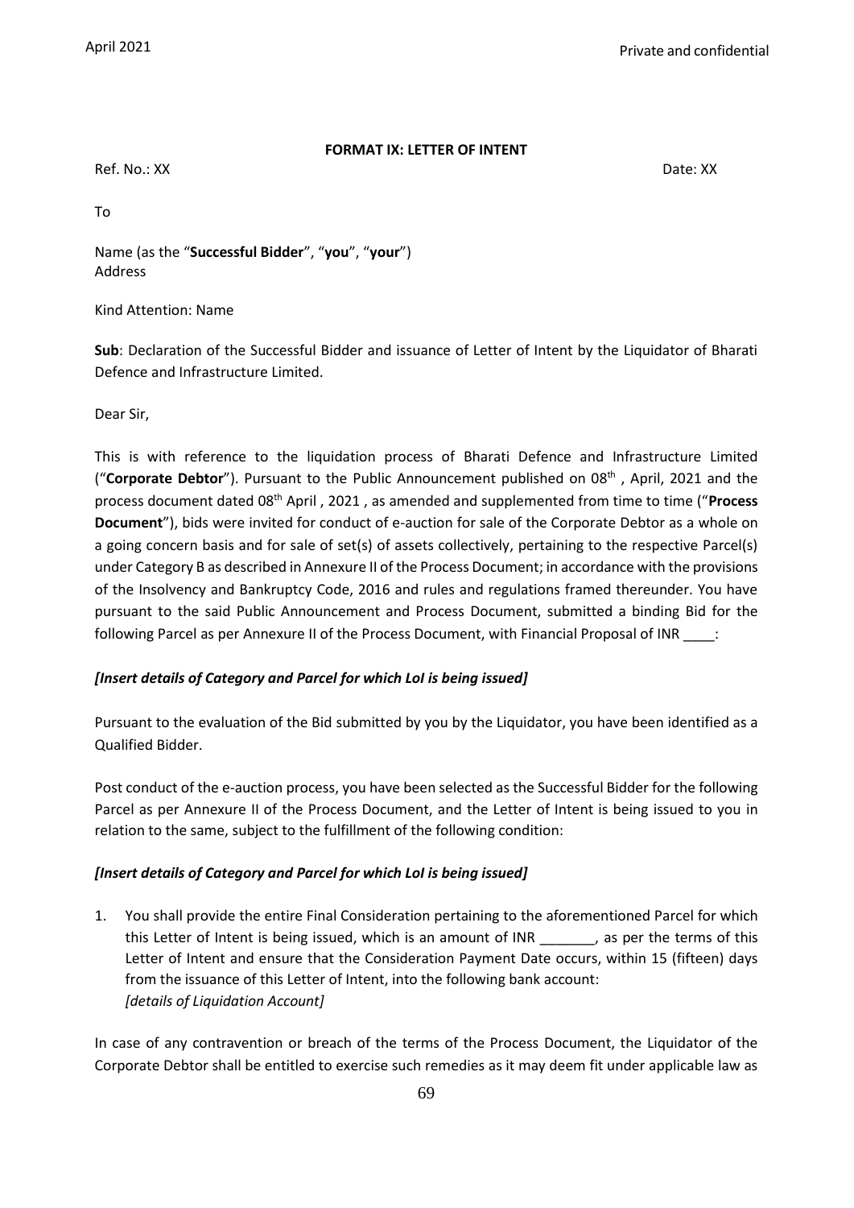**FORMAT IX: LETTER OF INTENT**

Ref. No.: XX                                                                                                                                   Date: XX

To

Name (as the "**Successful Bidder**", "**you**", "**your**")
Address

Kind Attention: Name

**Sub**: Declaration of the Successful Bidder and issuance of Letter of Intent by the Liquidator of Bharati Defence and Infrastructure Limited.

Dear Sir,

This is with reference to the liquidation process of Bharati Defence and Infrastructure Limited ("**Corporate Debtor**"). Pursuant to the Public Announcement published on 08th , April, 2021 and the process document dated 08th April , 2021 , as amended and supplemented from time to time ("**Process Document**"), bids were invited for conduct of e-auction for sale of the Corporate Debtor as a whole on a going concern basis and for sale of set(s) of assets collectively, pertaining to the respective Parcel(s) under Category B as described in Annexure II of the Process Document; in accordance with the provisions of the Insolvency and Bankruptcy Code, 2016 and rules and regulations framed thereunder. You have pursuant to the said Public Announcement and Process Document, submitted a binding Bid for the following Parcel as per Annexure II of the Process Document, with Financial Proposal of INR ____:

***[Insert details of Category and Parcel for which LoI is being issued]***

Pursuant to the evaluation of the Bid submitted by you by the Liquidator, you have been identified as a Qualified Bidder.

Post conduct of the e-auction process, you have been selected as the Successful Bidder for the following Parcel as per Annexure II of the Process Document, and the Letter of Intent is being issued to you in relation to the same, subject to the fulfillment of the following condition:

***[Insert details of Category and Parcel for which LoI is being issued]***

1. You shall provide the entire Final Consideration pertaining to the aforementioned Parcel for which this Letter of Intent is being issued, which is an amount of INR _______, as per the terms of this Letter of Intent and ensure that the Consideration Payment Date occurs, within 15 (fifteen) days from the issuance of this Letter of Intent, into the following bank account:
   *[details of Liquidation Account]*

In case of any contravention or breach of the terms of the Process Document, the Liquidator of the Corporate Debtor shall be entitled to exercise such remedies as it may deem fit under applicable law as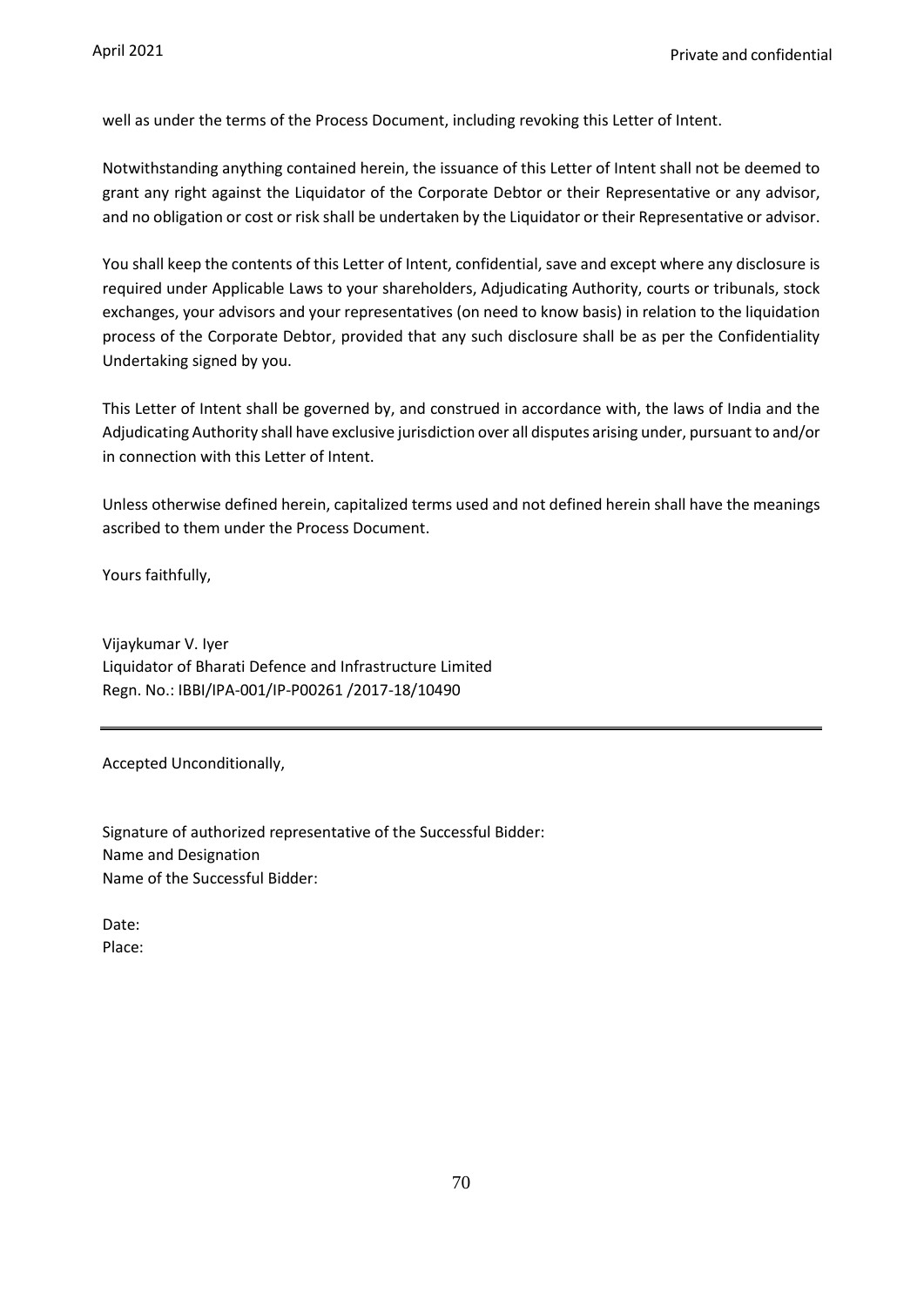well as under the terms of the Process Document, including revoking this Letter of Intent.

Notwithstanding anything contained herein, the issuance of this Letter of Intent shall not be deemed to grant any right against the Liquidator of the Corporate Debtor or their Representative or any advisor, and no obligation or cost or risk shall be undertaken by the Liquidator or their Representative or advisor.

You shall keep the contents of this Letter of Intent, confidential, save and except where any disclosure is required under Applicable Laws to your shareholders, Adjudicating Authority, courts or tribunals, stock exchanges, your advisors and your representatives (on need to know basis) in relation to the liquidation process of the Corporate Debtor, provided that any such disclosure shall be as per the Confidentiality Undertaking signed by you.

This Letter of Intent shall be governed by, and construed in accordance with, the laws of India and the Adjudicating Authority shall have exclusive jurisdiction over all disputes arising under, pursuant to and/or in connection with this Letter of Intent.

Unless otherwise defined herein, capitalized terms used and not defined herein shall have the meanings ascribed to them under the Process Document.

Yours faithfully,

Vijaykumar V. Iyer
Liquidator of Bharati Defence and Infrastructure Limited
Regn. No.: IBBI/IPA-001/IP-P00261 /2017-18/10490

---

Accepted Unconditionally,

Signature of authorized representative of the Successful Bidder:
Name and Designation
Name of the Successful Bidder:

Date:
Place: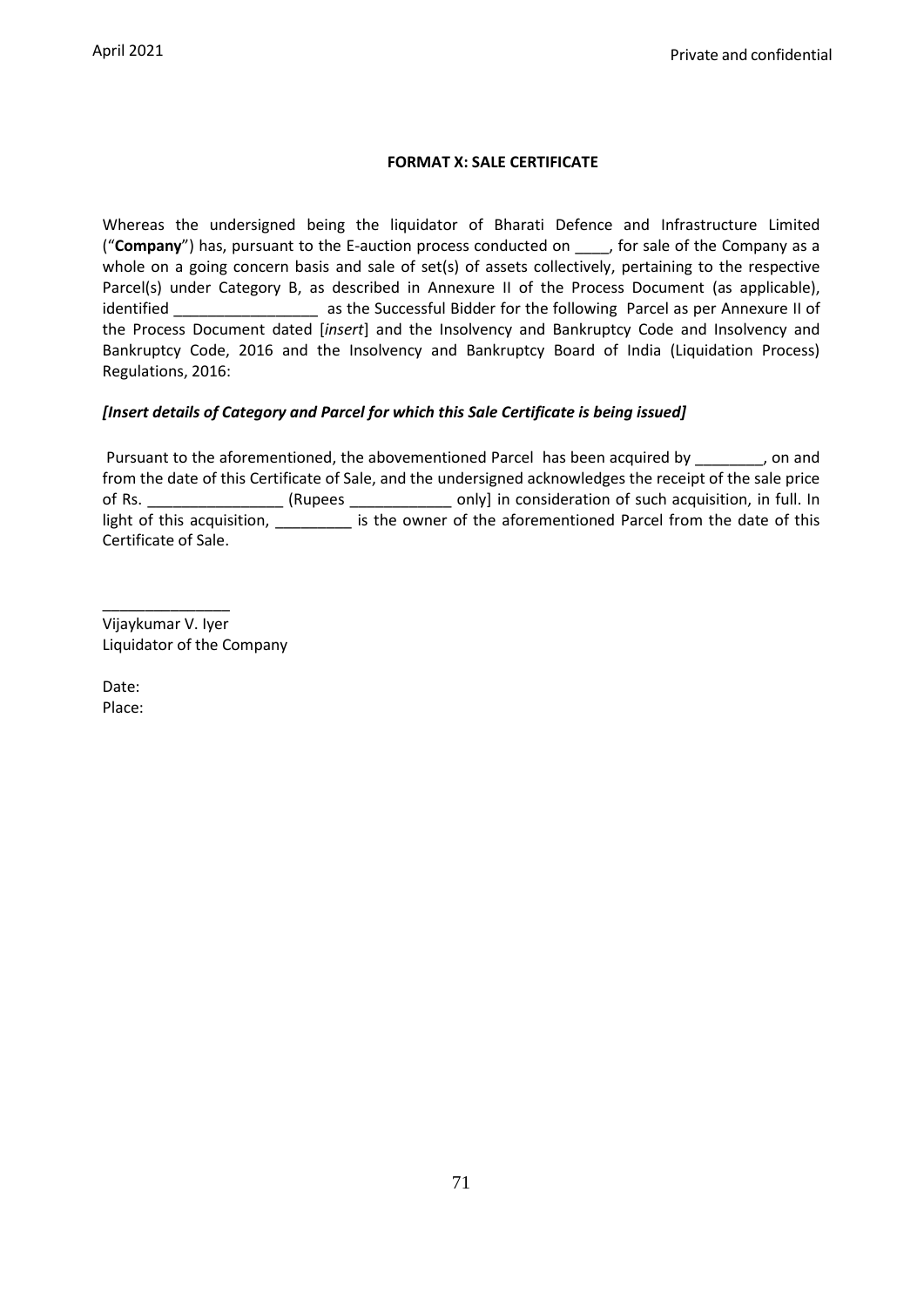**FORMAT X: SALE CERTIFICATE**

Whereas the undersigned being the liquidator of Bharati Defence and Infrastructure Limited ("**Company**") has, pursuant to the E-auction process conducted on ____, for sale of the Company as a whole on a going concern basis and sale of set(s) of assets collectively, pertaining to the respective Parcel(s) under Category B, as described in Annexure II of the Process Document (as applicable), identified _________________ as the Successful Bidder for the following Parcel as per Annexure II of the Process Document dated [*insert*] and the Insolvency and Bankruptcy Code and Insolvency and Bankruptcy Code, 2016 and the Insolvency and Bankruptcy Board of India (Liquidation Process) Regulations, 2016:

***[Insert details of Category and Parcel for which this Sale Certificate is being issued]***

Pursuant to the aforementioned, the abovementioned Parcel has been acquired by ________, on and from the date of this Certificate of Sale, and the undersigned acknowledges the receipt of the sale price of Rs. ________________ (Rupees ____________ only] in consideration of such acquisition, in full. In light of this acquisition, _________ is the owner of the aforementioned Parcel from the date of this Certificate of Sale.

_______________
Vijaykumar V. Iyer
Liquidator of the Company

Date:
Place: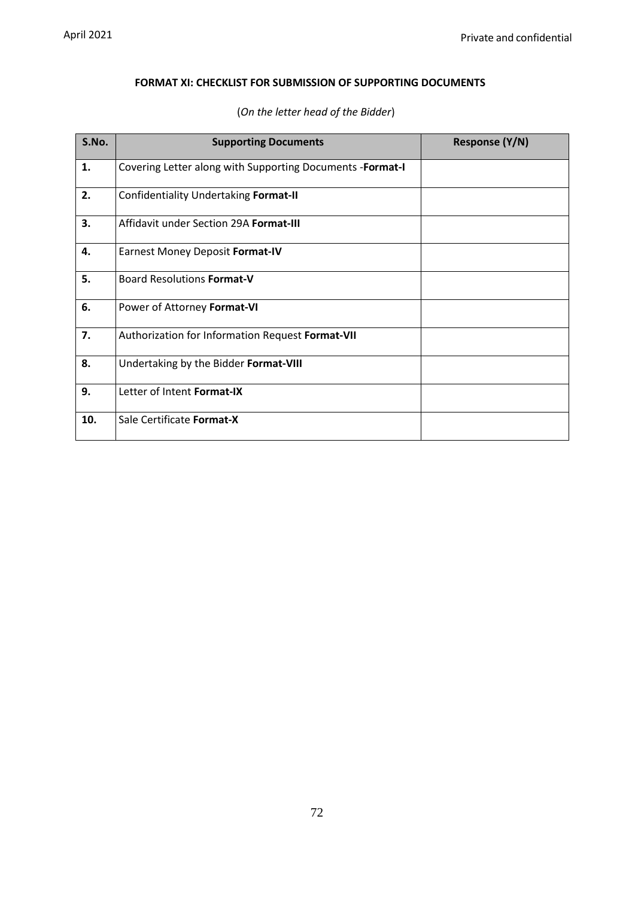**FORMAT XI: CHECKLIST FOR SUBMISSION OF SUPPORTING DOCUMENTS**

(*On the letter head of the Bidder*)

| S.No. | Supporting Documents | Response (Y/N) |
|---|---|---|
| **1.** | Covering Letter along with Supporting Documents -**Format-I** | |
| **2.** | Confidentiality Undertaking **Format-II** | |
| **3.** | Affidavit under Section 29A **Format-III** | |
| **4.** | Earnest Money Deposit **Format-IV** | |
| **5.** | Board Resolutions **Format-V** | |
| **6.** | Power of Attorney **Format-VI** | |
| **7.** | Authorization for Information Request **Format-VII** | |
| **8.** | Undertaking by the Bidder **Format-VIII** | |
| **9.** | Letter of Intent **Format-IX** | |
| **10.** | Sale Certificate **Format-X** | |